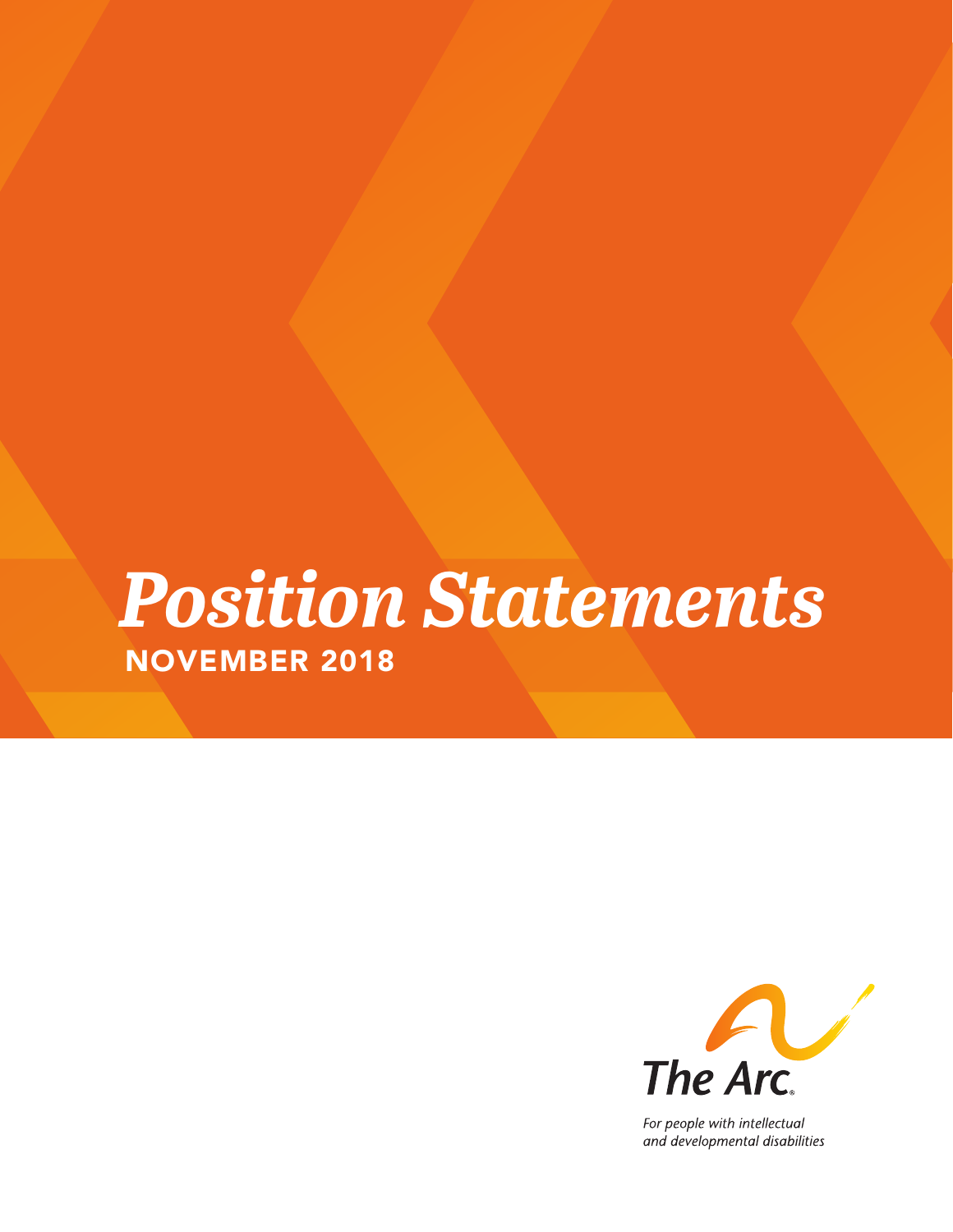# *Position Statements*

## NOVEMBER 2018

The Arc

*For people with intellectual and developmental disabilities*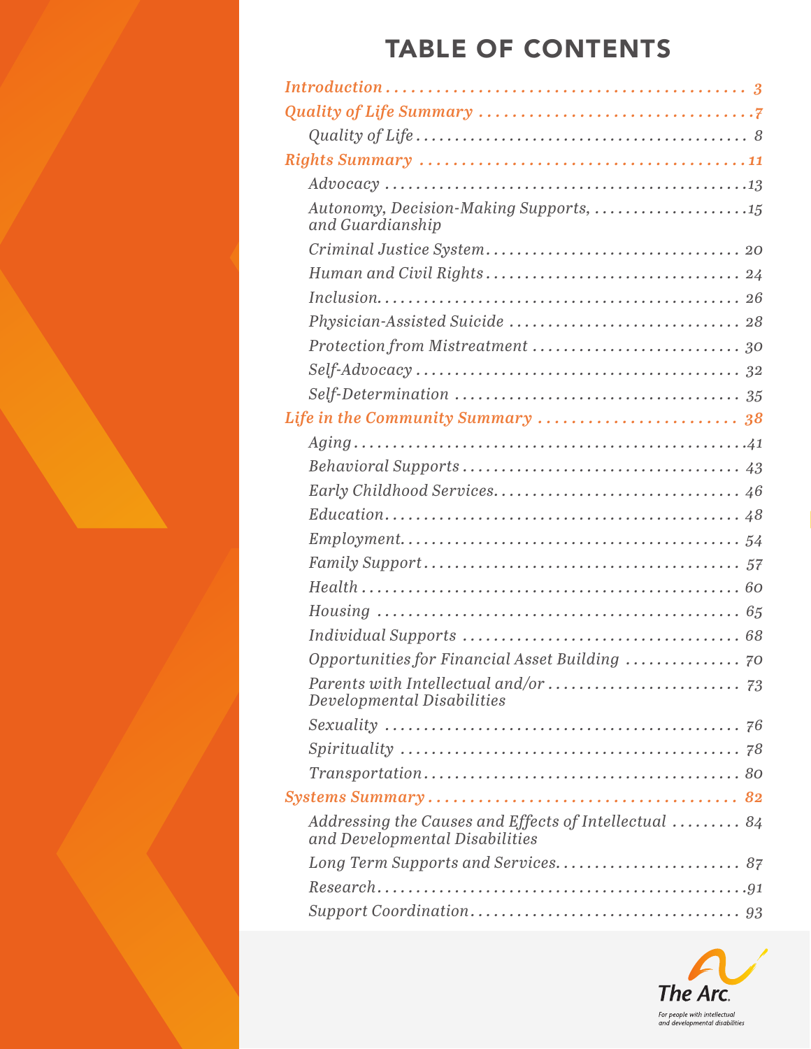# TABLE OF CONTENTS

*Introduction* ........................................ 3

*Quality of Life Summary* .............................. 7

- *Quality of Life* .................................... 8

*Rights Summary* ....................................... 11

- *Advocacy* ........................................... 13
- *Autonomy, Decision-Making Supports, and Guardianship* .......... 15
- *Criminal Justice System* ............................ 20
- *Human and Civil Rights* ............................. 24
- *Inclusion* .......................................... 26
- *Physician-Assisted Suicide* ......................... 28
- *Protection from Mistreatment* ....................... 30
- *Self-Advocacy* ...................................... 32
- *Self-Determination* ................................. 35

*Life in the Community Summary* ........................ 38

- *Aging* .............................................. 41
- *Behavioral Supports* ................................ 43
- *Early Childhood Services* ........................... 46
- *Education* .......................................... 48
- *Employment* ......................................... 54
- *Family Support* ..................................... 57
- *Health* ............................................. 60
- *Housing* ............................................ 65
- *Individual Supports* ................................ 68
- *Opportunities for Financial Asset Building* ......... 70
- *Parents with Intellectual and/or Developmental Disabilities* .......... 73
- *Sexuality* .......................................... 76
- *Spirituality* ....................................... 78
- *Transportation* ..................................... 80

*Systems Summary* ...................................... 82

- *Addressing the Causes and Effects of Intellectual and Developmental Disabilities* .......... 84
- *Long Term Supports and Services* .................... 87
- *Research* ........................................... 91
- *Support Coordination* ............................... 93

The Arc.
For people with intellectual and developmental disabilities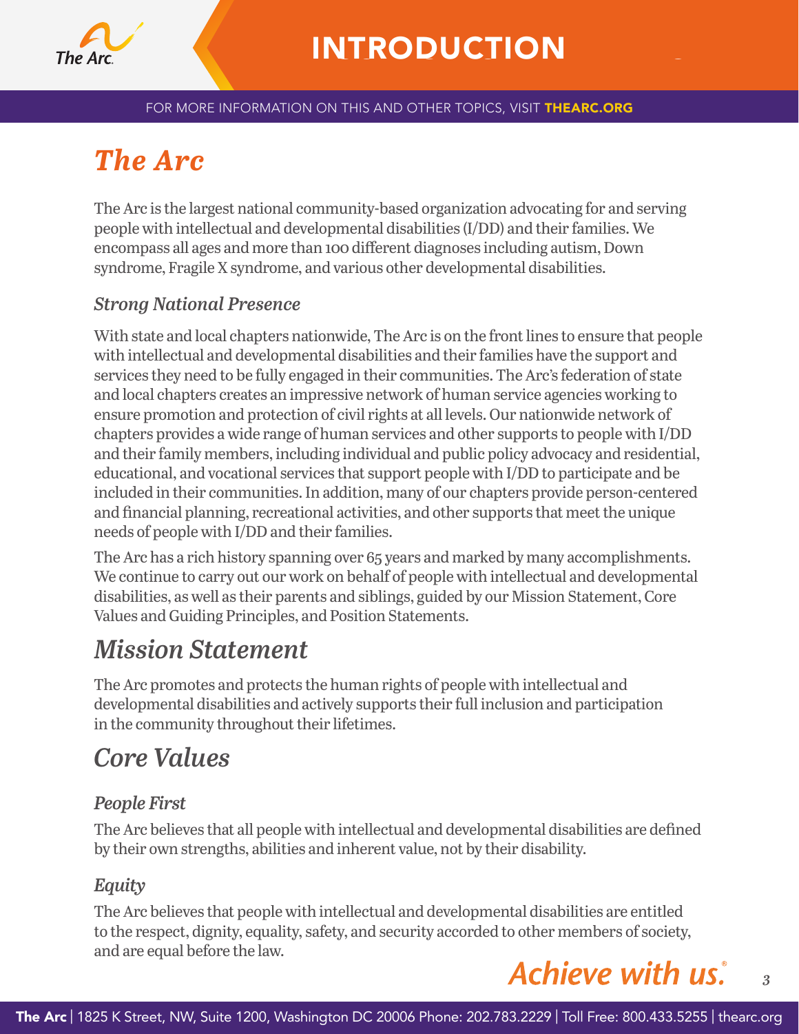# INTRODUCTION

FOR MORE INFORMATION ON THIS AND OTHER TOPICS, VISIT **THEARC.ORG**

## *The Arc*

The Arc is the largest national community-based organization advocating for and serving people with intellectual and developmental disabilities (I/DD) and their families. We encompass all ages and more than 100 different diagnoses including autism, Down syndrome, Fragile X syndrome, and various other developmental disabilities.

### *Strong National Presence*

With state and local chapters nationwide, The Arc is on the front lines to ensure that people with intellectual and developmental disabilities and their families have the support and services they need to be fully engaged in their communities. The Arc's federation of state and local chapters creates an impressive network of human service agencies working to ensure promotion and protection of civil rights at all levels. Our nationwide network of chapters provides a wide range of human services and other supports to people with I/DD and their family members, including individual and public policy advocacy and residential, educational, and vocational services that support people with I/DD to participate and be included in their communities. In addition, many of our chapters provide person-centered and financial planning, recreational activities, and other supports that meet the unique needs of people with I/DD and their families.

The Arc has a rich history spanning over 65 years and marked by many accomplishments. We continue to carry out our work on behalf of people with intellectual and developmental disabilities, as well as their parents and siblings, guided by our Mission Statement, Core Values and Guiding Principles, and Position Statements.

## *Mission Statement*

The Arc promotes and protects the human rights of people with intellectual and developmental disabilities and actively supports their full inclusion and participation in the community throughout their lifetimes.

## *Core Values*

### *People First*

The Arc believes that all people with intellectual and developmental disabilities are defined by their own strengths, abilities and inherent value, not by their disability.

### *Equity*

The Arc believes that people with intellectual and developmental disabilities are entitled to the respect, dignity, equality, safety, and security accorded to other members of society, and are equal before the law.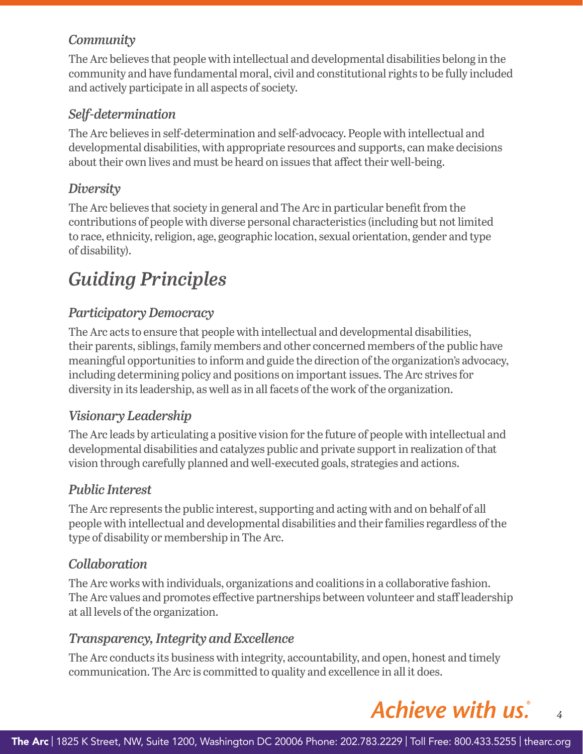### *Community*

The Arc believes that people with intellectual and developmental disabilities belong in the community and have fundamental moral, civil and constitutional rights to be fully included and actively participate in all aspects of society.

### *Self-determination*

The Arc believes in self-determination and self-advocacy. People with intellectual and developmental disabilities, with appropriate resources and supports, can make decisions about their own lives and must be heard on issues that affect their well-being.

### *Diversity*

The Arc believes that society in general and The Arc in particular benefit from the contributions of people with diverse personal characteristics (including but not limited to race, ethnicity, religion, age, geographic location, sexual orientation, gender and type of disability).

## *Guiding Principles*

### *Participatory Democracy*

The Arc acts to ensure that people with intellectual and developmental disabilities, their parents, siblings, family members and other concerned members of the public have meaningful opportunities to inform and guide the direction of the organization's advocacy, including determining policy and positions on important issues. The Arc strives for diversity in its leadership, as well as in all facets of the work of the organization.

### *Visionary Leadership*

The Arc leads by articulating a positive vision for the future of people with intellectual and developmental disabilities and catalyzes public and private support in realization of that vision through carefully planned and well-executed goals, strategies and actions.

### *Public Interest*

The Arc represents the public interest, supporting and acting with and on behalf of all people with intellectual and developmental disabilities and their families regardless of the type of disability or membership in The Arc.

### *Collaboration*

The Arc works with individuals, organizations and coalitions in a collaborative fashion. The Arc values and promotes effective partnerships between volunteer and staff leadership at all levels of the organization.

### *Transparency, Integrity and Excellence*

The Arc conducts its business with integrity, accountability, and open, honest and timely communication. The Arc is committed to quality and excellence in all it does.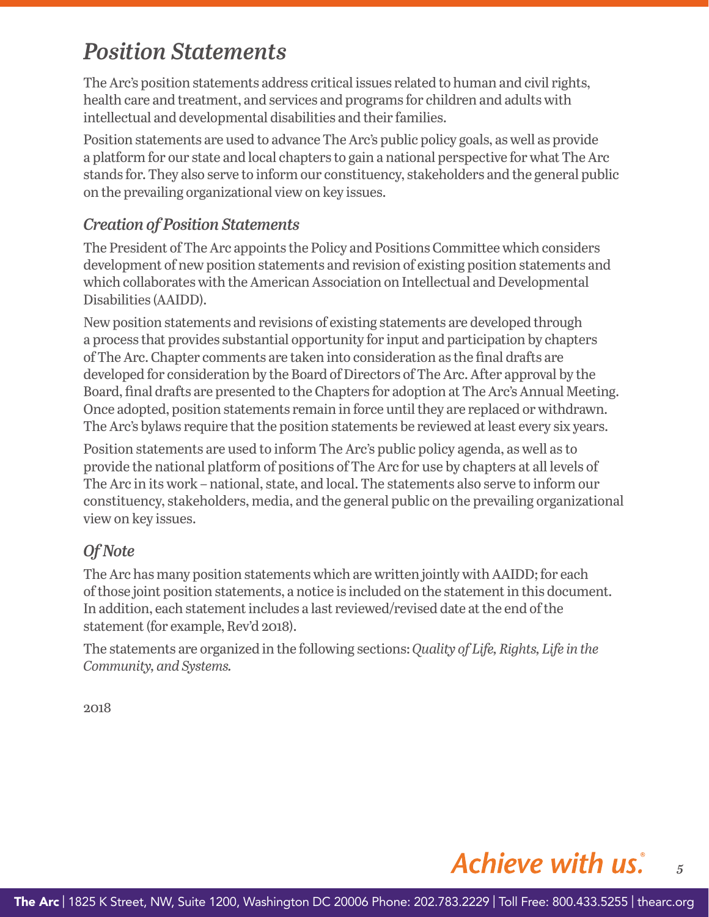# *Position Statements*

The Arc's position statements address critical issues related to human and civil rights, health care and treatment, and services and programs for children and adults with intellectual and developmental disabilities and their families.

Position statements are used to advance The Arc's public policy goals, as well as provide a platform for our state and local chapters to gain a national perspective for what The Arc stands for. They also serve to inform our constituency, stakeholders and the general public on the prevailing organizational view on key issues.

## *Creation of Position Statements*

The President of The Arc appoints the Policy and Positions Committee which considers development of new position statements and revision of existing position statements and which collaborates with the American Association on Intellectual and Developmental Disabilities (AAIDD).

New position statements and revisions of existing statements are developed through a process that provides substantial opportunity for input and participation by chapters of The Arc. Chapter comments are taken into consideration as the final drafts are developed for consideration by the Board of Directors of The Arc. After approval by the Board, final drafts are presented to the Chapters for adoption at The Arc's Annual Meeting. Once adopted, position statements remain in force until they are replaced or withdrawn. The Arc's bylaws require that the position statements be reviewed at least every six years.

Position statements are used to inform The Arc's public policy agenda, as well as to provide the national platform of positions of The Arc for use by chapters at all levels of The Arc in its work – national, state, and local. The statements also serve to inform our constituency, stakeholders, media, and the general public on the prevailing organizational view on key issues.

## *Of Note*

The Arc has many position statements which are written jointly with AAIDD; for each of those joint position statements, a notice is included on the statement in this document. In addition, each statement includes a last reviewed/revised date at the end of the statement (for example, Rev'd 2018).

The statements are organized in the following sections: *Quality of Life, Rights, Life in the Community, and Systems.*

2018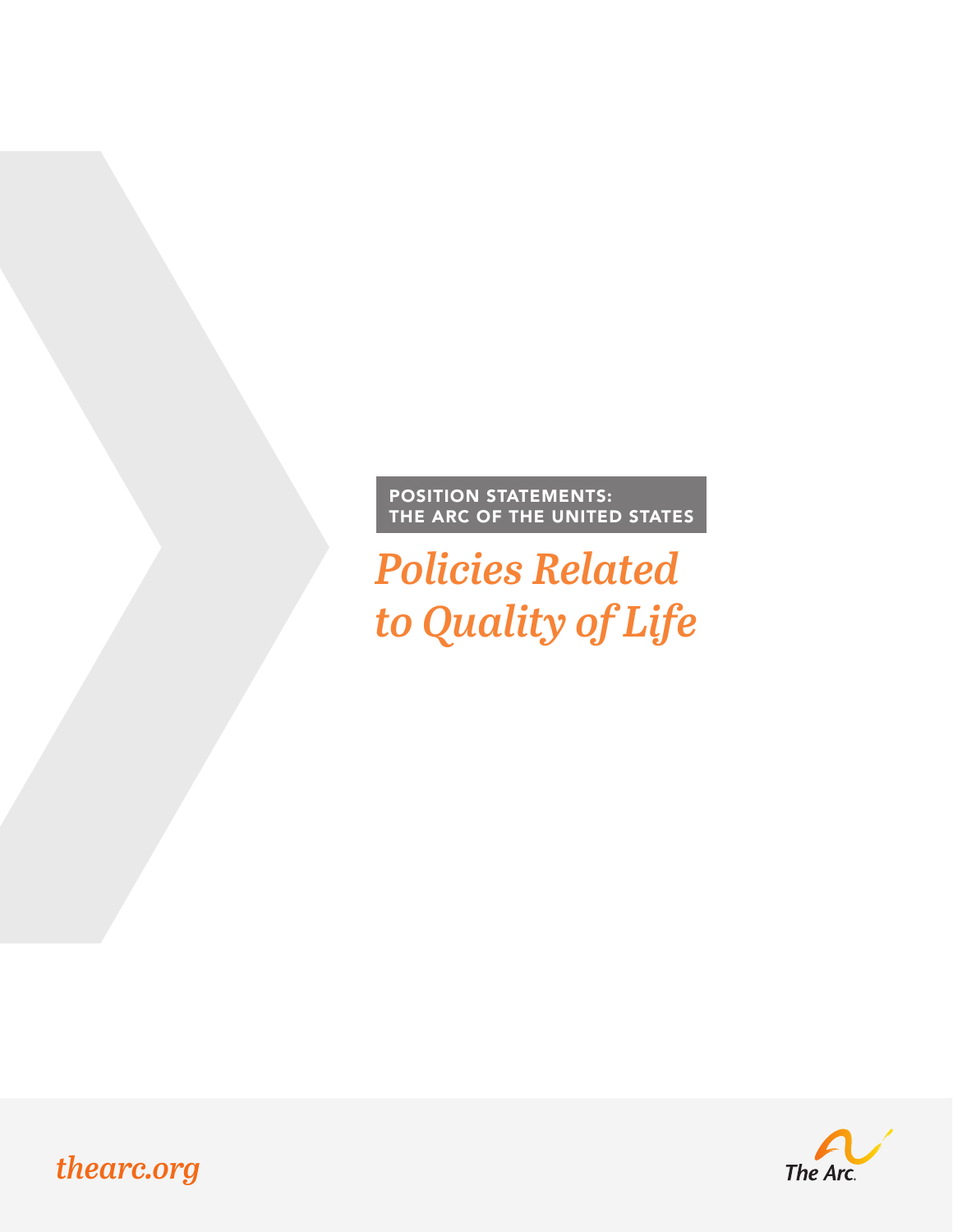POSITION STATEMENTS:
THE ARC OF THE UNITED STATES

# *Policies Related to Quality of Life*

*thearc.org*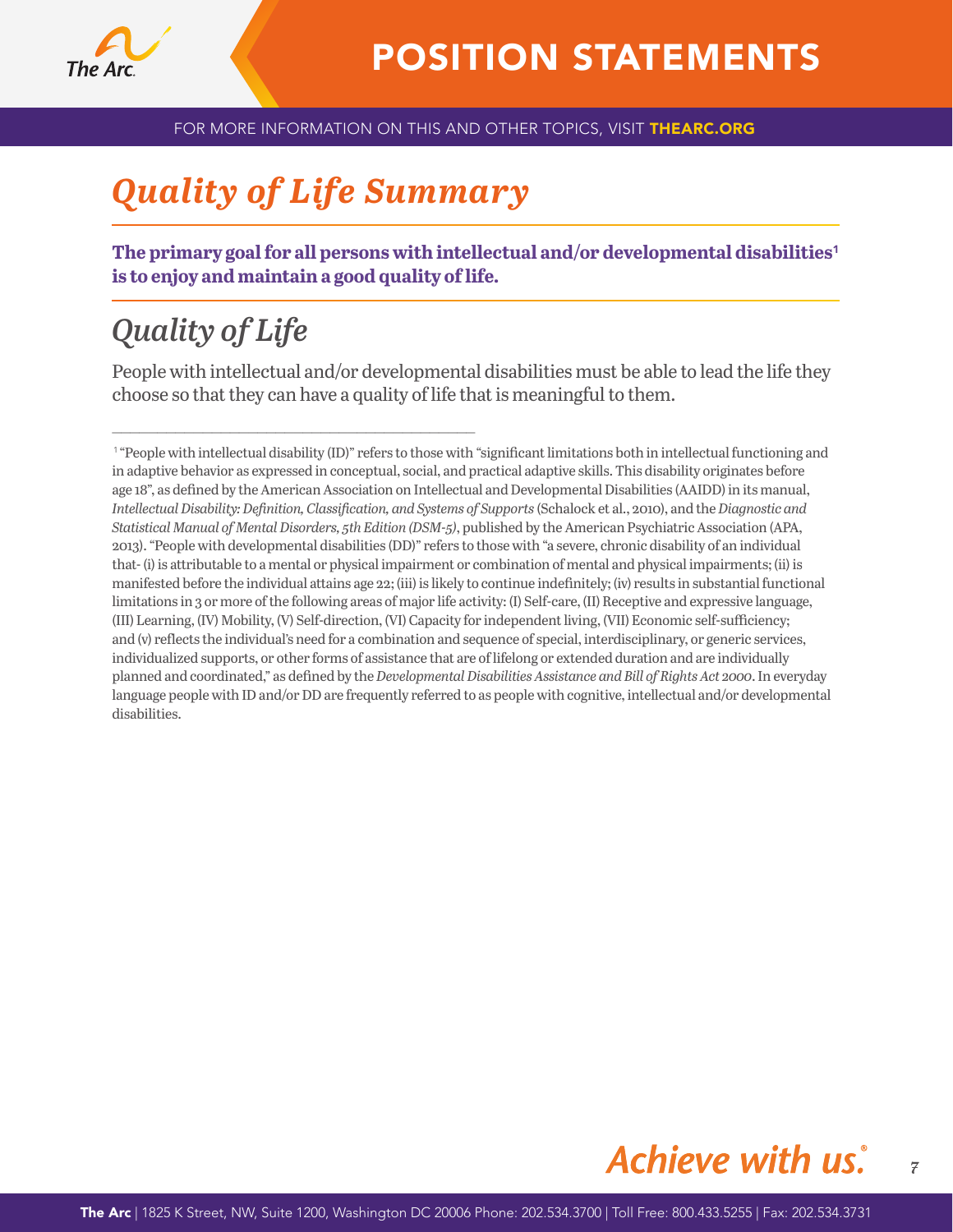# *Quality of Life Summary*

**The primary goal for all persons with intellectual and/or developmental disabilities[1] is to enjoy and maintain a good quality of life.**

## *Quality of Life*

People with intellectual and/or developmental disabilities must be able to lead the life they choose so that they can have a quality of life that is meaningful to them.

---

[1] "People with intellectual disability (ID)" refers to those with "significant limitations both in intellectual functioning and in adaptive behavior as expressed in conceptual, social, and practical adaptive skills. This disability originates before age 18", as defined by the American Association on Intellectual and Developmental Disabilities (AAIDD) in its manual, *Intellectual Disability: Definition, Classification, and Systems of Supports* (Schalock et al., 2010), and the *Diagnostic and Statistical Manual of Mental Disorders, 5th Edition (DSM-5)*, published by the American Psychiatric Association (APA, 2013). "People with developmental disabilities (DD)" refers to those with "a severe, chronic disability of an individual that- (i) is attributable to a mental or physical impairment or combination of mental and physical impairments; (ii) is manifested before the individual attains age 22; (iii) is likely to continue indefinitely; (iv) results in substantial functional limitations in 3 or more of the following areas of major life activity: (I) Self-care, (II) Receptive and expressive language, (III) Learning, (IV) Mobility, (V) Self-direction, (VI) Capacity for independent living, (VII) Economic self-sufficiency; and (v) reflects the individual's need for a combination and sequence of special, interdisciplinary, or generic services, individualized supports, or other forms of assistance that are of lifelong or extended duration and are individually planned and coordinated," as defined by the *Developmental Disabilities Assistance and Bill of Rights Act 2000*. In everyday language people with ID and/or DD are frequently referred to as people with cognitive, intellectual and/or developmental disabilities.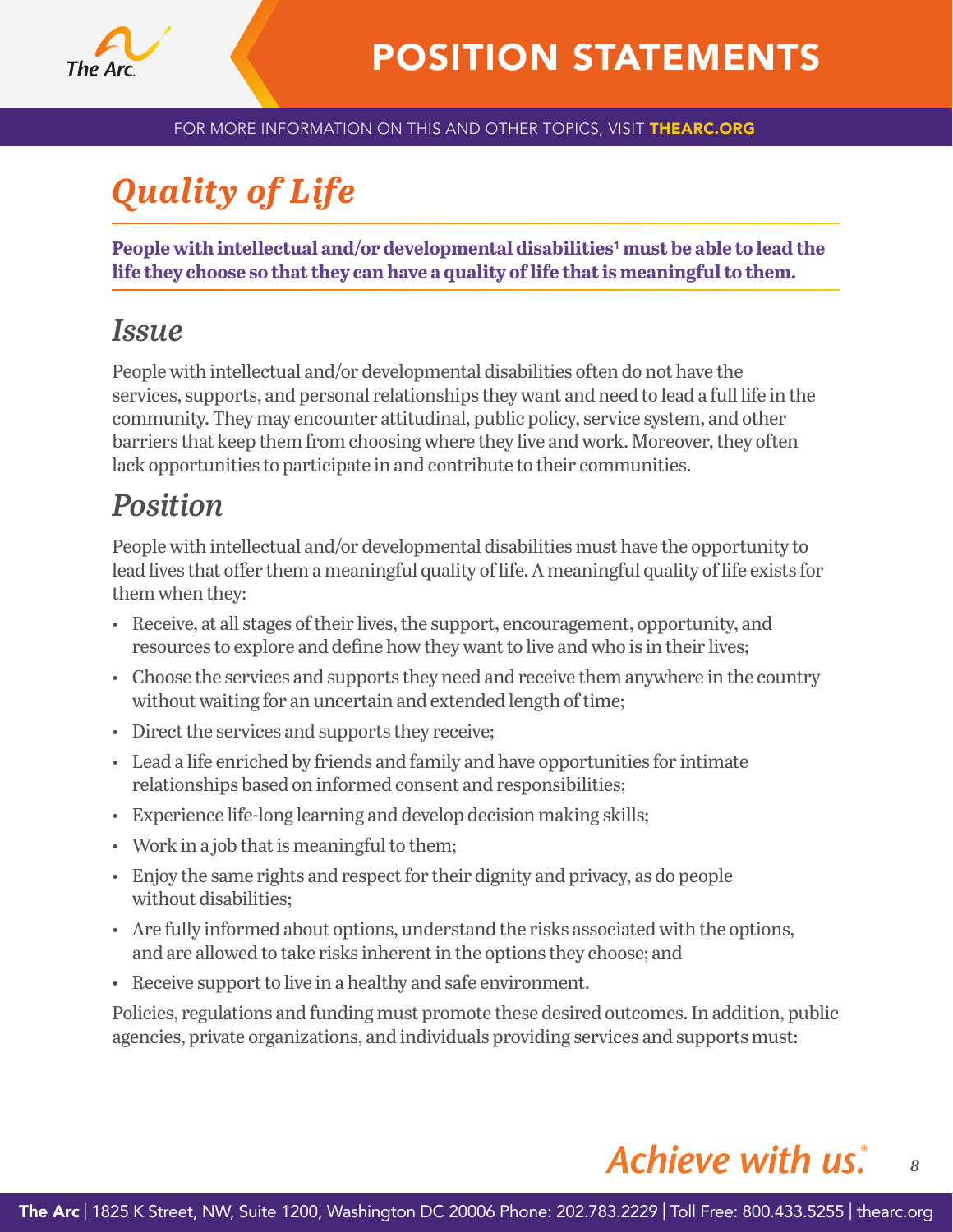# Quality of Life

**People with intellectual and/or developmental disabilities[1] must be able to lead the life they choose so that they can have a quality of life that is meaningful to them.**

## Issue

People with intellectual and/or developmental disabilities often do not have the services, supports, and personal relationships they want and need to lead a full life in the community. They may encounter attitudinal, public policy, service system, and other barriers that keep them from choosing where they live and work. Moreover, they often lack opportunities to participate in and contribute to their communities.

## Position

People with intellectual and/or developmental disabilities must have the opportunity to lead lives that offer them a meaningful quality of life. A meaningful quality of life exists for them when they:

- Receive, at all stages of their lives, the support, encouragement, opportunity, and resources to explore and define how they want to live and who is in their lives;
- Choose the services and supports they need and receive them anywhere in the country without waiting for an uncertain and extended length of time;
- Direct the services and supports they receive;
- Lead a life enriched by friends and family and have opportunities for intimate relationships based on informed consent and responsibilities;
- Experience life-long learning and develop decision making skills;
- Work in a job that is meaningful to them;
- Enjoy the same rights and respect for their dignity and privacy, as do people without disabilities;
- Are fully informed about options, understand the risks associated with the options, and are allowed to take risks inherent in the options they choose; and
- Receive support to live in a healthy and safe environment.

Policies, regulations and funding must promote these desired outcomes. In addition, public agencies, private organizations, and individuals providing services and supports must: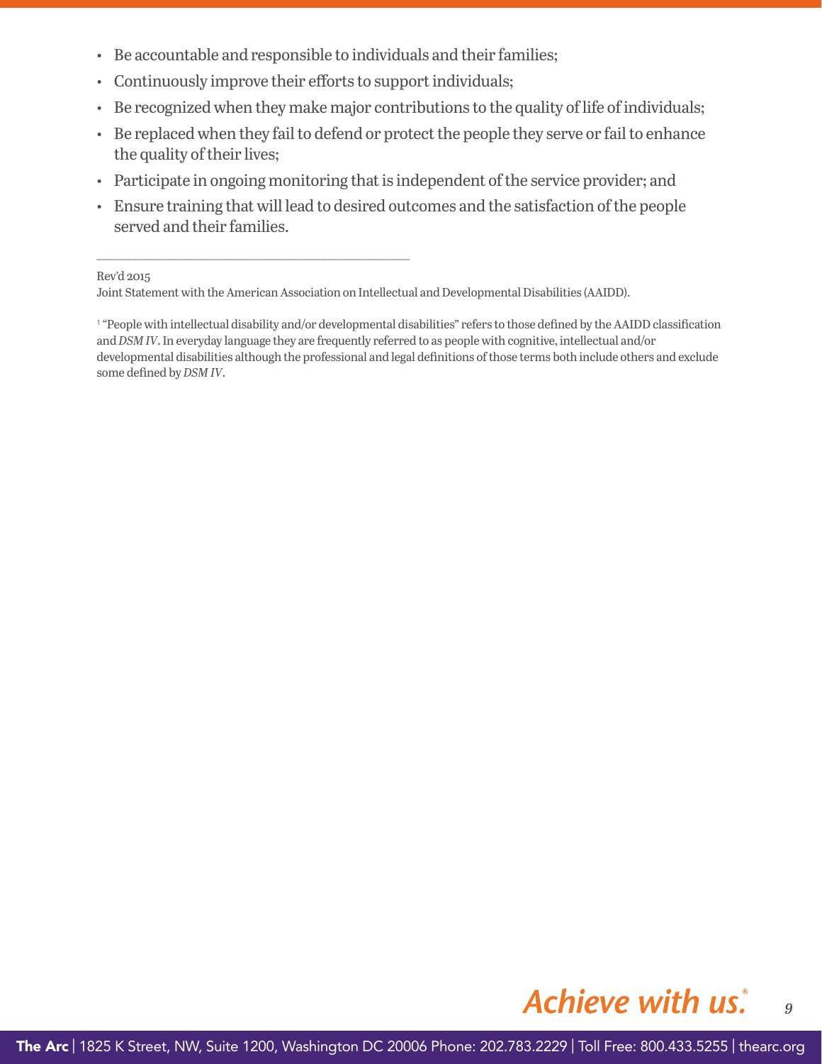- Be accountable and responsible to individuals and their families;
- Continuously improve their efforts to support individuals;
- Be recognized when they make major contributions to the quality of life of individuals;
- Be replaced when they fail to defend or protect the people they serve or fail to enhance the quality of their lives;
- Participate in ongoing monitoring that is independent of the service provider; and
- Ensure training that will lead to desired outcomes and the satisfaction of the people served and their families.

---

Rev'd 2015

Joint Statement with the American Association on Intellectual and Developmental Disabilities (AAIDD).

[1] "People with intellectual disability and/or developmental disabilities" refers to those defined by the AAIDD classification and *DSM IV*. In everyday language they are frequently referred to as people with cognitive, intellectual and/or developmental disabilities although the professional and legal definitions of those terms both include others and exclude some defined by *DSM IV*.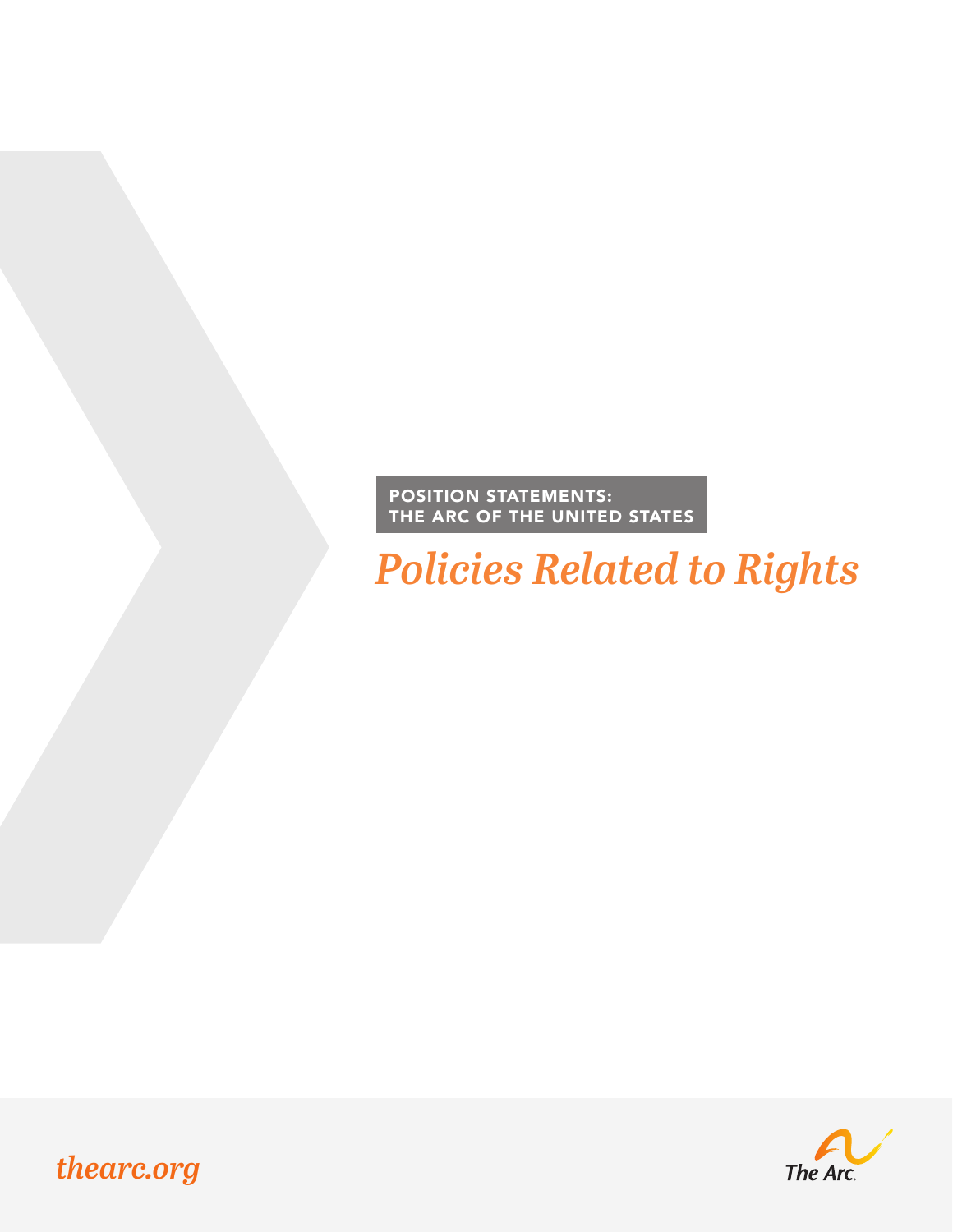POSITION STATEMENTS:
THE ARC OF THE UNITED STATES

# *Policies Related to Rights*

*thearc.org*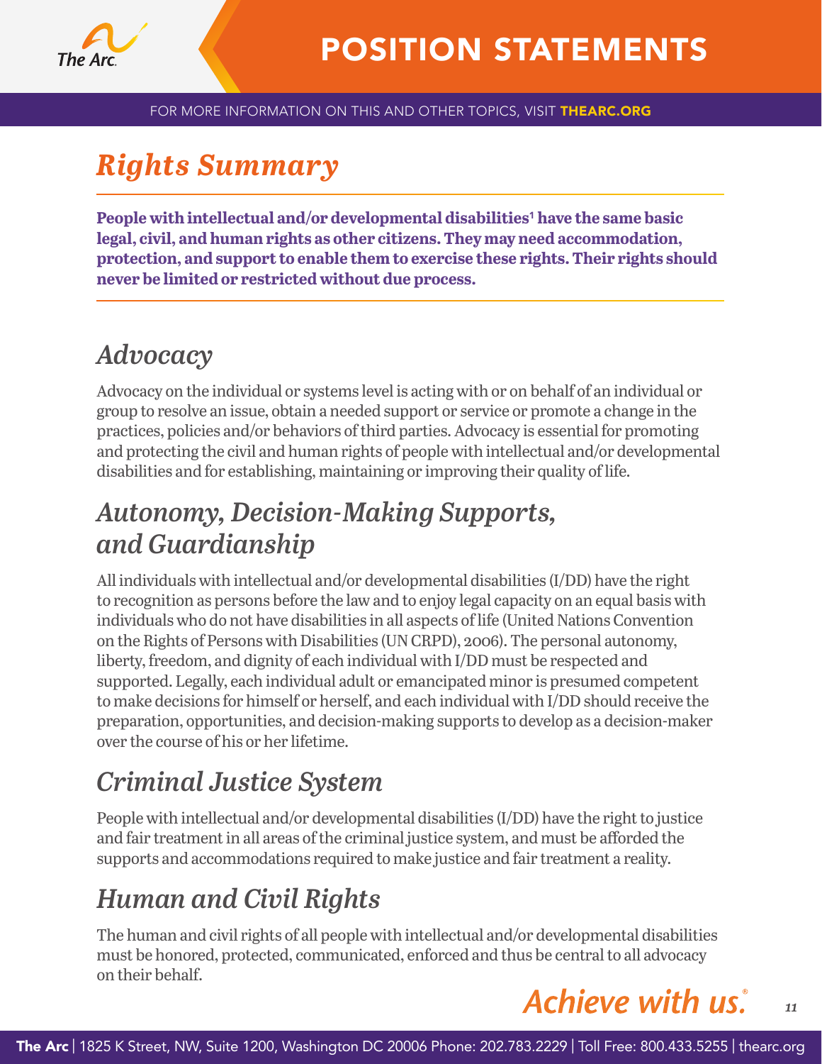# *Rights Summary*

**People with intellectual and/or developmental disabilities[1] have the same basic legal, civil, and human rights as other citizens. They may need accommodation, protection, and support to enable them to exercise these rights. Their rights should never be limited or restricted without due process.**

## *Advocacy*

Advocacy on the individual or systems level is acting with or on behalf of an individual or group to resolve an issue, obtain a needed support or service or promote a change in the practices, policies and/or behaviors of third parties. Advocacy is essential for promoting and protecting the civil and human rights of people with intellectual and/or developmental disabilities and for establishing, maintaining or improving their quality of life.

## *Autonomy, Decision-Making Supports, and Guardianship*

All individuals with intellectual and/or developmental disabilities (I/DD) have the right to recognition as persons before the law and to enjoy legal capacity on an equal basis with individuals who do not have disabilities in all aspects of life (United Nations Convention on the Rights of Persons with Disabilities (UN CRPD), 2006). The personal autonomy, liberty, freedom, and dignity of each individual with I/DD must be respected and supported. Legally, each individual adult or emancipated minor is presumed competent to make decisions for himself or herself, and each individual with I/DD should receive the preparation, opportunities, and decision-making supports to develop as a decision-maker over the course of his or her lifetime.

## *Criminal Justice System*

People with intellectual and/or developmental disabilities (I/DD) have the right to justice and fair treatment in all areas of the criminal justice system, and must be afforded the supports and accommodations required to make justice and fair treatment a reality.

## *Human and Civil Rights*

The human and civil rights of all people with intellectual and/or developmental disabilities must be honored, protected, communicated, enforced and thus be central to all advocacy on their behalf.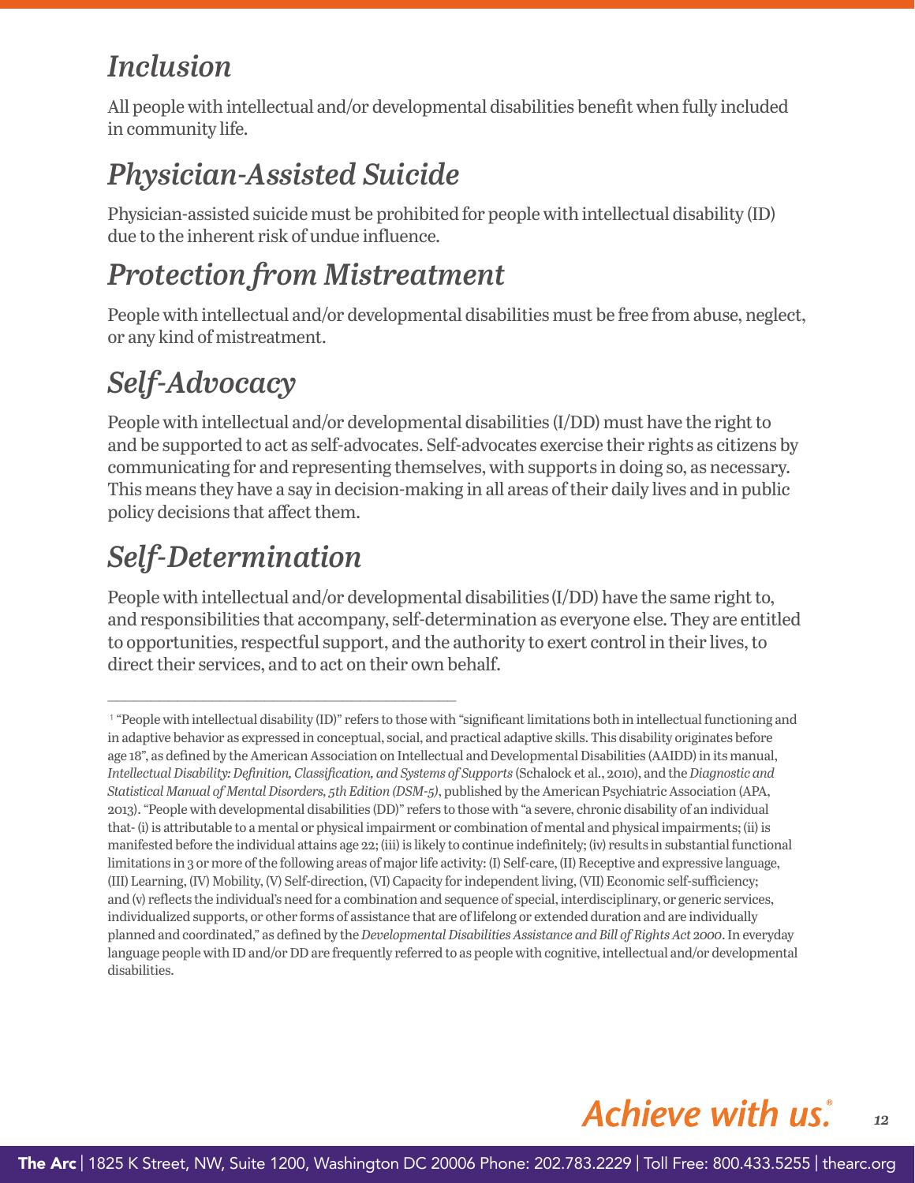## *Inclusion*

All people with intellectual and/or developmental disabilities benefit when fully included in community life.

## *Physician-Assisted Suicide*

Physician-assisted suicide must be prohibited for people with intellectual disability (ID) due to the inherent risk of undue influence.

## *Protection from Mistreatment*

People with intellectual and/or developmental disabilities must be free from abuse, neglect, or any kind of mistreatment.

## *Self-Advocacy*

People with intellectual and/or developmental disabilities (I/DD) must have the right to and be supported to act as self-advocates. Self-advocates exercise their rights as citizens by communicating for and representing themselves, with supports in doing so, as necessary. This means they have a say in decision-making in all areas of their daily lives and in public policy decisions that affect them.

## *Self-Determination*

People with intellectual and/or developmental disabilities (I/DD) have the same right to, and responsibilities that accompany, self-determination as everyone else. They are entitled to opportunities, respectful support, and the authority to exert control in their lives, to direct their services, and to act on their own behalf.

---

[1] "People with intellectual disability (ID)" refers to those with "significant limitations both in intellectual functioning and in adaptive behavior as expressed in conceptual, social, and practical adaptive skills. This disability originates before age 18", as defined by the American Association on Intellectual and Developmental Disabilities (AAIDD) in its manual, *Intellectual Disability: Definition, Classification, and Systems of Supports* (Schalock et al., 2010), and the *Diagnostic and Statistical Manual of Mental Disorders, 5th Edition (DSM-5)*, published by the American Psychiatric Association (APA, 2013). "People with developmental disabilities (DD)" refers to those with "a severe, chronic disability of an individual that- (i) is attributable to a mental or physical impairment or combination of mental and physical impairments; (ii) is manifested before the individual attains age 22; (iii) is likely to continue indefinitely; (iv) results in substantial functional limitations in 3 or more of the following areas of major life activity: (I) Self-care, (II) Receptive and expressive language, (III) Learning, (IV) Mobility, (V) Self-direction, (VI) Capacity for independent living, (VII) Economic self-sufficiency; and (v) reflects the individual's need for a combination and sequence of special, interdisciplinary, or generic services, individualized supports, or other forms of assistance that are of lifelong or extended duration and are individually planned and coordinated," as defined by the *Developmental Disabilities Assistance and Bill of Rights Act 2000*. In everyday language people with ID and/or DD are frequently referred to as people with cognitive, intellectual and/or developmental disabilities.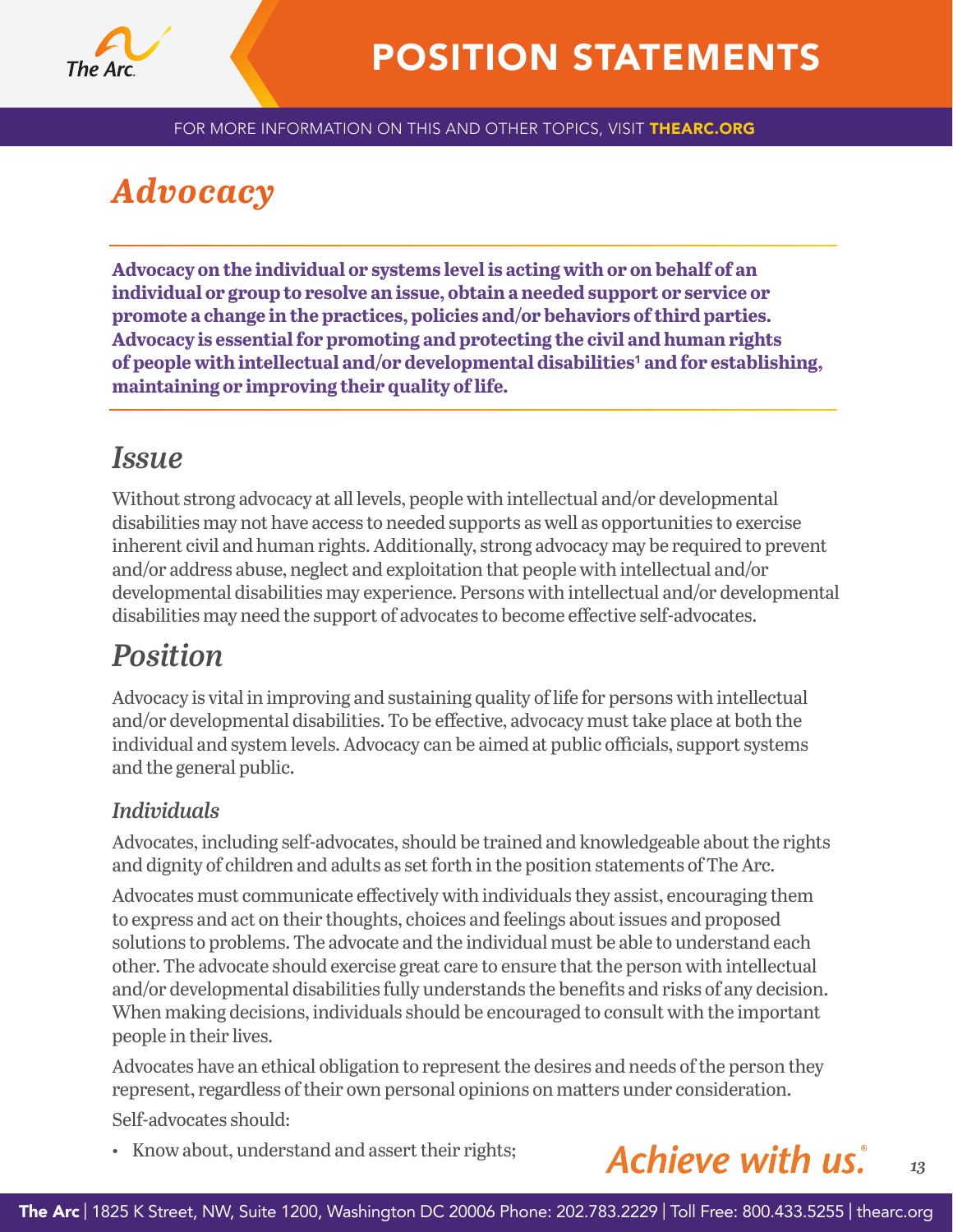# Advocacy

**Advocacy on the individual or systems level is acting with or on behalf of an individual or group to resolve an issue, obtain a needed support or service or promote a change in the practices, policies and/or behaviors of third parties. Advocacy is essential for promoting and protecting the civil and human rights of people with intellectual and/or developmental disabilities[1] and for establishing, maintaining or improving their quality of life.**

## Issue

Without strong advocacy at all levels, people with intellectual and/or developmental disabilities may not have access to needed supports as well as opportunities to exercise inherent civil and human rights. Additionally, strong advocacy may be required to prevent and/or address abuse, neglect and exploitation that people with intellectual and/or developmental disabilities may experience. Persons with intellectual and/or developmental disabilities may need the support of advocates to become effective self-advocates.

## Position

Advocacy is vital in improving and sustaining quality of life for persons with intellectual and/or developmental disabilities. To be effective, advocacy must take place at both the individual and system levels. Advocacy can be aimed at public officials, support systems and the general public.

### Individuals

Advocates, including self-advocates, should be trained and knowledgeable about the rights and dignity of children and adults as set forth in the position statements of The Arc.

Advocates must communicate effectively with individuals they assist, encouraging them to express and act on their thoughts, choices and feelings about issues and proposed solutions to problems. The advocate and the individual must be able to understand each other. The advocate should exercise great care to ensure that the person with intellectual and/or developmental disabilities fully understands the benefits and risks of any decision. When making decisions, individuals should be encouraged to consult with the important people in their lives.

Advocates have an ethical obligation to represent the desires and needs of the person they represent, regardless of their own personal opinions on matters under consideration.

Self-advocates should:

- Know about, understand and assert their rights;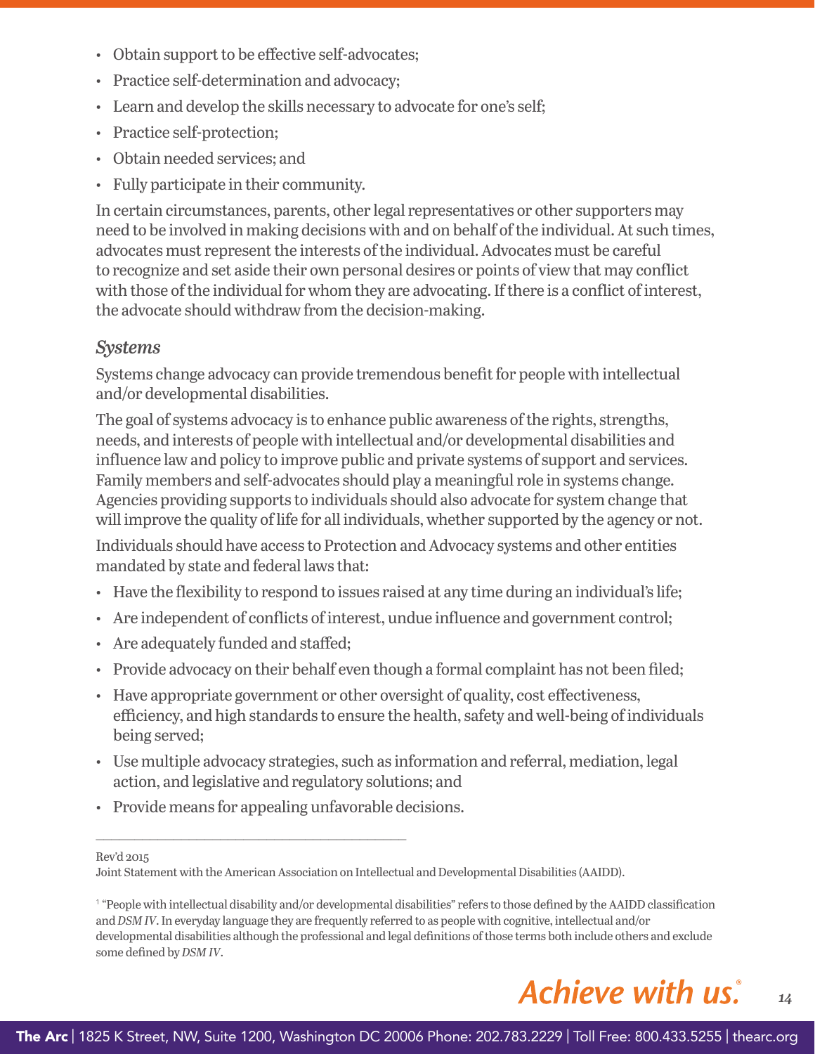- Obtain support to be effective self-advocates;
- Practice self-determination and advocacy;
- Learn and develop the skills necessary to advocate for one's self;
- Practice self-protection;
- Obtain needed services; and
- Fully participate in their community.

In certain circumstances, parents, other legal representatives or other supporters may need to be involved in making decisions with and on behalf of the individual. At such times, advocates must represent the interests of the individual. Advocates must be careful to recognize and set aside their own personal desires or points of view that may conflict with those of the individual for whom they are advocating. If there is a conflict of interest, the advocate should withdraw from the decision-making.

### *Systems*

Systems change advocacy can provide tremendous benefit for people with intellectual and/or developmental disabilities.

The goal of systems advocacy is to enhance public awareness of the rights, strengths, needs, and interests of people with intellectual and/or developmental disabilities and influence law and policy to improve public and private systems of support and services. Family members and self-advocates should play a meaningful role in systems change. Agencies providing supports to individuals should also advocate for system change that will improve the quality of life for all individuals, whether supported by the agency or not.

Individuals should have access to Protection and Advocacy systems and other entities mandated by state and federal laws that:

- Have the flexibility to respond to issues raised at any time during an individual's life;
- Are independent of conflicts of interest, undue influence and government control;
- Are adequately funded and staffed;
- Provide advocacy on their behalf even though a formal complaint has not been filed;
- Have appropriate government or other oversight of quality, cost effectiveness, efficiency, and high standards to ensure the health, safety and well-being of individuals being served;
- Use multiple advocacy strategies, such as information and referral, mediation, legal action, and legislative and regulatory solutions; and
- Provide means for appealing unfavorable decisions.

---

Rev'd 2015

Joint Statement with the American Association on Intellectual and Developmental Disabilities (AAIDD).

[1] "People with intellectual disability and/or developmental disabilities" refers to those defined by the AAIDD classification and *DSM IV*. In everyday language they are frequently referred to as people with cognitive, intellectual and/or developmental disabilities although the professional and legal definitions of those terms both include others and exclude some defined by *DSM IV*.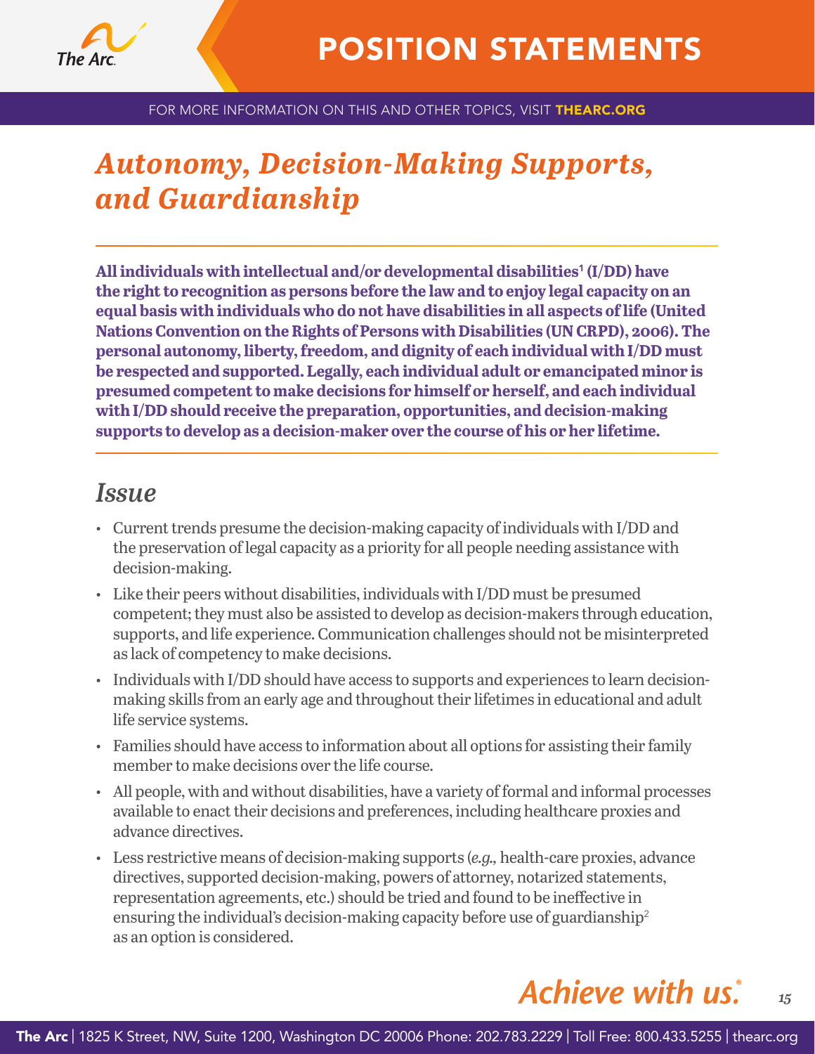# *Autonomy, Decision-Making Supports, and Guardianship*

**All individuals with intellectual and/or developmental disabilities[1] (I/DD) have the right to recognition as persons before the law and to enjoy legal capacity on an equal basis with individuals who do not have disabilities in all aspects of life (United Nations Convention on the Rights of Persons with Disabilities (UN CRPD), 2006). The personal autonomy, liberty, freedom, and dignity of each individual with I/DD must be respected and supported. Legally, each individual adult or emancipated minor is presumed competent to make decisions for himself or herself, and each individual with I/DD should receive the preparation, opportunities, and decision-making supports to develop as a decision-maker over the course of his or her lifetime.**

## *Issue*

- Current trends presume the decision-making capacity of individuals with I/DD and the preservation of legal capacity as a priority for all people needing assistance with decision-making.
- Like their peers without disabilities, individuals with I/DD must be presumed competent; they must also be assisted to develop as decision-makers through education, supports, and life experience. Communication challenges should not be misinterpreted as lack of competency to make decisions.
- Individuals with I/DD should have access to supports and experiences to learn decision-making skills from an early age and throughout their lifetimes in educational and adult life service systems.
- Families should have access to information about all options for assisting their family member to make decisions over the life course.
- All people, with and without disabilities, have a variety of formal and informal processes available to enact their decisions and preferences, including healthcare proxies and advance directives.
- Less restrictive means of decision-making supports (*e.g.,* health-care proxies, advance directives, supported decision-making, powers of attorney, notarized statements, representation agreements, etc.) should be tried and found to be ineffective in ensuring the individual's decision-making capacity before use of guardianship[2] as an option is considered.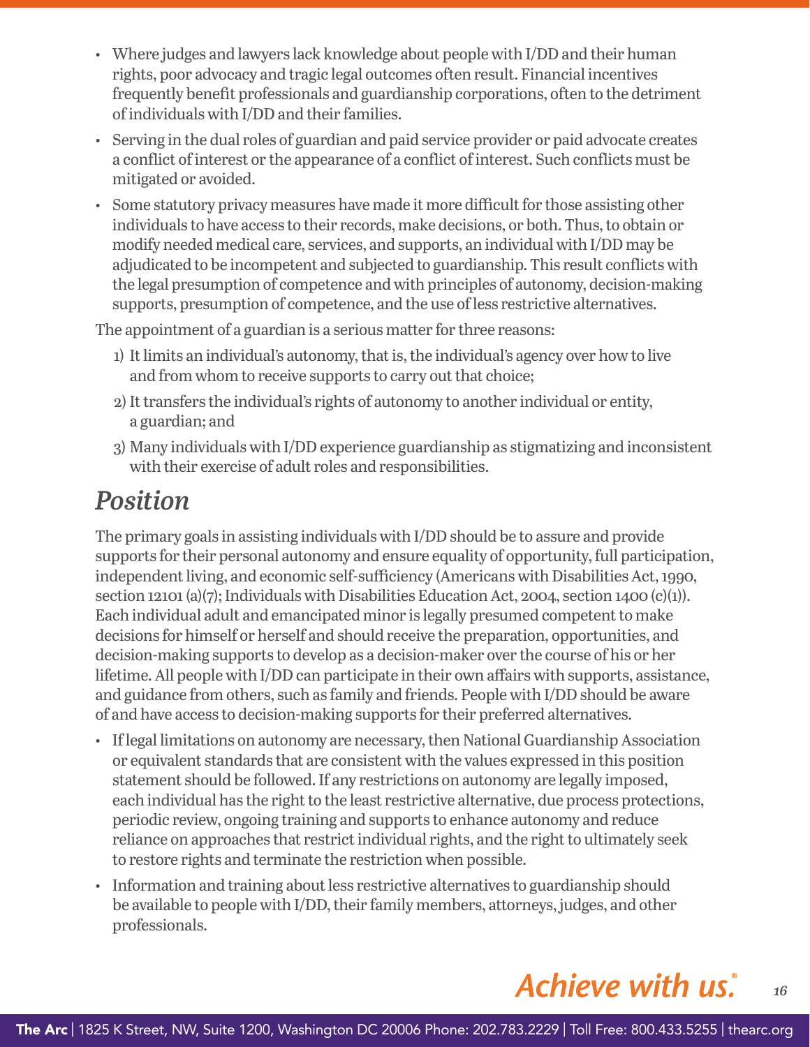- Where judges and lawyers lack knowledge about people with I/DD and their human rights, poor advocacy and tragic legal outcomes often result. Financial incentives frequently benefit professionals and guardianship corporations, often to the detriment of individuals with I/DD and their families.
- Serving in the dual roles of guardian and paid service provider or paid advocate creates a conflict of interest or the appearance of a conflict of interest. Such conflicts must be mitigated or avoided.
- Some statutory privacy measures have made it more difficult for those assisting other individuals to have access to their records, make decisions, or both. Thus, to obtain or modify needed medical care, services, and supports, an individual with I/DD may be adjudicated to be incompetent and subjected to guardianship. This result conflicts with the legal presumption of competence and with principles of autonomy, decision-making supports, presumption of competence, and the use of less restrictive alternatives.

The appointment of a guardian is a serious matter for three reasons:

1) It limits an individual's autonomy, that is, the individual's agency over how to live and from whom to receive supports to carry out that choice;
2) It transfers the individual's rights of autonomy to another individual or entity, a guardian; and
3) Many individuals with I/DD experience guardianship as stigmatizing and inconsistent with their exercise of adult roles and responsibilities.

## *Position*

The primary goals in assisting individuals with I/DD should be to assure and provide supports for their personal autonomy and ensure equality of opportunity, full participation, independent living, and economic self-sufficiency (Americans with Disabilities Act, 1990, section 12101 (a)(7); Individuals with Disabilities Education Act, 2004, section 1400 (c)(1)). Each individual adult and emancipated minor is legally presumed competent to make decisions for himself or herself and should receive the preparation, opportunities, and decision-making supports to develop as a decision-maker over the course of his or her lifetime. All people with I/DD can participate in their own affairs with supports, assistance, and guidance from others, such as family and friends. People with I/DD should be aware of and have access to decision-making supports for their preferred alternatives.

- If legal limitations on autonomy are necessary, then National Guardianship Association or equivalent standards that are consistent with the values expressed in this position statement should be followed. If any restrictions on autonomy are legally imposed, each individual has the right to the least restrictive alternative, due process protections, periodic review, ongoing training and supports to enhance autonomy and reduce reliance on approaches that restrict individual rights, and the right to ultimately seek to restore rights and terminate the restriction when possible.
- Information and training about less restrictive alternatives to guardianship should be available to people with I/DD, their family members, attorneys, judges, and other professionals.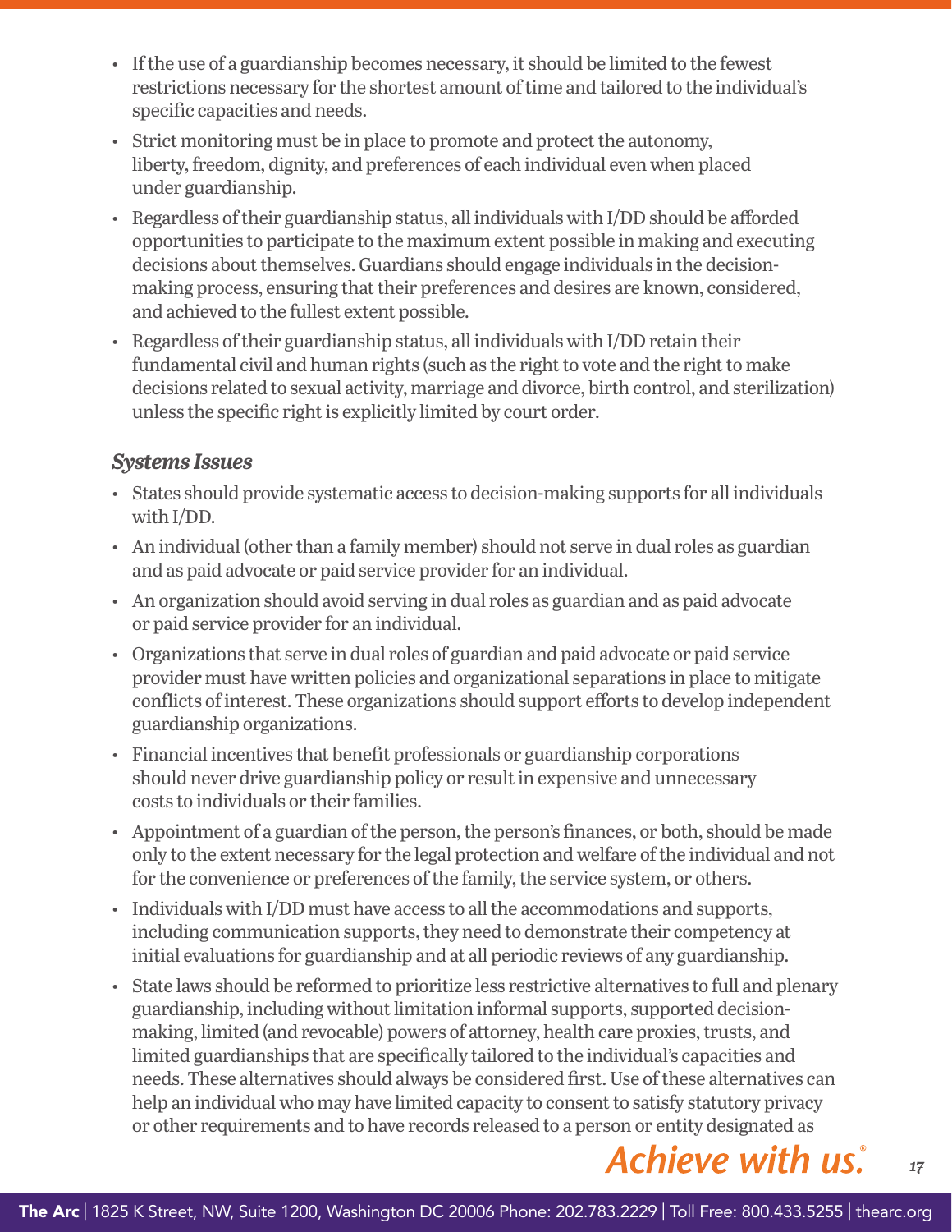- If the use of a guardianship becomes necessary, it should be limited to the fewest restrictions necessary for the shortest amount of time and tailored to the individual's specific capacities and needs.
- Strict monitoring must be in place to promote and protect the autonomy, liberty, freedom, dignity, and preferences of each individual even when placed under guardianship.
- Regardless of their guardianship status, all individuals with I/DD should be afforded opportunities to participate to the maximum extent possible in making and executing decisions about themselves. Guardians should engage individuals in the decision-making process, ensuring that their preferences and desires are known, considered, and achieved to the fullest extent possible.
- Regardless of their guardianship status, all individuals with I/DD retain their fundamental civil and human rights (such as the right to vote and the right to make decisions related to sexual activity, marriage and divorce, birth control, and sterilization) unless the specific right is explicitly limited by court order.

### *Systems Issues*

- States should provide systematic access to decision-making supports for all individuals with I/DD.
- An individual (other than a family member) should not serve in dual roles as guardian and as paid advocate or paid service provider for an individual.
- An organization should avoid serving in dual roles as guardian and as paid advocate or paid service provider for an individual.
- Organizations that serve in dual roles of guardian and paid advocate or paid service provider must have written policies and organizational separations in place to mitigate conflicts of interest. These organizations should support efforts to develop independent guardianship organizations.
- Financial incentives that benefit professionals or guardianship corporations should never drive guardianship policy or result in expensive and unnecessary costs to individuals or their families.
- Appointment of a guardian of the person, the person's finances, or both, should be made only to the extent necessary for the legal protection and welfare of the individual and not for the convenience or preferences of the family, the service system, or others.
- Individuals with I/DD must have access to all the accommodations and supports, including communication supports, they need to demonstrate their competency at initial evaluations for guardianship and at all periodic reviews of any guardianship.
- State laws should be reformed to prioritize less restrictive alternatives to full and plenary guardianship, including without limitation informal supports, supported decision-making, limited (and revocable) powers of attorney, health care proxies, trusts, and limited guardianships that are specifically tailored to the individual's capacities and needs. These alternatives should always be considered first. Use of these alternatives can help an individual who may have limited capacity to consent to satisfy statutory privacy or other requirements and to have records released to a person or entity designated as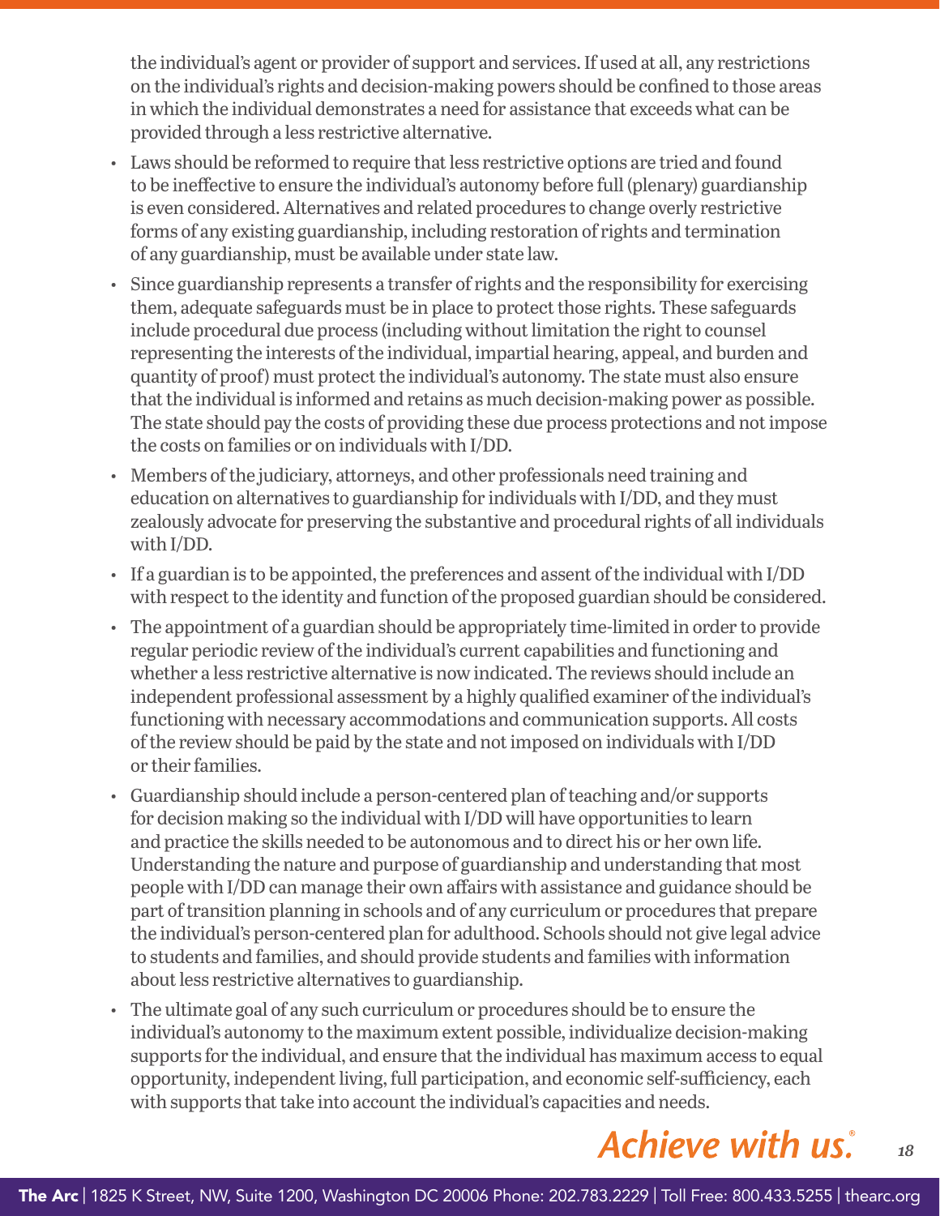the individual's agent or provider of support and services. If used at all, any restrictions on the individual's rights and decision-making powers should be confined to those areas in which the individual demonstrates a need for assistance that exceeds what can be provided through a less restrictive alternative.

- Laws should be reformed to require that less restrictive options are tried and found to be ineffective to ensure the individual's autonomy before full (plenary) guardianship is even considered. Alternatives and related procedures to change overly restrictive forms of any existing guardianship, including restoration of rights and termination of any guardianship, must be available under state law.
- Since guardianship represents a transfer of rights and the responsibility for exercising them, adequate safeguards must be in place to protect those rights. These safeguards include procedural due process (including without limitation the right to counsel representing the interests of the individual, impartial hearing, appeal, and burden and quantity of proof) must protect the individual's autonomy. The state must also ensure that the individual is informed and retains as much decision-making power as possible. The state should pay the costs of providing these due process protections and not impose the costs on families or on individuals with I/DD.
- Members of the judiciary, attorneys, and other professionals need training and education on alternatives to guardianship for individuals with I/DD, and they must zealously advocate for preserving the substantive and procedural rights of all individuals with I/DD.
- If a guardian is to be appointed, the preferences and assent of the individual with I/DD with respect to the identity and function of the proposed guardian should be considered.
- The appointment of a guardian should be appropriately time-limited in order to provide regular periodic review of the individual's current capabilities and functioning and whether a less restrictive alternative is now indicated. The reviews should include an independent professional assessment by a highly qualified examiner of the individual's functioning with necessary accommodations and communication supports. All costs of the review should be paid by the state and not imposed on individuals with I/DD or their families.
- Guardianship should include a person-centered plan of teaching and/or supports for decision making so the individual with I/DD will have opportunities to learn and practice the skills needed to be autonomous and to direct his or her own life. Understanding the nature and purpose of guardianship and understanding that most people with I/DD can manage their own affairs with assistance and guidance should be part of transition planning in schools and of any curriculum or procedures that prepare the individual's person-centered plan for adulthood. Schools should not give legal advice to students and families, and should provide students and families with information about less restrictive alternatives to guardianship.
- The ultimate goal of any such curriculum or procedures should be to ensure the individual's autonomy to the maximum extent possible, individualize decision-making supports for the individual, and ensure that the individual has maximum access to equal opportunity, independent living, full participation, and economic self-sufficiency, each with supports that take into account the individual's capacities and needs.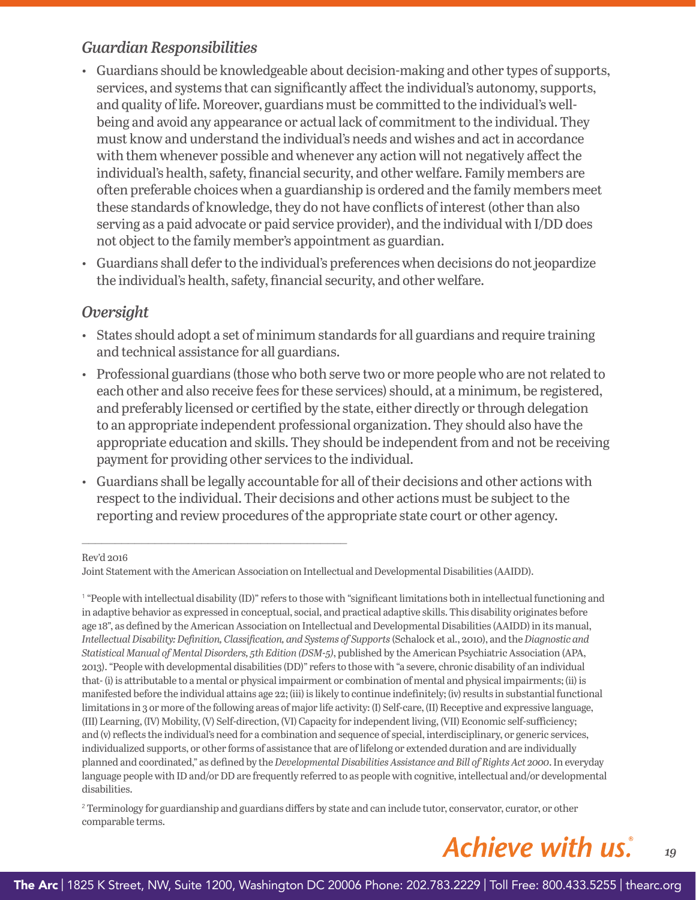### *Guardian Responsibilities*

- Guardians should be knowledgeable about decision-making and other types of supports, services, and systems that can significantly affect the individual's autonomy, supports, and quality of life. Moreover, guardians must be committed to the individual's well-being and avoid any appearance or actual lack of commitment to the individual. They must know and understand the individual's needs and wishes and act in accordance with them whenever possible and whenever any action will not negatively affect the individual's health, safety, financial security, and other welfare. Family members are often preferable choices when a guardianship is ordered and the family members meet these standards of knowledge, they do not have conflicts of interest (other than also serving as a paid advocate or paid service provider), and the individual with I/DD does not object to the family member's appointment as guardian.
- Guardians shall defer to the individual's preferences when decisions do not jeopardize the individual's health, safety, financial security, and other welfare.

### *Oversight*

- States should adopt a set of minimum standards for all guardians and require training and technical assistance for all guardians.
- Professional guardians (those who both serve two or more people who are not related to each other and also receive fees for these services) should, at a minimum, be registered, and preferably licensed or certified by the state, either directly or through delegation to an appropriate independent professional organization. They should also have the appropriate education and skills. They should be independent from and not be receiving payment for providing other services to the individual.
- Guardians shall be legally accountable for all of their decisions and other actions with respect to the individual. Their decisions and other actions must be subject to the reporting and review procedures of the appropriate state court or other agency.

---

Rev'd 2016

Joint Statement with the American Association on Intellectual and Developmental Disabilities (AAIDD).

[1] "People with intellectual disability (ID)" refers to those with "significant limitations both in intellectual functioning and in adaptive behavior as expressed in conceptual, social, and practical adaptive skills. This disability originates before age 18", as defined by the American Association on Intellectual and Developmental Disabilities (AAIDD) in its manual, *Intellectual Disability: Definition, Classification, and Systems of Supports* (Schalock et al., 2010), and the *Diagnostic and Statistical Manual of Mental Disorders, 5th Edition (DSM-5)*, published by the American Psychiatric Association (APA, 2013). "People with developmental disabilities (DD)" refers to those with "a severe, chronic disability of an individual that- (i) is attributable to a mental or physical impairment or combination of mental and physical impairments; (ii) is manifested before the individual attains age 22; (iii) is likely to continue indefinitely; (iv) results in substantial functional limitations in 3 or more of the following areas of major life activity: (I) Self-care, (II) Receptive and expressive language, (III) Learning, (IV) Mobility, (V) Self-direction, (VI) Capacity for independent living, (VII) Economic self-sufficiency; and (v) reflects the individual's need for a combination and sequence of special, interdisciplinary, or generic services, individualized supports, or other forms of assistance that are of lifelong or extended duration and are individually planned and coordinated," as defined by the *Developmental Disabilities Assistance and Bill of Rights Act 2000*. In everyday language people with ID and/or DD are frequently referred to as people with cognitive, intellectual and/or developmental disabilities.

[2] Terminology for guardianship and guardians differs by state and can include tutor, conservator, curator, or other comparable terms.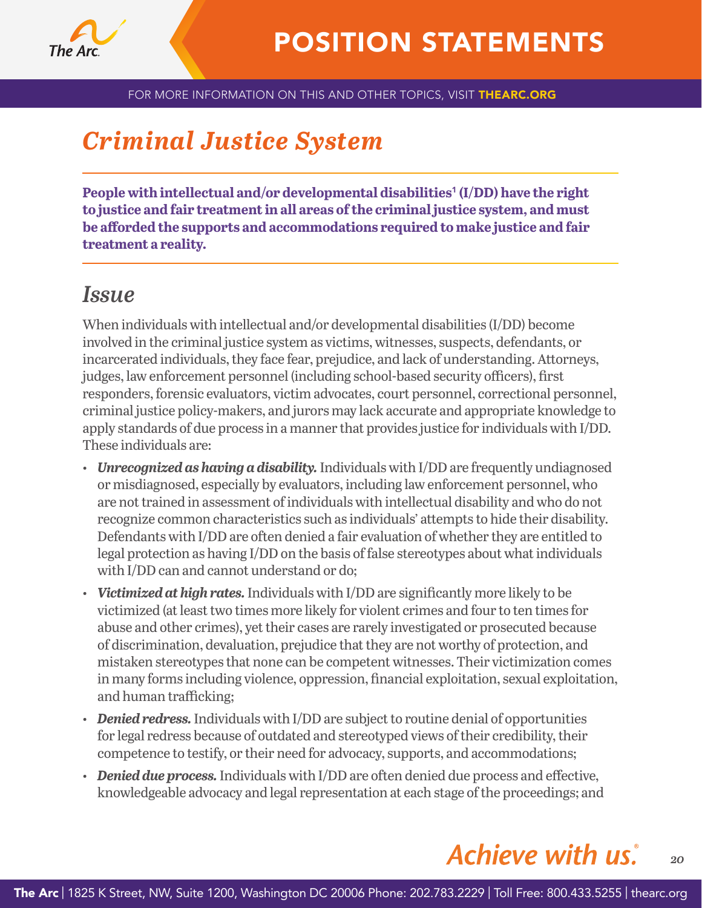# Criminal Justice System

**People with intellectual and/or developmental disabilities[1] (I/DD) have the right to justice and fair treatment in all areas of the criminal justice system, and must be afforded the supports and accommodations required to make justice and fair treatment a reality.**

## Issue

When individuals with intellectual and/or developmental disabilities (I/DD) become involved in the criminal justice system as victims, witnesses, suspects, defendants, or incarcerated individuals, they face fear, prejudice, and lack of understanding. Attorneys, judges, law enforcement personnel (including school-based security officers), first responders, forensic evaluators, victim advocates, court personnel, correctional personnel, criminal justice policy-makers, and jurors may lack accurate and appropriate knowledge to apply standards of due process in a manner that provides justice for individuals with I/DD. These individuals are:

- ***Unrecognized as having a disability.*** Individuals with I/DD are frequently undiagnosed or misdiagnosed, especially by evaluators, including law enforcement personnel, who are not trained in assessment of individuals with intellectual disability and who do not recognize common characteristics such as individuals' attempts to hide their disability. Defendants with I/DD are often denied a fair evaluation of whether they are entitled to legal protection as having I/DD on the basis of false stereotypes about what individuals with I/DD can and cannot understand or do;
- ***Victimized at high rates.*** Individuals with I/DD are significantly more likely to be victimized (at least two times more likely for violent crimes and four to ten times for abuse and other crimes), yet their cases are rarely investigated or prosecuted because of discrimination, devaluation, prejudice that they are not worthy of protection, and mistaken stereotypes that none can be competent witnesses. Their victimization comes in many forms including violence, oppression, financial exploitation, sexual exploitation, and human trafficking;
- ***Denied redress.*** Individuals with I/DD are subject to routine denial of opportunities for legal redress because of outdated and stereotyped views of their credibility, their competence to testify, or their need for advocacy, supports, and accommodations;
- ***Denied due process.*** Individuals with I/DD are often denied due process and effective, knowledgeable advocacy and legal representation at each stage of the proceedings; and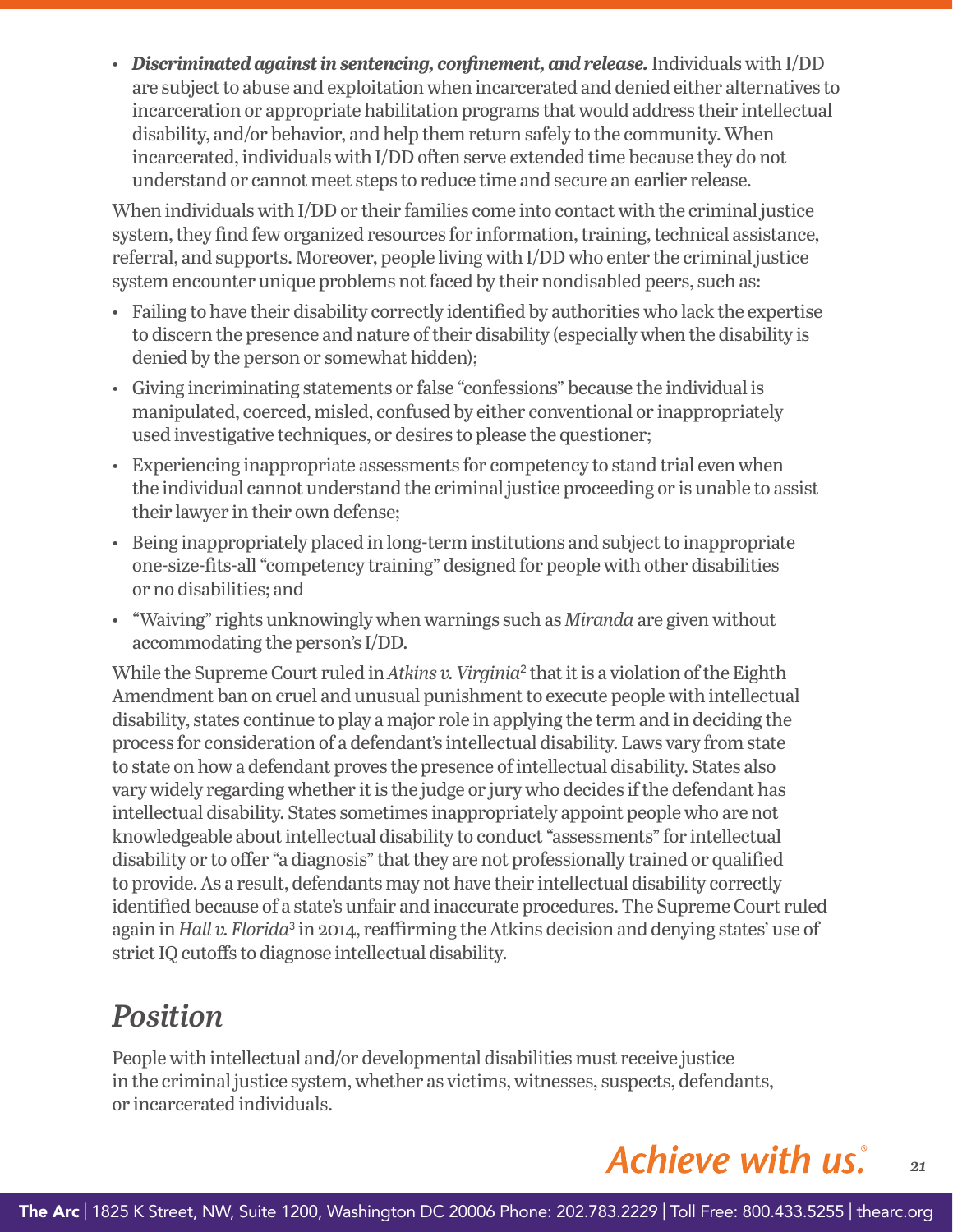- ***Discriminated against in sentencing, confinement, and release.*** Individuals with I/DD are subject to abuse and exploitation when incarcerated and denied either alternatives to incarceration or appropriate habilitation programs that would address their intellectual disability, and/or behavior, and help them return safely to the community. When incarcerated, individuals with I/DD often serve extended time because they do not understand or cannot meet steps to reduce time and secure an earlier release.

When individuals with I/DD or their families come into contact with the criminal justice system, they find few organized resources for information, training, technical assistance, referral, and supports. Moreover, people living with I/DD who enter the criminal justice system encounter unique problems not faced by their nondisabled peers, such as:

- Failing to have their disability correctly identified by authorities who lack the expertise to discern the presence and nature of their disability (especially when the disability is denied by the person or somewhat hidden);
- Giving incriminating statements or false "confessions" because the individual is manipulated, coerced, misled, confused by either conventional or inappropriately used investigative techniques, or desires to please the questioner;
- Experiencing inappropriate assessments for competency to stand trial even when the individual cannot understand the criminal justice proceeding or is unable to assist their lawyer in their own defense;
- Being inappropriately placed in long-term institutions and subject to inappropriate one-size-fits-all "competency training" designed for people with other disabilities or no disabilities; and
- "Waiving" rights unknowingly when warnings such as *Miranda* are given without accommodating the person's I/DD.

While the Supreme Court ruled in *Atkins v. Virginia*[2] that it is a violation of the Eighth Amendment ban on cruel and unusual punishment to execute people with intellectual disability, states continue to play a major role in applying the term and in deciding the process for consideration of a defendant's intellectual disability. Laws vary from state to state on how a defendant proves the presence of intellectual disability. States also vary widely regarding whether it is the judge or jury who decides if the defendant has intellectual disability. States sometimes inappropriately appoint people who are not knowledgeable about intellectual disability to conduct "assessments" for intellectual disability or to offer "a diagnosis" that they are not professionally trained or qualified to provide. As a result, defendants may not have their intellectual disability correctly identified because of a state's unfair and inaccurate procedures. The Supreme Court ruled again in *Hall v. Florida*[3] in 2014, reaffirming the Atkins decision and denying states' use of strict IQ cutoffs to diagnose intellectual disability.

## *Position*

People with intellectual and/or developmental disabilities must receive justice in the criminal justice system, whether as victims, witnesses, suspects, defendants, or incarcerated individuals.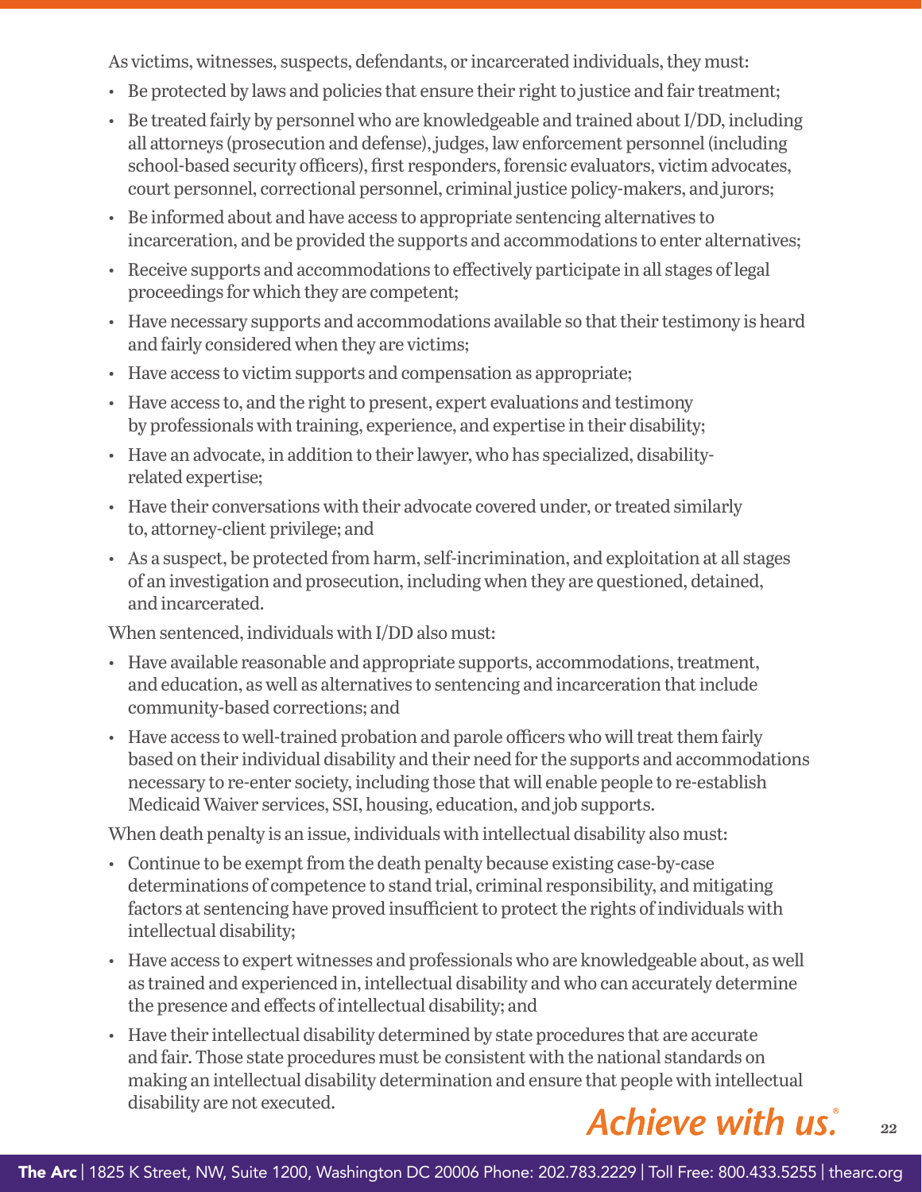As victims, witnesses, suspects, defendants, or incarcerated individuals, they must:

- Be protected by laws and policies that ensure their right to justice and fair treatment;
- Be treated fairly by personnel who are knowledgeable and trained about I/DD, including all attorneys (prosecution and defense), judges, law enforcement personnel (including school-based security officers), first responders, forensic evaluators, victim advocates, court personnel, correctional personnel, criminal justice policy-makers, and jurors;
- Be informed about and have access to appropriate sentencing alternatives to incarceration, and be provided the supports and accommodations to enter alternatives;
- Receive supports and accommodations to effectively participate in all stages of legal proceedings for which they are competent;
- Have necessary supports and accommodations available so that their testimony is heard and fairly considered when they are victims;
- Have access to victim supports and compensation as appropriate;
- Have access to, and the right to present, expert evaluations and testimony by professionals with training, experience, and expertise in their disability;
- Have an advocate, in addition to their lawyer, who has specialized, disability-related expertise;
- Have their conversations with their advocate covered under, or treated similarly to, attorney-client privilege; and
- As a suspect, be protected from harm, self-incrimination, and exploitation at all stages of an investigation and prosecution, including when they are questioned, detained, and incarcerated.

When sentenced, individuals with I/DD also must:

- Have available reasonable and appropriate supports, accommodations, treatment, and education, as well as alternatives to sentencing and incarceration that include community-based corrections; and
- Have access to well-trained probation and parole officers who will treat them fairly based on their individual disability and their need for the supports and accommodations necessary to re-enter society, including those that will enable people to re-establish Medicaid Waiver services, SSI, housing, education, and job supports.

When death penalty is an issue, individuals with intellectual disability also must:

- Continue to be exempt from the death penalty because existing case-by-case determinations of competence to stand trial, criminal responsibility, and mitigating factors at sentencing have proved insufficient to protect the rights of individuals with intellectual disability;
- Have access to expert witnesses and professionals who are knowledgeable about, as well as trained and experienced in, intellectual disability and who can accurately determine the presence and effects of intellectual disability; and
- Have their intellectual disability determined by state procedures that are accurate and fair. Those state procedures must be consistent with the national standards on making an intellectual disability determination and ensure that people with intellectual disability are not executed.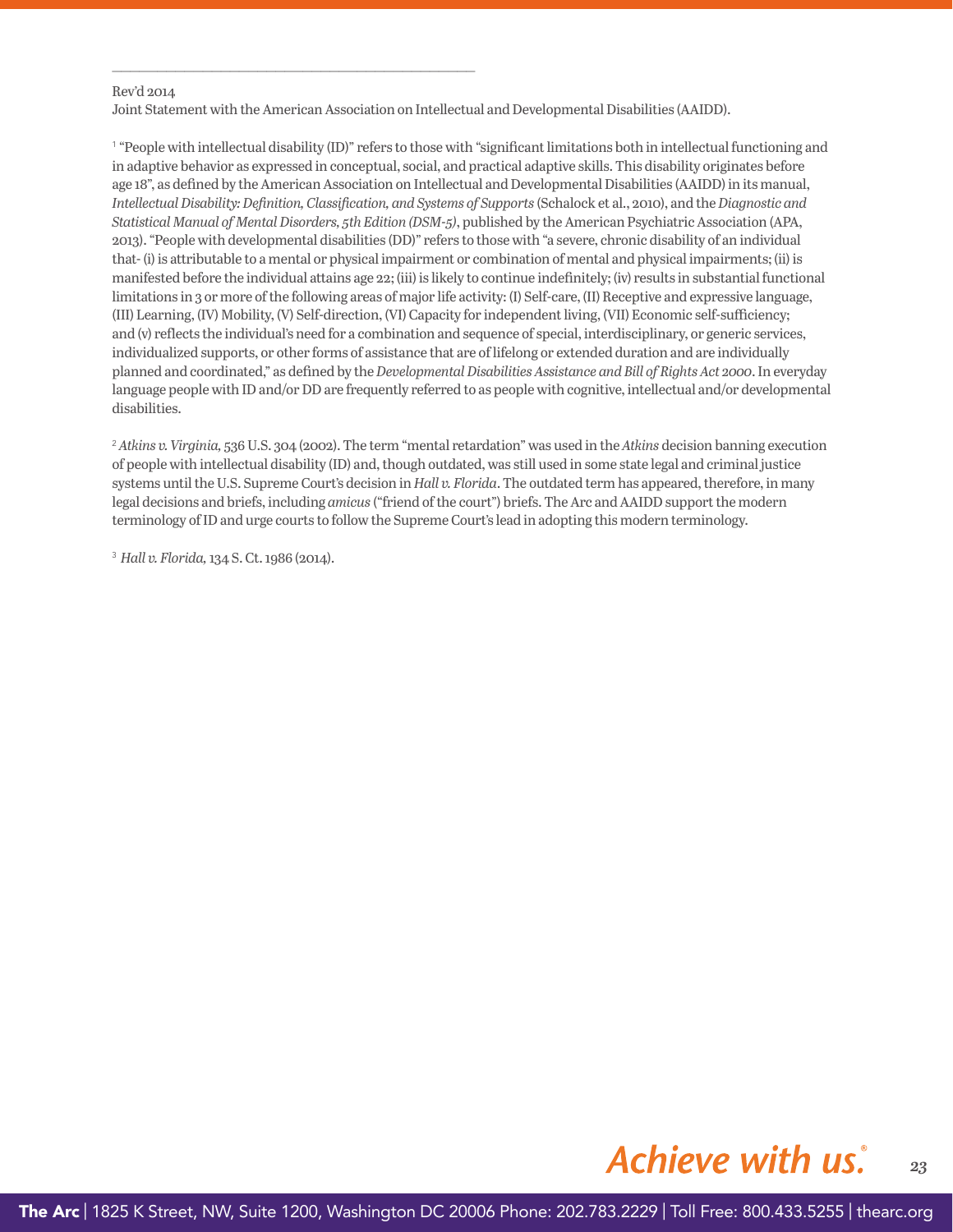---

Rev'd 2014
Joint Statement with the American Association on Intellectual and Developmental Disabilities (AAIDD).

[1] "People with intellectual disability (ID)" refers to those with "significant limitations both in intellectual functioning and in adaptive behavior as expressed in conceptual, social, and practical adaptive skills. This disability originates before age 18", as defined by the American Association on Intellectual and Developmental Disabilities (AAIDD) in its manual, *Intellectual Disability: Definition, Classification, and Systems of Supports* (Schalock et al., 2010), and the *Diagnostic and Statistical Manual of Mental Disorders, 5th Edition (DSM-5)*, published by the American Psychiatric Association (APA, 2013). "People with developmental disabilities (DD)" refers to those with "a severe, chronic disability of an individual that- (i) is attributable to a mental or physical impairment or combination of mental and physical impairments; (ii) is manifested before the individual attains age 22; (iii) is likely to continue indefinitely; (iv) results in substantial functional limitations in 3 or more of the following areas of major life activity: (I) Self-care, (II) Receptive and expressive language, (III) Learning, (IV) Mobility, (V) Self-direction, (VI) Capacity for independent living, (VII) Economic self-sufficiency; and (v) reflects the individual's need for a combination and sequence of special, interdisciplinary, or generic services, individualized supports, or other forms of assistance that are of lifelong or extended duration and are individually planned and coordinated," as defined by the *Developmental Disabilities Assistance and Bill of Rights Act 2000*. In everyday language people with ID and/or DD are frequently referred to as people with cognitive, intellectual and/or developmental disabilities.

[2] *Atkins v. Virginia,* 536 U.S. 304 (2002). The term "mental retardation" was used in the *Atkins* decision banning execution of people with intellectual disability (ID) and, though outdated, was still used in some state legal and criminal justice systems until the U.S. Supreme Court's decision in *Hall v. Florida*. The outdated term has appeared, therefore, in many legal decisions and briefs, including *amicus* ("friend of the court") briefs. The Arc and AAIDD support the modern terminology of ID and urge courts to follow the Supreme Court's lead in adopting this modern terminology.

[3] *Hall v. Florida,* 134 S. Ct. 1986 (2014).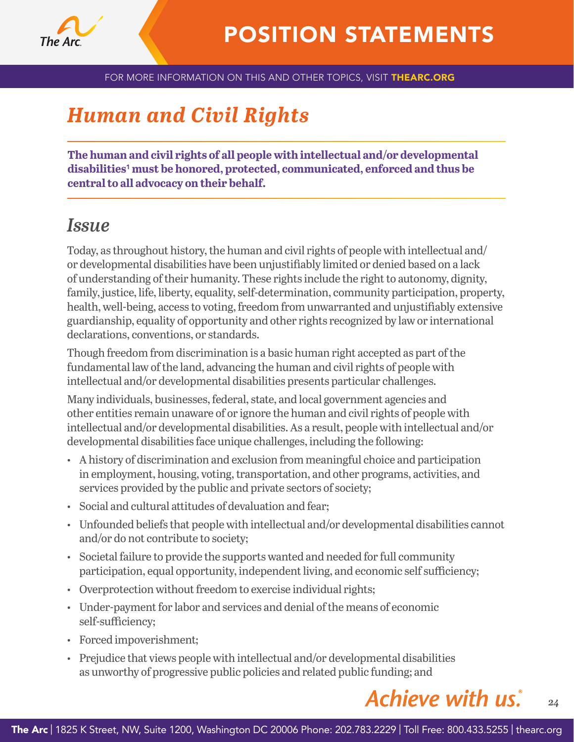# Human and Civil Rights

**The human and civil rights of all people with intellectual and/or developmental disabilities[1] must be honored, protected, communicated, enforced and thus be central to all advocacy on their behalf.**

## Issue

Today, as throughout history, the human and civil rights of people with intellectual and/or developmental disabilities have been unjustifiably limited or denied based on a lack of understanding of their humanity. These rights include the right to autonomy, dignity, family, justice, life, liberty, equality, self-determination, community participation, property, health, well-being, access to voting, freedom from unwarranted and unjustifiably extensive guardianship, equality of opportunity and other rights recognized by law or international declarations, conventions, or standards.

Though freedom from discrimination is a basic human right accepted as part of the fundamental law of the land, advancing the human and civil rights of people with intellectual and/or developmental disabilities presents particular challenges.

Many individuals, businesses, federal, state, and local government agencies and other entities remain unaware of or ignore the human and civil rights of people with intellectual and/or developmental disabilities. As a result, people with intellectual and/or developmental disabilities face unique challenges, including the following:

- A history of discrimination and exclusion from meaningful choice and participation in employment, housing, voting, transportation, and other programs, activities, and services provided by the public and private sectors of society;
- Social and cultural attitudes of devaluation and fear;
- Unfounded beliefs that people with intellectual and/or developmental disabilities cannot and/or do not contribute to society;
- Societal failure to provide the supports wanted and needed for full community participation, equal opportunity, independent living, and economic self sufficiency;
- Overprotection without freedom to exercise individual rights;
- Under-payment for labor and services and denial of the means of economic self-sufficiency;
- Forced impoverishment;
- Prejudice that views people with intellectual and/or developmental disabilities as unworthy of progressive public policies and related public funding; and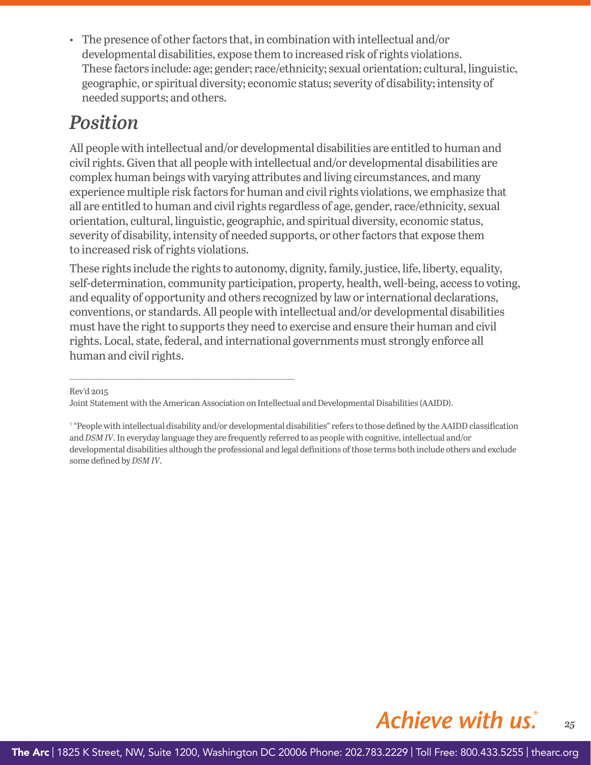- The presence of other factors that, in combination with intellectual and/or developmental disabilities, expose them to increased risk of rights violations. These factors include: age; gender; race/ethnicity; sexual orientation; cultural, linguistic, geographic, or spiritual diversity; economic status; severity of disability; intensity of needed supports; and others.

## *Position*

All people with intellectual and/or developmental disabilities are entitled to human and civil rights. Given that all people with intellectual and/or developmental disabilities are complex human beings with varying attributes and living circumstances, and many experience multiple risk factors for human and civil rights violations, we emphasize that all are entitled to human and civil rights regardless of age, gender, race/ethnicity, sexual orientation, cultural, linguistic, geographic, and spiritual diversity, economic status, severity of disability, intensity of needed supports, or other factors that expose them to increased risk of rights violations.

These rights include the rights to autonomy, dignity, family, justice, life, liberty, equality, self-determination, community participation, property, health, well-being, access to voting, and equality of opportunity and others recognized by law or international declarations, conventions, or standards. All people with intellectual and/or developmental disabilities must have the right to supports they need to exercise and ensure their human and civil rights. Local, state, federal, and international governments must strongly enforce all human and civil rights.

---

Rev'd 2015

Joint Statement with the American Association on Intellectual and Developmental Disabilities (AAIDD).

[1] "People with intellectual disability and/or developmental disabilities" refers to those defined by the AAIDD classification and *DSM IV*. In everyday language they are frequently referred to as people with cognitive, intellectual and/or developmental disabilities although the professional and legal definitions of those terms both include others and exclude some defined by *DSM IV*.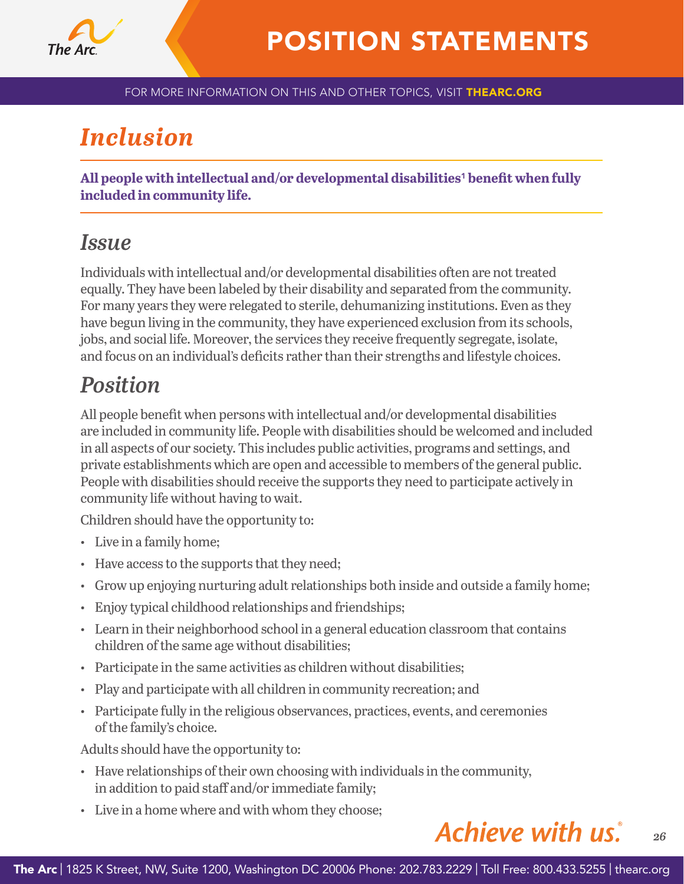# *Inclusion*

**All people with intellectual and/or developmental disabilities[1] benefit when fully included in community life.**

## *Issue*

Individuals with intellectual and/or developmental disabilities often are not treated equally. They have been labeled by their disability and separated from the community. For many years they were relegated to sterile, dehumanizing institutions. Even as they have begun living in the community, they have experienced exclusion from its schools, jobs, and social life. Moreover, the services they receive frequently segregate, isolate, and focus on an individual's deficits rather than their strengths and lifestyle choices.

## *Position*

All people benefit when persons with intellectual and/or developmental disabilities are included in community life. People with disabilities should be welcomed and included in all aspects of our society. This includes public activities, programs and settings, and private establishments which are open and accessible to members of the general public. People with disabilities should receive the supports they need to participate actively in community life without having to wait.

Children should have the opportunity to:

- Live in a family home;
- Have access to the supports that they need;
- Grow up enjoying nurturing adult relationships both inside and outside a family home;
- Enjoy typical childhood relationships and friendships;
- Learn in their neighborhood school in a general education classroom that contains children of the same age without disabilities;
- Participate in the same activities as children without disabilities;
- Play and participate with all children in community recreation; and
- Participate fully in the religious observances, practices, events, and ceremonies of the family's choice.

Adults should have the opportunity to:

- Have relationships of their own choosing with individuals in the community, in addition to paid staff and/or immediate family;
- Live in a home where and with whom they choose;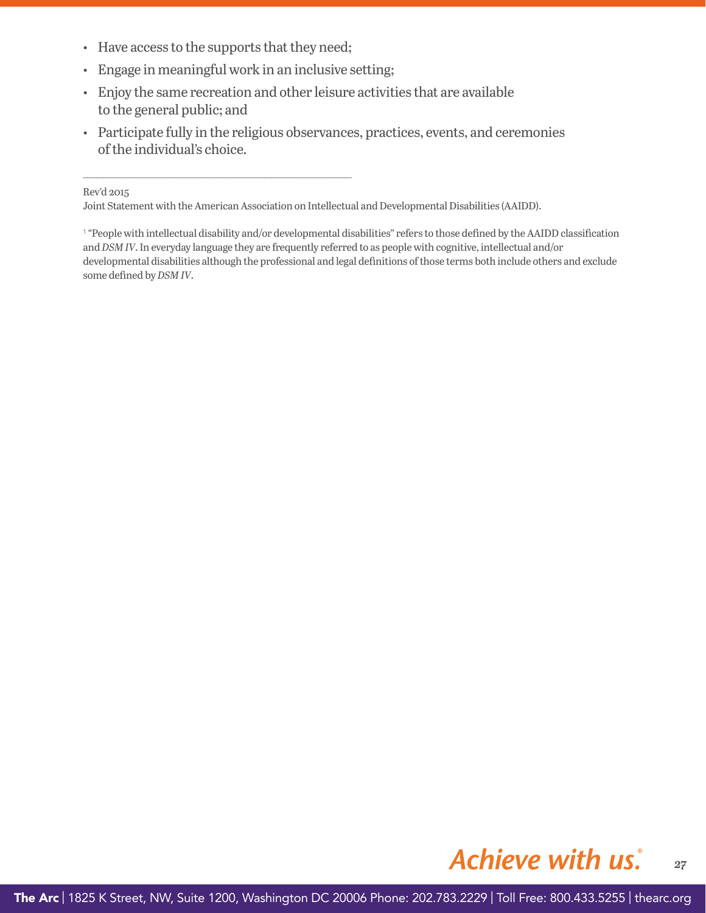- Have access to the supports that they need;
- Engage in meaningful work in an inclusive setting;
- Enjoy the same recreation and other leisure activities that are available to the general public; and
- Participate fully in the religious observances, practices, events, and ceremonies of the individual's choice.

---

Rev'd 2015

Joint Statement with the American Association on Intellectual and Developmental Disabilities (AAIDD).

[1] "People with intellectual disability and/or developmental disabilities" refers to those defined by the AAIDD classification and *DSM IV*. In everyday language they are frequently referred to as people with cognitive, intellectual and/or developmental disabilities although the professional and legal definitions of those terms both include others and exclude some defined by *DSM IV*.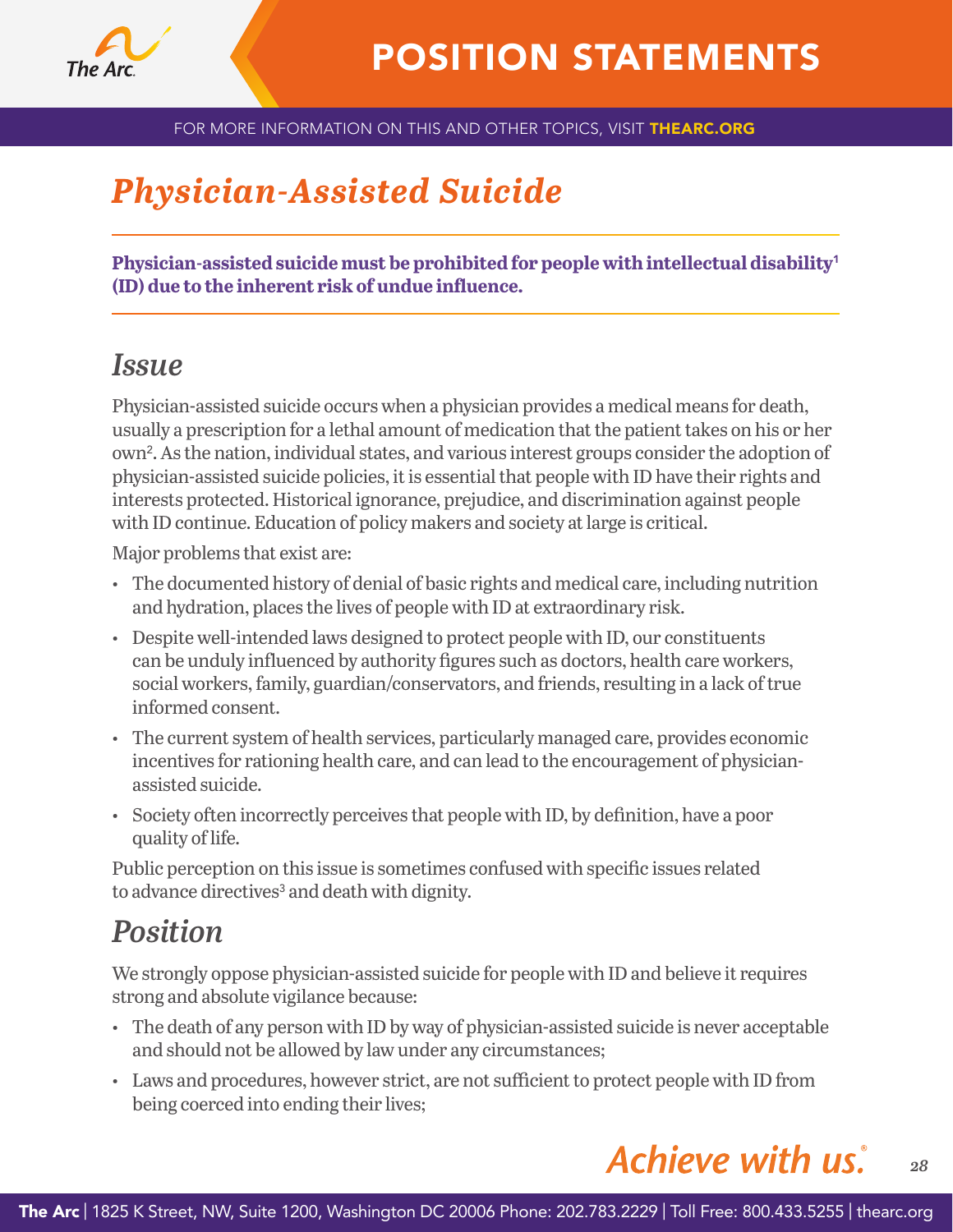# POSITION STATEMENTS

FOR MORE INFORMATION ON THIS AND OTHER TOPICS, VISIT **THEARC.ORG**

## *Physician-Assisted Suicide*

**Physician-assisted suicide must be prohibited for people with intellectual disability[1] (ID) due to the inherent risk of undue influence.**

### *Issue*

Physician-assisted suicide occurs when a physician provides a medical means for death, usually a prescription for a lethal amount of medication that the patient takes on his or her own[2]. As the nation, individual states, and various interest groups consider the adoption of physician-assisted suicide policies, it is essential that people with ID have their rights and interests protected. Historical ignorance, prejudice, and discrimination against people with ID continue. Education of policy makers and society at large is critical.

Major problems that exist are:

- The documented history of denial of basic rights and medical care, including nutrition and hydration, places the lives of people with ID at extraordinary risk.
- Despite well-intended laws designed to protect people with ID, our constituents can be unduly influenced by authority figures such as doctors, health care workers, social workers, family, guardian/conservators, and friends, resulting in a lack of true informed consent.
- The current system of health services, particularly managed care, provides economic incentives for rationing health care, and can lead to the encouragement of physician-assisted suicide.
- Society often incorrectly perceives that people with ID, by definition, have a poor quality of life.

Public perception on this issue is sometimes confused with specific issues related to advance directives[3] and death with dignity.

### *Position*

We strongly oppose physician-assisted suicide for people with ID and believe it requires strong and absolute vigilance because:

- The death of any person with ID by way of physician-assisted suicide is never acceptable and should not be allowed by law under any circumstances;
- Laws and procedures, however strict, are not sufficient to protect people with ID from being coerced into ending their lives;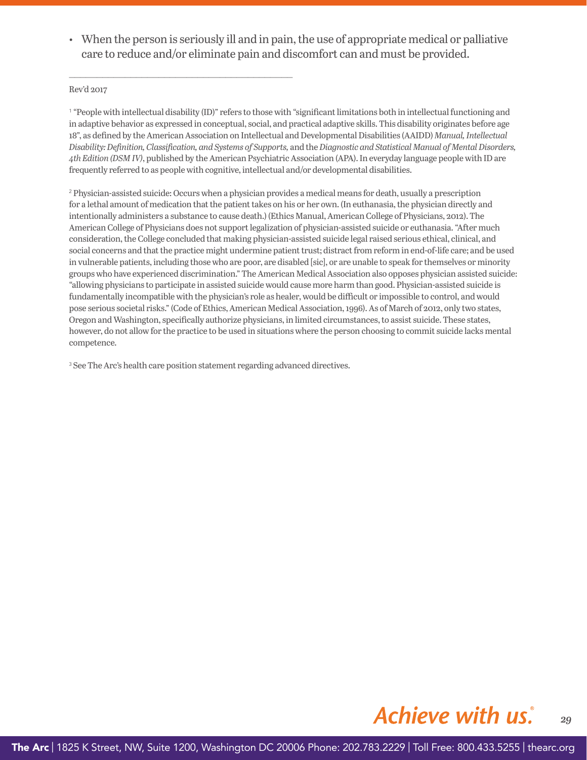- When the person is seriously ill and in pain, the use of appropriate medical or palliative care to reduce and/or eliminate pain and discomfort can and must be provided.

---

Rev'd 2017

[1] "People with intellectual disability (ID)" refers to those with "significant limitations both in intellectual functioning and in adaptive behavior as expressed in conceptual, social, and practical adaptive skills. This disability originates before age 18", as defined by the American Association on Intellectual and Developmental Disabilities (AAIDD) *Manual, Intellectual Disability: Definition, Classification, and Systems of Supports,* and the *Diagnostic and Statistical Manual of Mental Disorders, 4th Edition (DSM IV)*, published by the American Psychiatric Association (APA). In everyday language people with ID are frequently referred to as people with cognitive, intellectual and/or developmental disabilities.

[2] Physician-assisted suicide: Occurs when a physician provides a medical means for death, usually a prescription for a lethal amount of medication that the patient takes on his or her own. (In euthanasia, the physician directly and intentionally administers a substance to cause death.) (Ethics Manual, American College of Physicians, 2012). The American College of Physicians does not support legalization of physician-assisted suicide or euthanasia. "After much consideration, the College concluded that making physician-assisted suicide legal raised serious ethical, clinical, and social concerns and that the practice might undermine patient trust; distract from reform in end-of-life care; and be used in vulnerable patients, including those who are poor, are disabled [sic], or are unable to speak for themselves or minority groups who have experienced discrimination." The American Medical Association also opposes physician assisted suicide: "allowing physicians to participate in assisted suicide would cause more harm than good. Physician-assisted suicide is fundamentally incompatible with the physician's role as healer, would be difficult or impossible to control, and would pose serious societal risks." (Code of Ethics, American Medical Association, 1996). As of March of 2012, only two states, Oregon and Washington, specifically authorize physicians, in limited circumstances, to assist suicide. These states, however, do not allow for the practice to be used in situations where the person choosing to commit suicide lacks mental competence.

[3] See The Arc's health care position statement regarding advanced directives.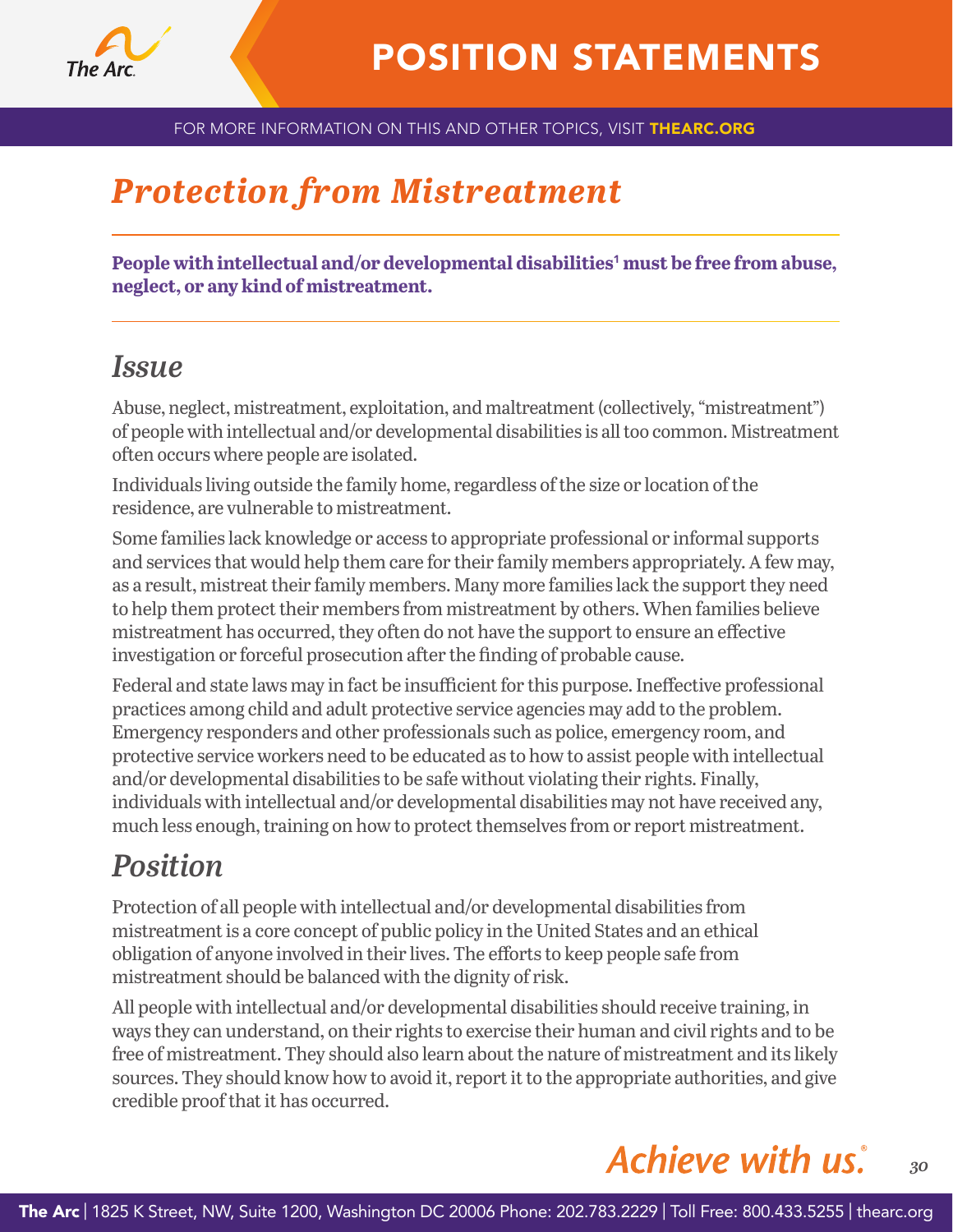# Protection from Mistreatment

**People with intellectual and/or developmental disabilities[1] must be free from abuse, neglect, or any kind of mistreatment.**

## Issue

Abuse, neglect, mistreatment, exploitation, and maltreatment (collectively, "mistreatment") of people with intellectual and/or developmental disabilities is all too common. Mistreatment often occurs where people are isolated.

Individuals living outside the family home, regardless of the size or location of the residence, are vulnerable to mistreatment.

Some families lack knowledge or access to appropriate professional or informal supports and services that would help them care for their family members appropriately. A few may, as a result, mistreat their family members. Many more families lack the support they need to help them protect their members from mistreatment by others. When families believe mistreatment has occurred, they often do not have the support to ensure an effective investigation or forceful prosecution after the finding of probable cause.

Federal and state laws may in fact be insufficient for this purpose. Ineffective professional practices among child and adult protective service agencies may add to the problem. Emergency responders and other professionals such as police, emergency room, and protective service workers need to be educated as to how to assist people with intellectual and/or developmental disabilities to be safe without violating their rights. Finally, individuals with intellectual and/or developmental disabilities may not have received any, much less enough, training on how to protect themselves from or report mistreatment.

## Position

Protection of all people with intellectual and/or developmental disabilities from mistreatment is a core concept of public policy in the United States and an ethical obligation of anyone involved in their lives. The efforts to keep people safe from mistreatment should be balanced with the dignity of risk.

All people with intellectual and/or developmental disabilities should receive training, in ways they can understand, on their rights to exercise their human and civil rights and to be free of mistreatment. They should also learn about the nature of mistreatment and its likely sources. They should know how to avoid it, report it to the appropriate authorities, and give credible proof that it has occurred.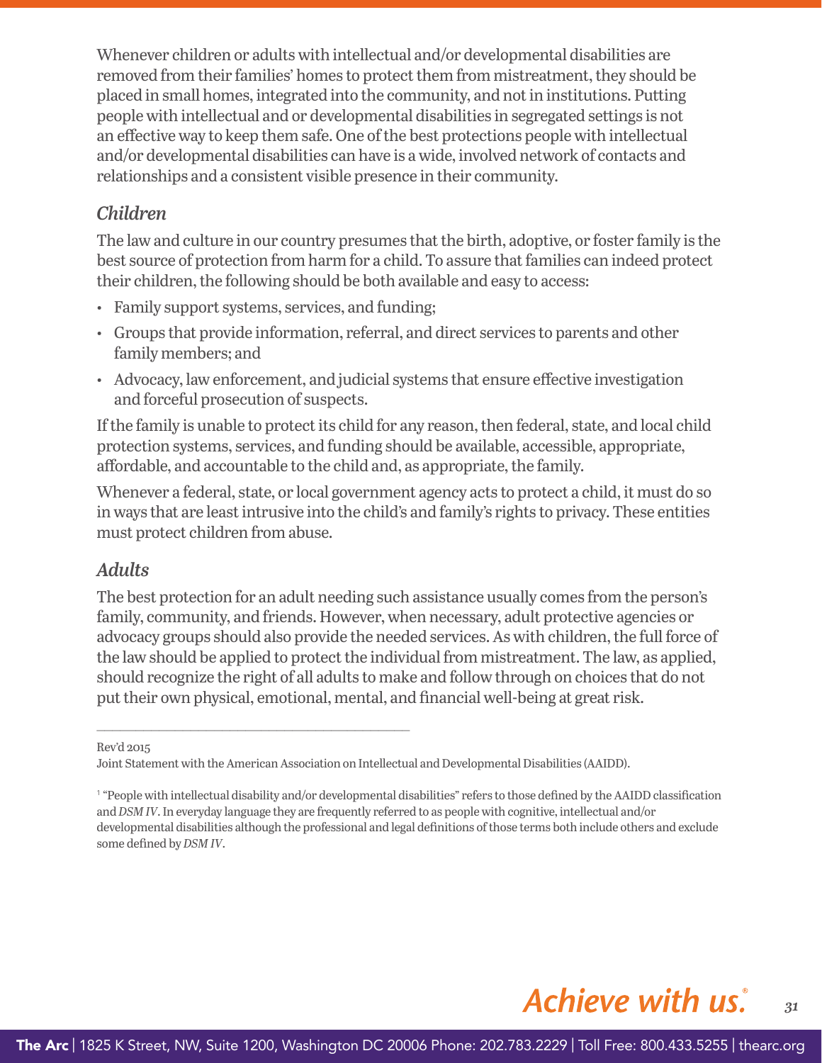Whenever children or adults with intellectual and/or developmental disabilities are removed from their families' homes to protect them from mistreatment, they should be placed in small homes, integrated into the community, and not in institutions. Putting people with intellectual and or developmental disabilities in segregated settings is not an effective way to keep them safe. One of the best protections people with intellectual and/or developmental disabilities can have is a wide, involved network of contacts and relationships and a consistent visible presence in their community.

### *Children*

The law and culture in our country presumes that the birth, adoptive, or foster family is the best source of protection from harm for a child. To assure that families can indeed protect their children, the following should be both available and easy to access:

- Family support systems, services, and funding;
- Groups that provide information, referral, and direct services to parents and other family members; and
- Advocacy, law enforcement, and judicial systems that ensure effective investigation and forceful prosecution of suspects.

If the family is unable to protect its child for any reason, then federal, state, and local child protection systems, services, and funding should be available, accessible, appropriate, affordable, and accountable to the child and, as appropriate, the family.

Whenever a federal, state, or local government agency acts to protect a child, it must do so in ways that are least intrusive into the child's and family's rights to privacy. These entities must protect children from abuse.

### *Adults*

The best protection for an adult needing such assistance usually comes from the person's family, community, and friends. However, when necessary, adult protective agencies or advocacy groups should also provide the needed services. As with children, the full force of the law should be applied to protect the individual from mistreatment. The law, as applied, should recognize the right of all adults to make and follow through on choices that do not put their own physical, emotional, mental, and financial well-being at great risk.

---

Rev'd 2015

Joint Statement with the American Association on Intellectual and Developmental Disabilities (AAIDD).

[1] "People with intellectual disability and/or developmental disabilities" refers to those defined by the AAIDD classification and *DSM IV*. In everyday language they are frequently referred to as people with cognitive, intellectual and/or developmental disabilities although the professional and legal definitions of those terms both include others and exclude some defined by *DSM IV*.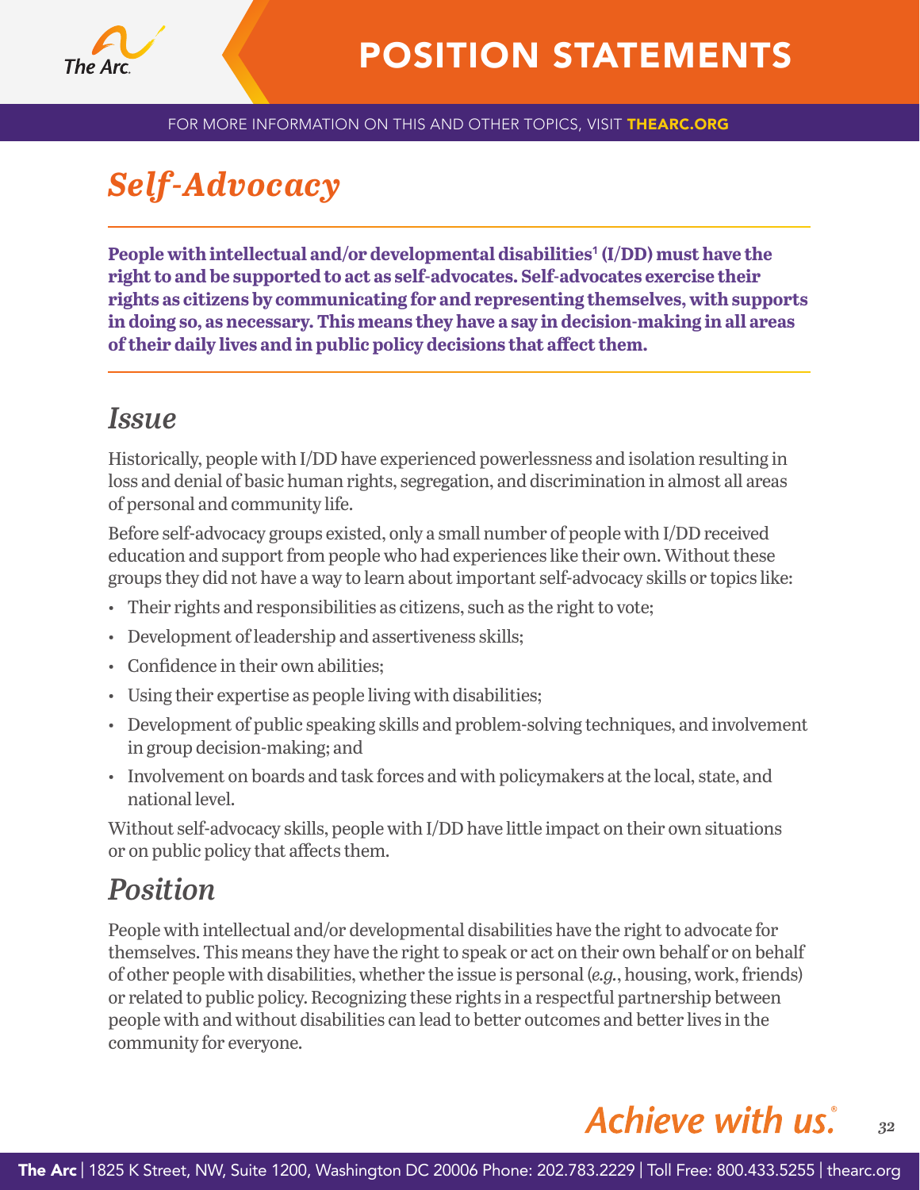# Self-Advocacy

**People with intellectual and/or developmental disabilities[1] (I/DD) must have the right to and be supported to act as self-advocates. Self-advocates exercise their rights as citizens by communicating for and representing themselves, with supports in doing so, as necessary. This means they have a say in decision-making in all areas of their daily lives and in public policy decisions that affect them.**

## Issue

Historically, people with I/DD have experienced powerlessness and isolation resulting in loss and denial of basic human rights, segregation, and discrimination in almost all areas of personal and community life.

Before self-advocacy groups existed, only a small number of people with I/DD received education and support from people who had experiences like their own. Without these groups they did not have a way to learn about important self-advocacy skills or topics like:

- Their rights and responsibilities as citizens, such as the right to vote;
- Development of leadership and assertiveness skills;
- Confidence in their own abilities;
- Using their expertise as people living with disabilities;
- Development of public speaking skills and problem-solving techniques, and involvement in group decision-making; and
- Involvement on boards and task forces and with policymakers at the local, state, and national level.

Without self-advocacy skills, people with I/DD have little impact on their own situations or on public policy that affects them.

## Position

People with intellectual and/or developmental disabilities have the right to advocate for themselves. This means they have the right to speak or act on their own behalf or on behalf of other people with disabilities, whether the issue is personal (*e.g.*, housing, work, friends) or related to public policy. Recognizing these rights in a respectful partnership between people with and without disabilities can lead to better outcomes and better lives in the community for everyone.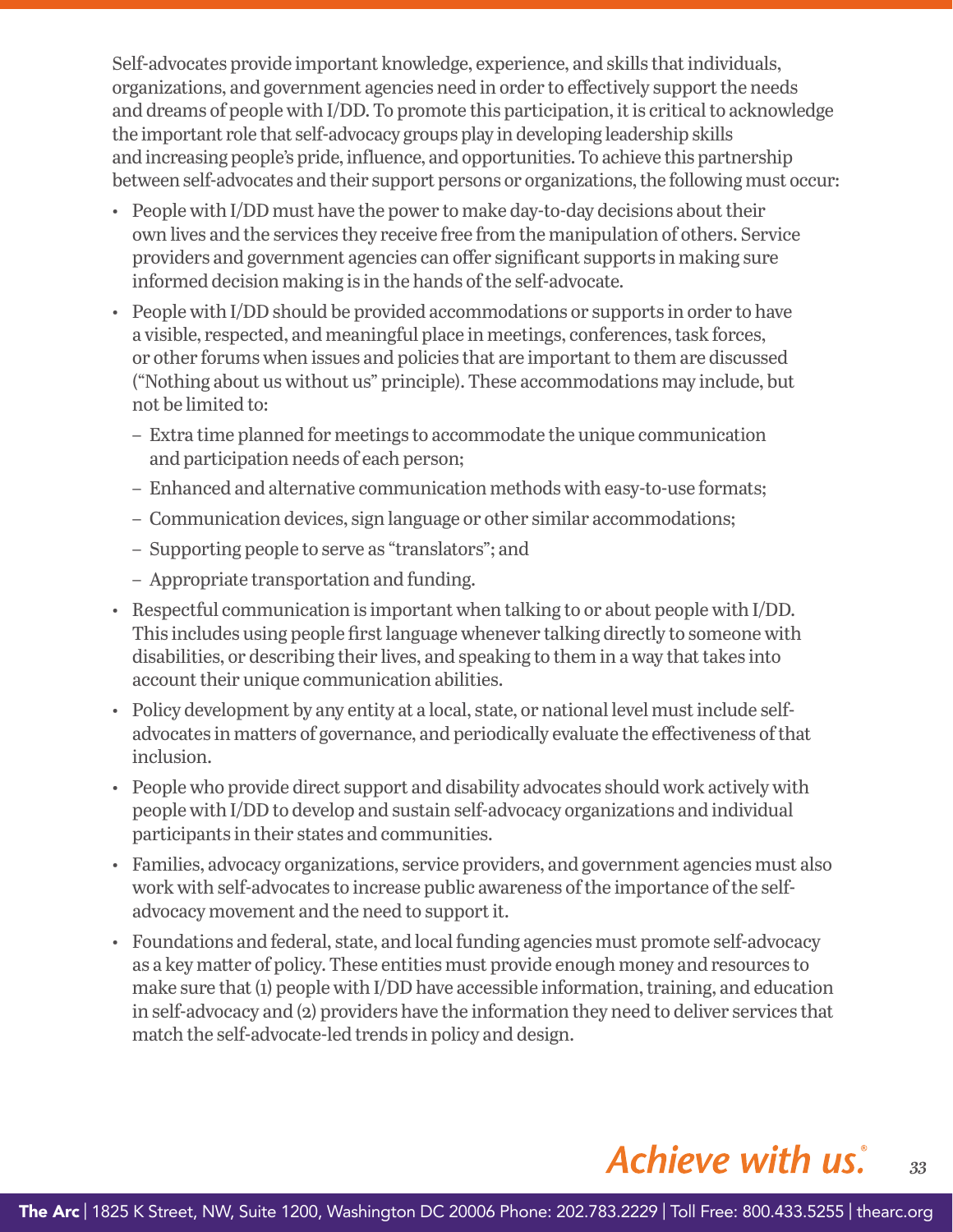Self-advocates provide important knowledge, experience, and skills that individuals, organizations, and government agencies need in order to effectively support the needs and dreams of people with I/DD. To promote this participation, it is critical to acknowledge the important role that self-advocacy groups play in developing leadership skills and increasing people's pride, influence, and opportunities. To achieve this partnership between self-advocates and their support persons or organizations, the following must occur:

- People with I/DD must have the power to make day-to-day decisions about their own lives and the services they receive free from the manipulation of others. Service providers and government agencies can offer significant supports in making sure informed decision making is in the hands of the self-advocate.
- People with I/DD should be provided accommodations or supports in order to have a visible, respected, and meaningful place in meetings, conferences, task forces, or other forums when issues and policies that are important to them are discussed ("Nothing about us without us" principle). These accommodations may include, but not be limited to:
  - Extra time planned for meetings to accommodate the unique communication and participation needs of each person;
  - Enhanced and alternative communication methods with easy-to-use formats;
  - Communication devices, sign language or other similar accommodations;
  - Supporting people to serve as "translators"; and
  - Appropriate transportation and funding.
- Respectful communication is important when talking to or about people with I/DD. This includes using people first language whenever talking directly to someone with disabilities, or describing their lives, and speaking to them in a way that takes into account their unique communication abilities.
- Policy development by any entity at a local, state, or national level must include self-advocates in matters of governance, and periodically evaluate the effectiveness of that inclusion.
- People who provide direct support and disability advocates should work actively with people with I/DD to develop and sustain self-advocacy organizations and individual participants in their states and communities.
- Families, advocacy organizations, service providers, and government agencies must also work with self-advocates to increase public awareness of the importance of the self-advocacy movement and the need to support it.
- Foundations and federal, state, and local funding agencies must promote self-advocacy as a key matter of policy. These entities must provide enough money and resources to make sure that (1) people with I/DD have accessible information, training, and education in self-advocacy and (2) providers have the information they need to deliver services that match the self-advocate-led trends in policy and design.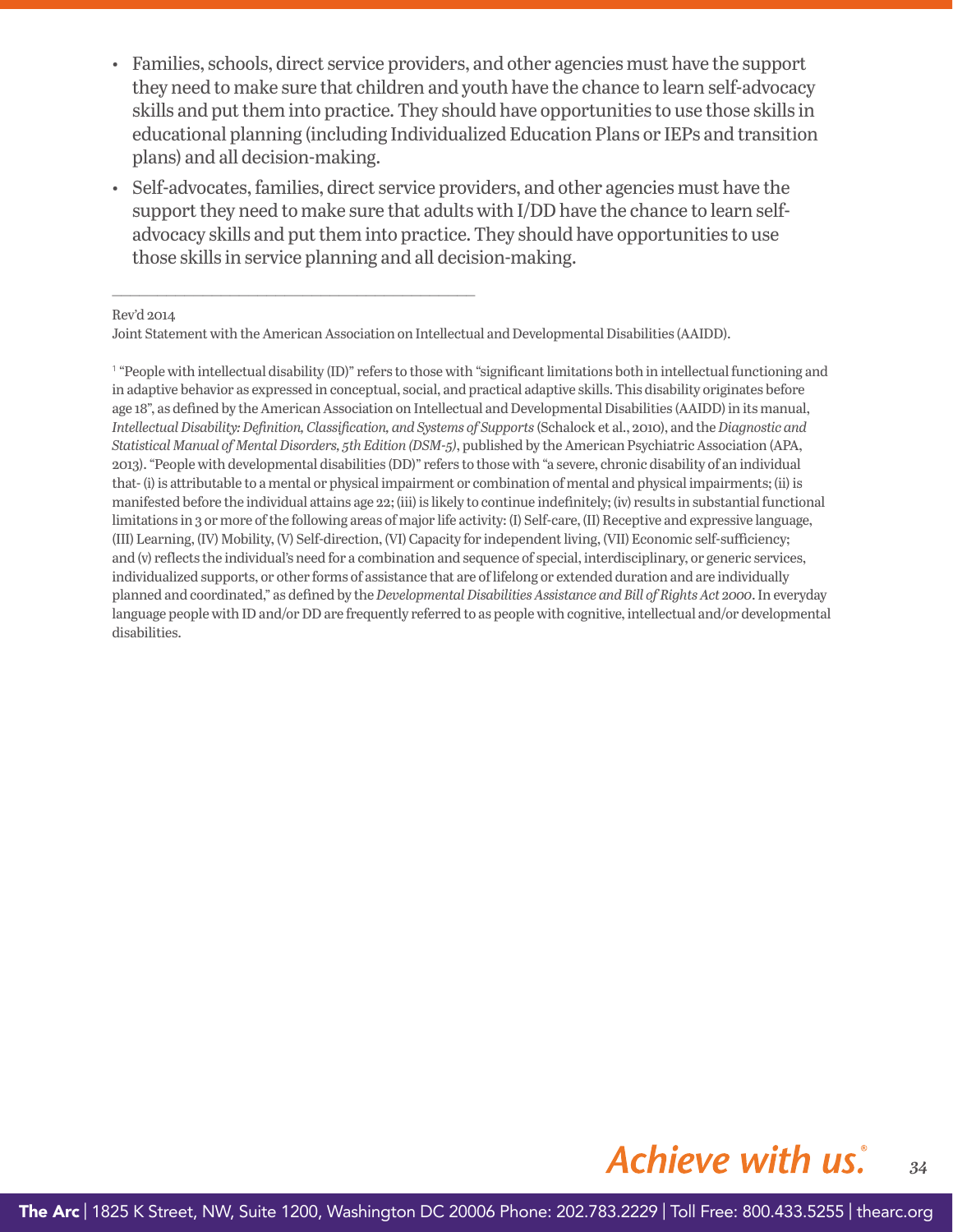- Families, schools, direct service providers, and other agencies must have the support they need to make sure that children and youth have the chance to learn self-advocacy skills and put them into practice. They should have opportunities to use those skills in educational planning (including Individualized Education Plans or IEPs and transition plans) and all decision-making.
- Self-advocates, families, direct service providers, and other agencies must have the support they need to make sure that adults with I/DD have the chance to learn self-advocacy skills and put them into practice. They should have opportunities to use those skills in service planning and all decision-making.

---

Rev'd 2014

Joint Statement with the American Association on Intellectual and Developmental Disabilities (AAIDD).

[1] "People with intellectual disability (ID)" refers to those with "significant limitations both in intellectual functioning and in adaptive behavior as expressed in conceptual, social, and practical adaptive skills. This disability originates before age 18", as defined by the American Association on Intellectual and Developmental Disabilities (AAIDD) in its manual, *Intellectual Disability: Definition, Classification, and Systems of Supports* (Schalock et al., 2010), and the *Diagnostic and Statistical Manual of Mental Disorders, 5th Edition (DSM-5)*, published by the American Psychiatric Association (APA, 2013). "People with developmental disabilities (DD)" refers to those with "a severe, chronic disability of an individual that- (i) is attributable to a mental or physical impairment or combination of mental and physical impairments; (ii) is manifested before the individual attains age 22; (iii) is likely to continue indefinitely; (iv) results in substantial functional limitations in 3 or more of the following areas of major life activity: (I) Self-care, (II) Receptive and expressive language, (III) Learning, (IV) Mobility, (V) Self-direction, (VI) Capacity for independent living, (VII) Economic self-sufficiency; and (v) reflects the individual's need for a combination and sequence of special, interdisciplinary, or generic services, individualized supports, or other forms of assistance that are of lifelong or extended duration and are individually planned and coordinated," as defined by the *Developmental Disabilities Assistance and Bill of Rights Act 2000*. In everyday language people with ID and/or DD are frequently referred to as people with cognitive, intellectual and/or developmental disabilities.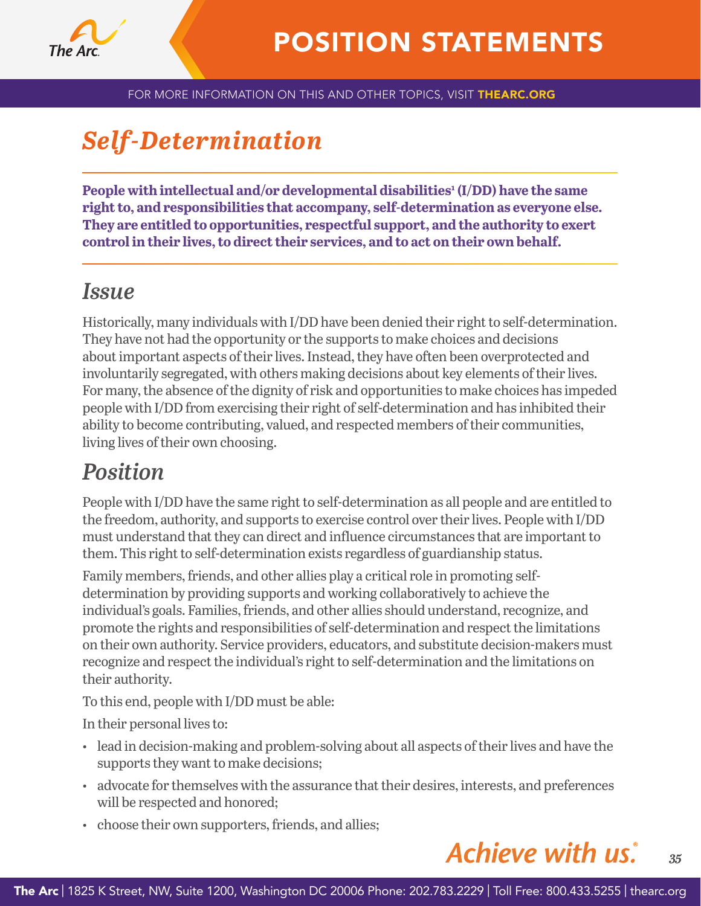# Self-Determination

**People with intellectual and/or developmental disabilities[1] (I/DD) have the same right to, and responsibilities that accompany, self-determination as everyone else. They are entitled to opportunities, respectful support, and the authority to exert control in their lives, to direct their services, and to act on their own behalf.**

## Issue

Historically, many individuals with I/DD have been denied their right to self-determination. They have not had the opportunity or the supports to make choices and decisions about important aspects of their lives. Instead, they have often been overprotected and involuntarily segregated, with others making decisions about key elements of their lives. For many, the absence of the dignity of risk and opportunities to make choices has impeded people with I/DD from exercising their right of self-determination and has inhibited their ability to become contributing, valued, and respected members of their communities, living lives of their own choosing.

## Position

People with I/DD have the same right to self-determination as all people and are entitled to the freedom, authority, and supports to exercise control over their lives. People with I/DD must understand that they can direct and influence circumstances that are important to them. This right to self-determination exists regardless of guardianship status.

Family members, friends, and other allies play a critical role in promoting self-determination by providing supports and working collaboratively to achieve the individual's goals. Families, friends, and other allies should understand, recognize, and promote the rights and responsibilities of self-determination and respect the limitations on their own authority. Service providers, educators, and substitute decision-makers must recognize and respect the individual's right to self-determination and the limitations on their authority.

To this end, people with I/DD must be able:

In their personal lives to:

- lead in decision-making and problem-solving about all aspects of their lives and have the supports they want to make decisions;
- advocate for themselves with the assurance that their desires, interests, and preferences will be respected and honored;
- choose their own supporters, friends, and allies;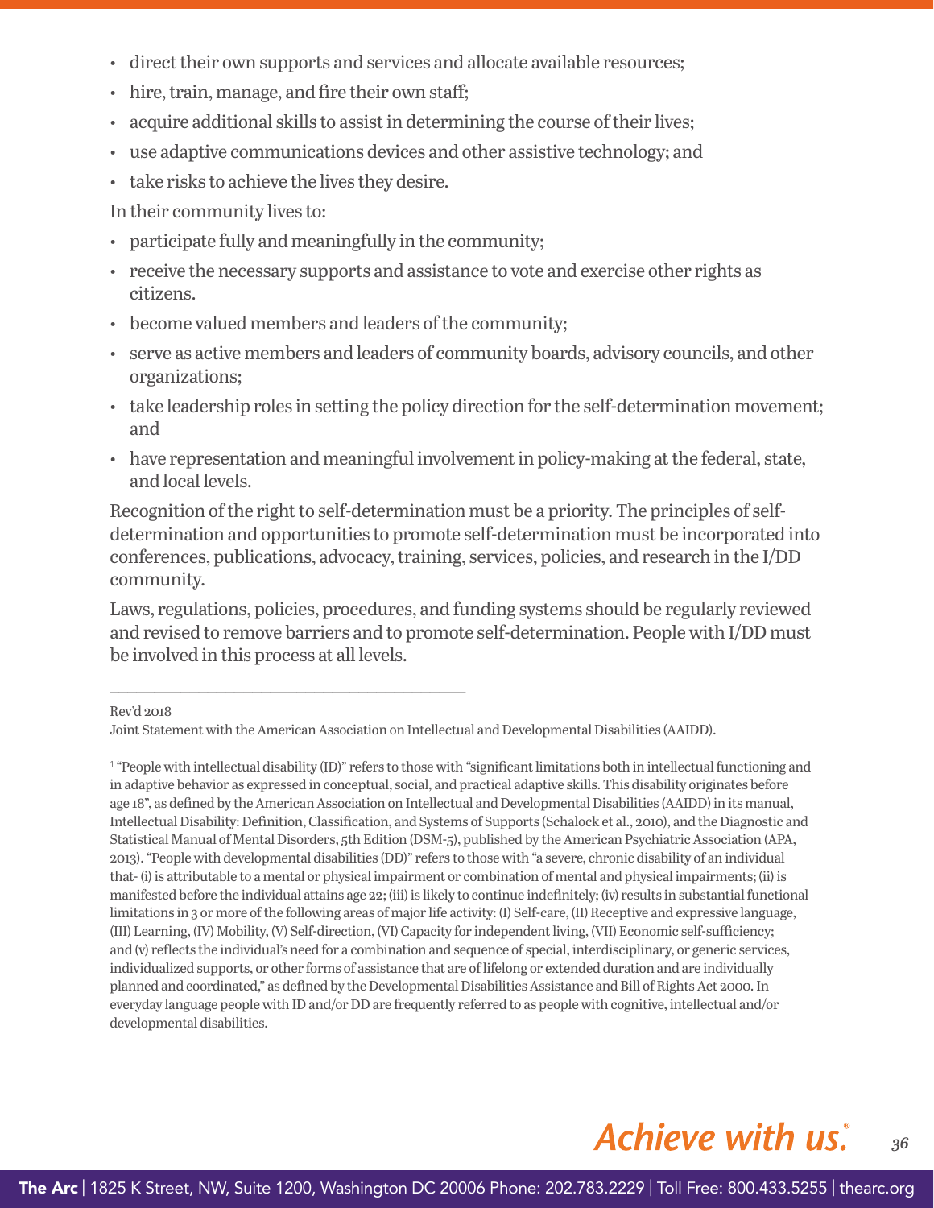- direct their own supports and services and allocate available resources;
- hire, train, manage, and fire their own staff;
- acquire additional skills to assist in determining the course of their lives;
- use adaptive communications devices and other assistive technology; and
- take risks to achieve the lives they desire.

In their community lives to:

- participate fully and meaningfully in the community;
- receive the necessary supports and assistance to vote and exercise other rights as citizens.
- become valued members and leaders of the community;
- serve as active members and leaders of community boards, advisory councils, and other organizations;
- take leadership roles in setting the policy direction for the self-determination movement; and
- have representation and meaningful involvement in policy-making at the federal, state, and local levels.

Recognition of the right to self-determination must be a priority. The principles of self-determination and opportunities to promote self-determination must be incorporated into conferences, publications, advocacy, training, services, policies, and research in the I/DD community.

Laws, regulations, policies, procedures, and funding systems should be regularly reviewed and revised to remove barriers and to promote self-determination. People with I/DD must be involved in this process at all levels.

---

Rev'd 2018

Joint Statement with the American Association on Intellectual and Developmental Disabilities (AAIDD).

[1] "People with intellectual disability (ID)" refers to those with "significant limitations both in intellectual functioning and in adaptive behavior as expressed in conceptual, social, and practical adaptive skills. This disability originates before age 18", as defined by the American Association on Intellectual and Developmental Disabilities (AAIDD) in its manual, Intellectual Disability: Definition, Classification, and Systems of Supports (Schalock et al., 2010), and the Diagnostic and Statistical Manual of Mental Disorders, 5th Edition (DSM-5), published by the American Psychiatric Association (APA, 2013). "People with developmental disabilities (DD)" refers to those with "a severe, chronic disability of an individual that- (i) is attributable to a mental or physical impairment or combination of mental and physical impairments; (ii) is manifested before the individual attains age 22; (iii) is likely to continue indefinitely; (iv) results in substantial functional limitations in 3 or more of the following areas of major life activity: (I) Self-care, (II) Receptive and expressive language, (III) Learning, (IV) Mobility, (V) Self-direction, (VI) Capacity for independent living, (VII) Economic self-sufficiency; and (v) reflects the individual's need for a combination and sequence of special, interdisciplinary, or generic services, individualized supports, or other forms of assistance that are of lifelong or extended duration and are individually planned and coordinated," as defined by the Developmental Disabilities Assistance and Bill of Rights Act 2000. In everyday language people with ID and/or DD are frequently referred to as people with cognitive, intellectual and/or developmental disabilities.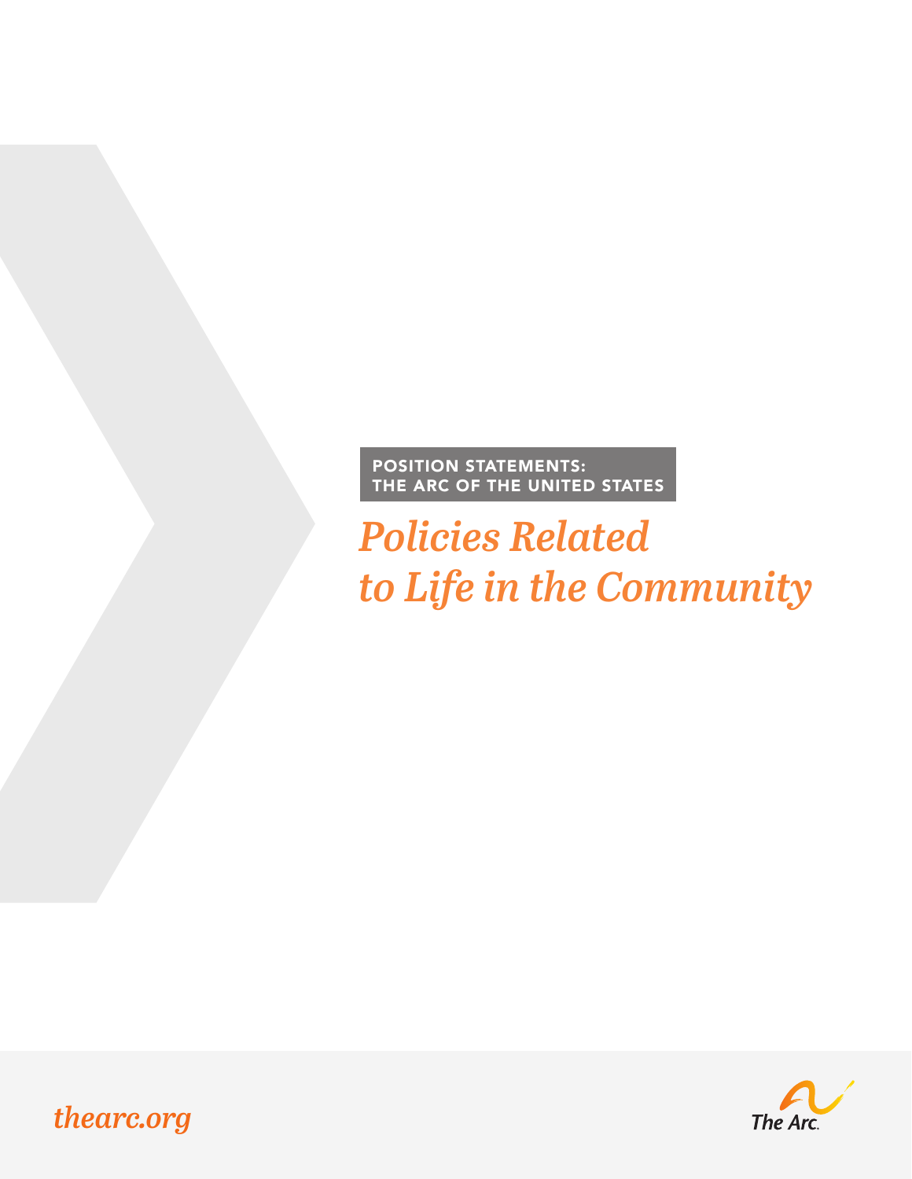POSITION STATEMENTS:
THE ARC OF THE UNITED STATES

# *Policies Related to Life in the Community*

*thearc.org*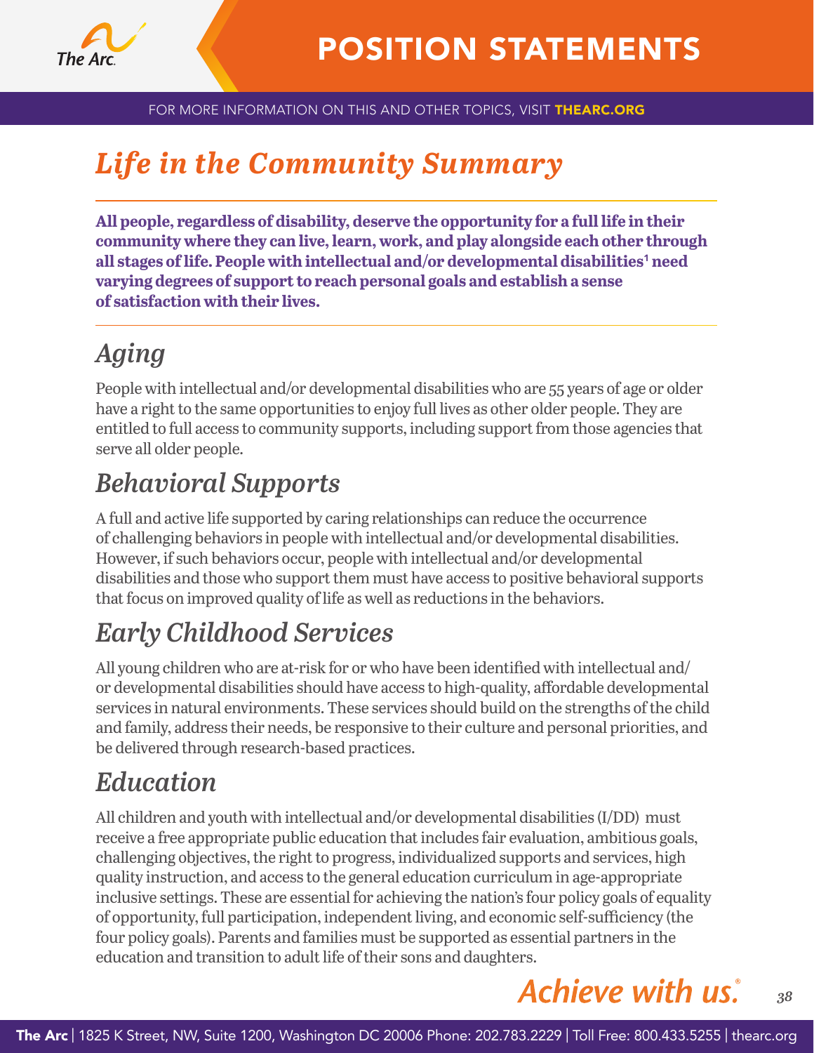# *Life in the Community Summary*

**All people, regardless of disability, deserve the opportunity for a full life in their community where they can live, learn, work, and play alongside each other through all stages of life. People with intellectual and/or developmental disabilities[1] need varying degrees of support to reach personal goals and establish a sense of satisfaction with their lives.**

## *Aging*

People with intellectual and/or developmental disabilities who are 55 years of age or older have a right to the same opportunities to enjoy full lives as other older people. They are entitled to full access to community supports, including support from those agencies that serve all older people.

## *Behavioral Supports*

A full and active life supported by caring relationships can reduce the occurrence of challenging behaviors in people with intellectual and/or developmental disabilities. However, if such behaviors occur, people with intellectual and/or developmental disabilities and those who support them must have access to positive behavioral supports that focus on improved quality of life as well as reductions in the behaviors.

## *Early Childhood Services*

All young children who are at-risk for or who have been identified with intellectual and/or developmental disabilities should have access to high-quality, affordable developmental services in natural environments. These services should build on the strengths of the child and family, address their needs, be responsive to their culture and personal priorities, and be delivered through research-based practices.

## *Education*

All children and youth with intellectual and/or developmental disabilities (I/DD) must receive a free appropriate public education that includes fair evaluation, ambitious goals, challenging objectives, the right to progress, individualized supports and services, high quality instruction, and access to the general education curriculum in age-appropriate inclusive settings. These are essential for achieving the nation's four policy goals of equality of opportunity, full participation, independent living, and economic self-sufficiency (the four policy goals). Parents and families must be supported as essential partners in the education and transition to adult life of their sons and daughters.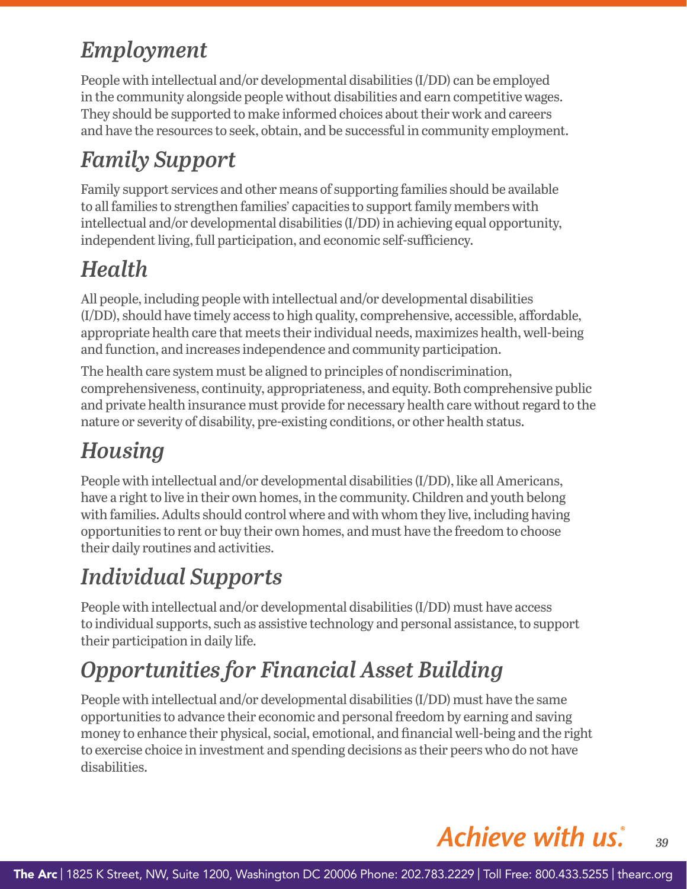## *Employment*

People with intellectual and/or developmental disabilities (I/DD) can be employed in the community alongside people without disabilities and earn competitive wages. They should be supported to make informed choices about their work and careers and have the resources to seek, obtain, and be successful in community employment.

## *Family Support*

Family support services and other means of supporting families should be available to all families to strengthen families' capacities to support family members with intellectual and/or developmental disabilities (I/DD) in achieving equal opportunity, independent living, full participation, and economic self-sufficiency.

## *Health*

All people, including people with intellectual and/or developmental disabilities (I/DD), should have timely access to high quality, comprehensive, accessible, affordable, appropriate health care that meets their individual needs, maximizes health, well-being and function, and increases independence and community participation.

The health care system must be aligned to principles of nondiscrimination, comprehensiveness, continuity, appropriateness, and equity. Both comprehensive public and private health insurance must provide for necessary health care without regard to the nature or severity of disability, pre-existing conditions, or other health status.

## *Housing*

People with intellectual and/or developmental disabilities (I/DD), like all Americans, have a right to live in their own homes, in the community. Children and youth belong with families. Adults should control where and with whom they live, including having opportunities to rent or buy their own homes, and must have the freedom to choose their daily routines and activities.

## *Individual Supports*

People with intellectual and/or developmental disabilities (I/DD) must have access to individual supports, such as assistive technology and personal assistance, to support their participation in daily life.

## *Opportunities for Financial Asset Building*

People with intellectual and/or developmental disabilities (I/DD) must have the same opportunities to advance their economic and personal freedom by earning and saving money to enhance their physical, social, emotional, and financial well-being and the right to exercise choice in investment and spending decisions as their peers who do not have disabilities.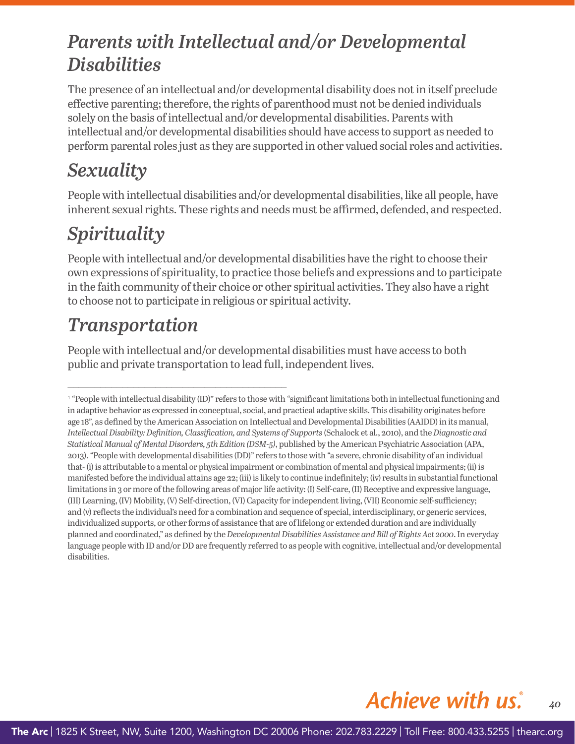## *Parents with Intellectual and/or Developmental Disabilities*

The presence of an intellectual and/or developmental disability does not in itself preclude effective parenting; therefore, the rights of parenthood must not be denied individuals solely on the basis of intellectual and/or developmental disabilities. Parents with intellectual and/or developmental disabilities should have access to support as needed to perform parental roles just as they are supported in other valued social roles and activities.

## *Sexuality*

People with intellectual disabilities and/or developmental disabilities, like all people, have inherent sexual rights. These rights and needs must be affirmed, defended, and respected.

## *Spirituality*

People with intellectual and/or developmental disabilities have the right to choose their own expressions of spirituality, to practice those beliefs and expressions and to participate in the faith community of their choice or other spiritual activities. They also have a right to choose not to participate in religious or spiritual activity.

## *Transportation*

People with intellectual and/or developmental disabilities must have access to both public and private transportation to lead full, independent lives.

---

[1] "People with intellectual disability (ID)" refers to those with "significant limitations both in intellectual functioning and in adaptive behavior as expressed in conceptual, social, and practical adaptive skills. This disability originates before age 18", as defined by the American Association on Intellectual and Developmental Disabilities (AAIDD) in its manual, *Intellectual Disability: Definition, Classification, and Systems of Supports* (Schalock et al., 2010), and the *Diagnostic and Statistical Manual of Mental Disorders, 5th Edition (DSM-5)*, published by the American Psychiatric Association (APA, 2013). "People with developmental disabilities (DD)" refers to those with "a severe, chronic disability of an individual that- (i) is attributable to a mental or physical impairment or combination of mental and physical impairments; (ii) is manifested before the individual attains age 22; (iii) is likely to continue indefinitely; (iv) results in substantial functional limitations in 3 or more of the following areas of major life activity: (I) Self-care, (II) Receptive and expressive language, (III) Learning, (IV) Mobility, (V) Self-direction, (VI) Capacity for independent living, (VII) Economic self-sufficiency; and (v) reflects the individual's need for a combination and sequence of special, interdisciplinary, or generic services, individualized supports, or other forms of assistance that are of lifelong or extended duration and are individually planned and coordinated," as defined by the *Developmental Disabilities Assistance and Bill of Rights Act 2000*. In everyday language people with ID and/or DD are frequently referred to as people with cognitive, intellectual and/or developmental disabilities.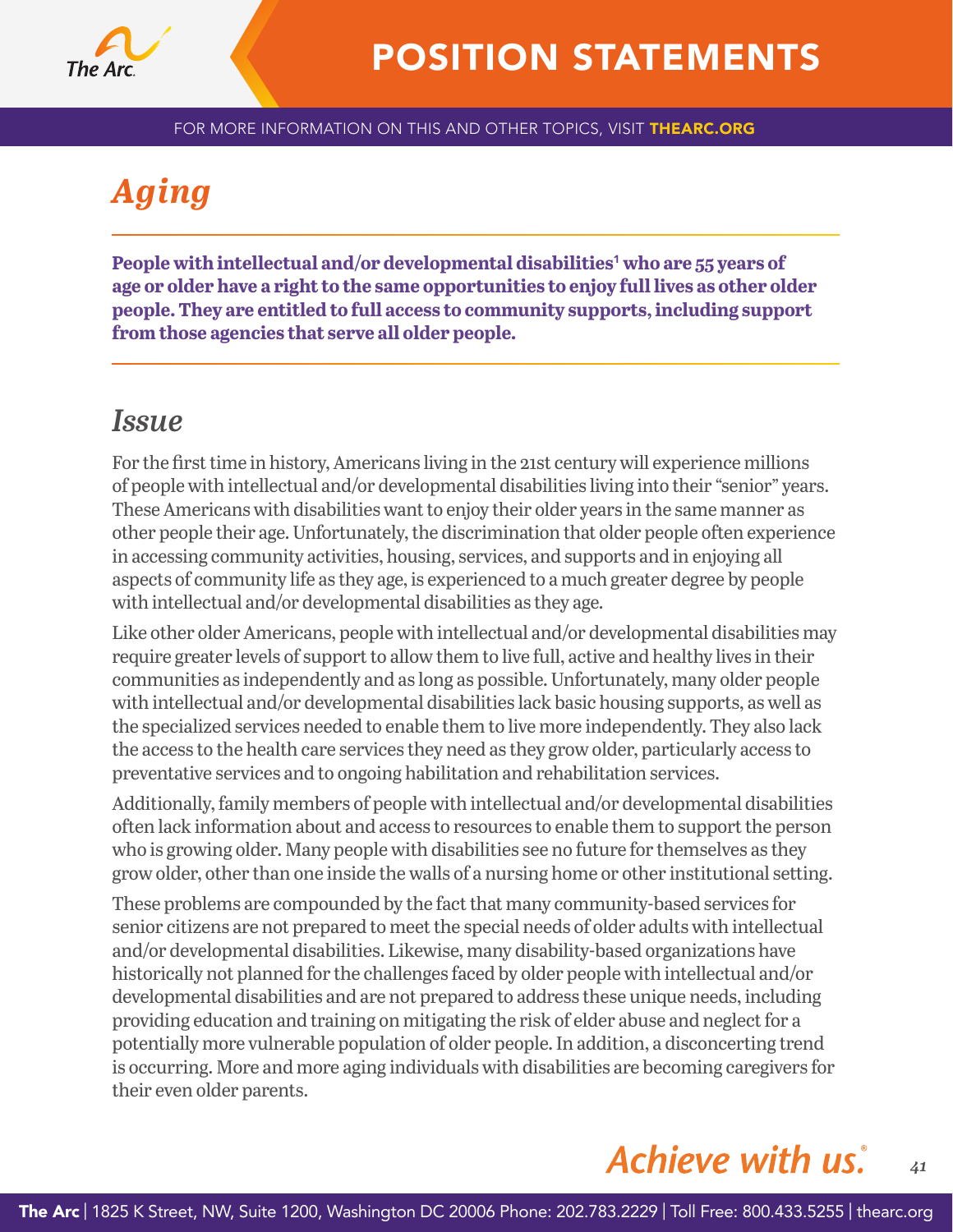# Aging

**People with intellectual and/or developmental disabilities[1] who are 55 years of age or older have a right to the same opportunities to enjoy full lives as other older people. They are entitled to full access to community supports, including support from those agencies that serve all older people.**

## Issue

For the first time in history, Americans living in the 21st century will experience millions of people with intellectual and/or developmental disabilities living into their "senior" years. These Americans with disabilities want to enjoy their older years in the same manner as other people their age. Unfortunately, the discrimination that older people often experience in accessing community activities, housing, services, and supports and in enjoying all aspects of community life as they age, is experienced to a much greater degree by people with intellectual and/or developmental disabilities as they age.

Like other older Americans, people with intellectual and/or developmental disabilities may require greater levels of support to allow them to live full, active and healthy lives in their communities as independently and as long as possible. Unfortunately, many older people with intellectual and/or developmental disabilities lack basic housing supports, as well as the specialized services needed to enable them to live more independently. They also lack the access to the health care services they need as they grow older, particularly access to preventative services and to ongoing habilitation and rehabilitation services.

Additionally, family members of people with intellectual and/or developmental disabilities often lack information about and access to resources to enable them to support the person who is growing older. Many people with disabilities see no future for themselves as they grow older, other than one inside the walls of a nursing home or other institutional setting.

These problems are compounded by the fact that many community-based services for senior citizens are not prepared to meet the special needs of older adults with intellectual and/or developmental disabilities. Likewise, many disability-based organizations have historically not planned for the challenges faced by older people with intellectual and/or developmental disabilities and are not prepared to address these unique needs, including providing education and training on mitigating the risk of elder abuse and neglect for a potentially more vulnerable population of older people. In addition, a disconcerting trend is occurring. More and more aging individuals with disabilities are becoming caregivers for their even older parents.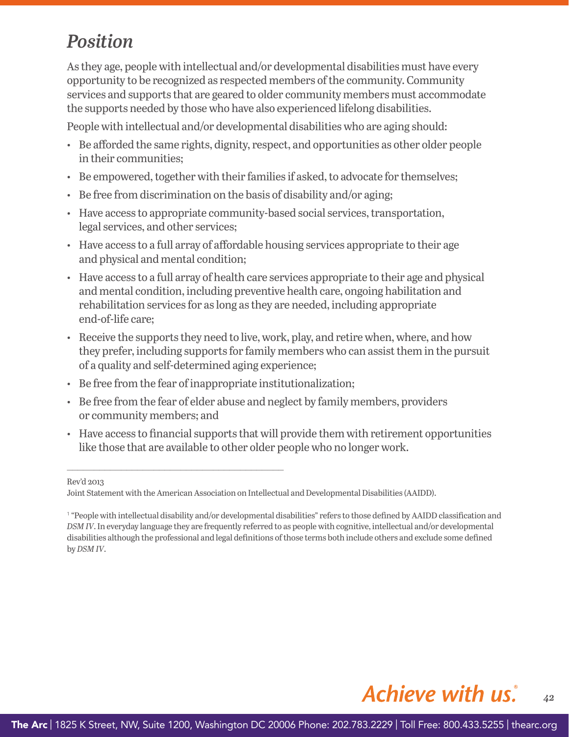## *Position*

As they age, people with intellectual and/or developmental disabilities must have every opportunity to be recognized as respected members of the community. Community services and supports that are geared to older community members must accommodate the supports needed by those who have also experienced lifelong disabilities.

People with intellectual and/or developmental disabilities who are aging should:

- Be afforded the same rights, dignity, respect, and opportunities as other older people in their communities;
- Be empowered, together with their families if asked, to advocate for themselves;
- Be free from discrimination on the basis of disability and/or aging;
- Have access to appropriate community-based social services, transportation, legal services, and other services;
- Have access to a full array of affordable housing services appropriate to their age and physical and mental condition;
- Have access to a full array of health care services appropriate to their age and physical and mental condition, including preventive health care, ongoing habilitation and rehabilitation services for as long as they are needed, including appropriate end-of-life care;
- Receive the supports they need to live, work, play, and retire when, where, and how they prefer, including supports for family members who can assist them in the pursuit of a quality and self-determined aging experience;
- Be free from the fear of inappropriate institutionalization;
- Be free from the fear of elder abuse and neglect by family members, providers or community members; and
- Have access to financial supports that will provide them with retirement opportunities like those that are available to other older people who no longer work.

---

Rev'd 2013

Joint Statement with the American Association on Intellectual and Developmental Disabilities (AAIDD).

[1] "People with intellectual disability and/or developmental disabilities" refers to those defined by AAIDD classification and *DSM IV*. In everyday language they are frequently referred to as people with cognitive, intellectual and/or developmental disabilities although the professional and legal definitions of those terms both include others and exclude some defined by *DSM IV*.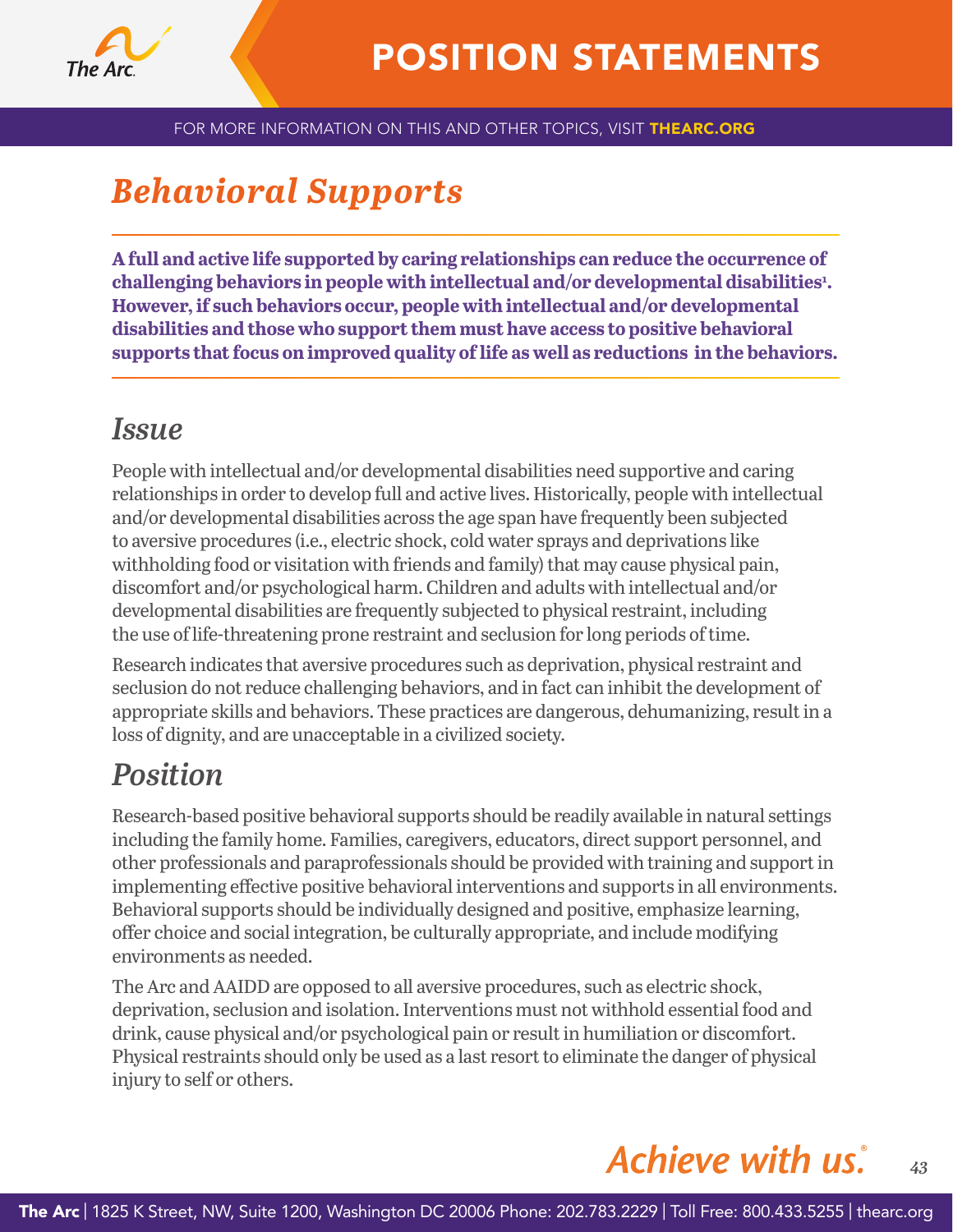# Behavioral Supports

**A full and active life supported by caring relationships can reduce the occurrence of challenging behaviors in people with intellectual and/or developmental disabilities[1]. However, if such behaviors occur, people with intellectual and/or developmental disabilities and those who support them must have access to positive behavioral supports that focus on improved quality of life as well as reductions in the behaviors.**

## Issue

People with intellectual and/or developmental disabilities need supportive and caring relationships in order to develop full and active lives. Historically, people with intellectual and/or developmental disabilities across the age span have frequently been subjected to aversive procedures (i.e., electric shock, cold water sprays and deprivations like withholding food or visitation with friends and family) that may cause physical pain, discomfort and/or psychological harm. Children and adults with intellectual and/or developmental disabilities are frequently subjected to physical restraint, including the use of life-threatening prone restraint and seclusion for long periods of time.

Research indicates that aversive procedures such as deprivation, physical restraint and seclusion do not reduce challenging behaviors, and in fact can inhibit the development of appropriate skills and behaviors. These practices are dangerous, dehumanizing, result in a loss of dignity, and are unacceptable in a civilized society.

## Position

Research-based positive behavioral supports should be readily available in natural settings including the family home. Families, caregivers, educators, direct support personnel, and other professionals and paraprofessionals should be provided with training and support in implementing effective positive behavioral interventions and supports in all environments. Behavioral supports should be individually designed and positive, emphasize learning, offer choice and social integration, be culturally appropriate, and include modifying environments as needed.

The Arc and AAIDD are opposed to all aversive procedures, such as electric shock, deprivation, seclusion and isolation. Interventions must not withhold essential food and drink, cause physical and/or psychological pain or result in humiliation or discomfort. Physical restraints should only be used as a last resort to eliminate the danger of physical injury to self or others.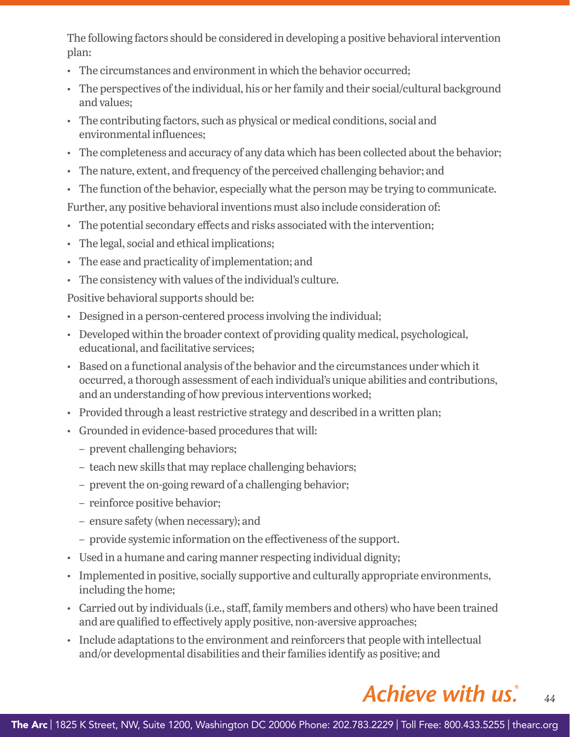The following factors should be considered in developing a positive behavioral intervention plan:

- The circumstances and environment in which the behavior occurred;
- The perspectives of the individual, his or her family and their social/cultural background and values;
- The contributing factors, such as physical or medical conditions, social and environmental influences;
- The completeness and accuracy of any data which has been collected about the behavior;
- The nature, extent, and frequency of the perceived challenging behavior; and
- The function of the behavior, especially what the person may be trying to communicate.

Further, any positive behavioral inventions must also include consideration of:

- The potential secondary effects and risks associated with the intervention;
- The legal, social and ethical implications;
- The ease and practicality of implementation; and
- The consistency with values of the individual's culture.

Positive behavioral supports should be:

- Designed in a person-centered process involving the individual;
- Developed within the broader context of providing quality medical, psychological, educational, and facilitative services;
- Based on a functional analysis of the behavior and the circumstances under which it occurred, a thorough assessment of each individual's unique abilities and contributions, and an understanding of how previous interventions worked;
- Provided through a least restrictive strategy and described in a written plan;
- Grounded in evidence-based procedures that will:
  - prevent challenging behaviors;
  - teach new skills that may replace challenging behaviors;
  - prevent the on-going reward of a challenging behavior;
  - reinforce positive behavior;
  - ensure safety (when necessary); and
  - provide systemic information on the effectiveness of the support.
- Used in a humane and caring manner respecting individual dignity;
- Implemented in positive, socially supportive and culturally appropriate environments, including the home;
- Carried out by individuals (i.e., staff, family members and others) who have been trained and are qualified to effectively apply positive, non-aversive approaches;
- Include adaptations to the environment and reinforcers that people with intellectual and/or developmental disabilities and their families identify as positive; and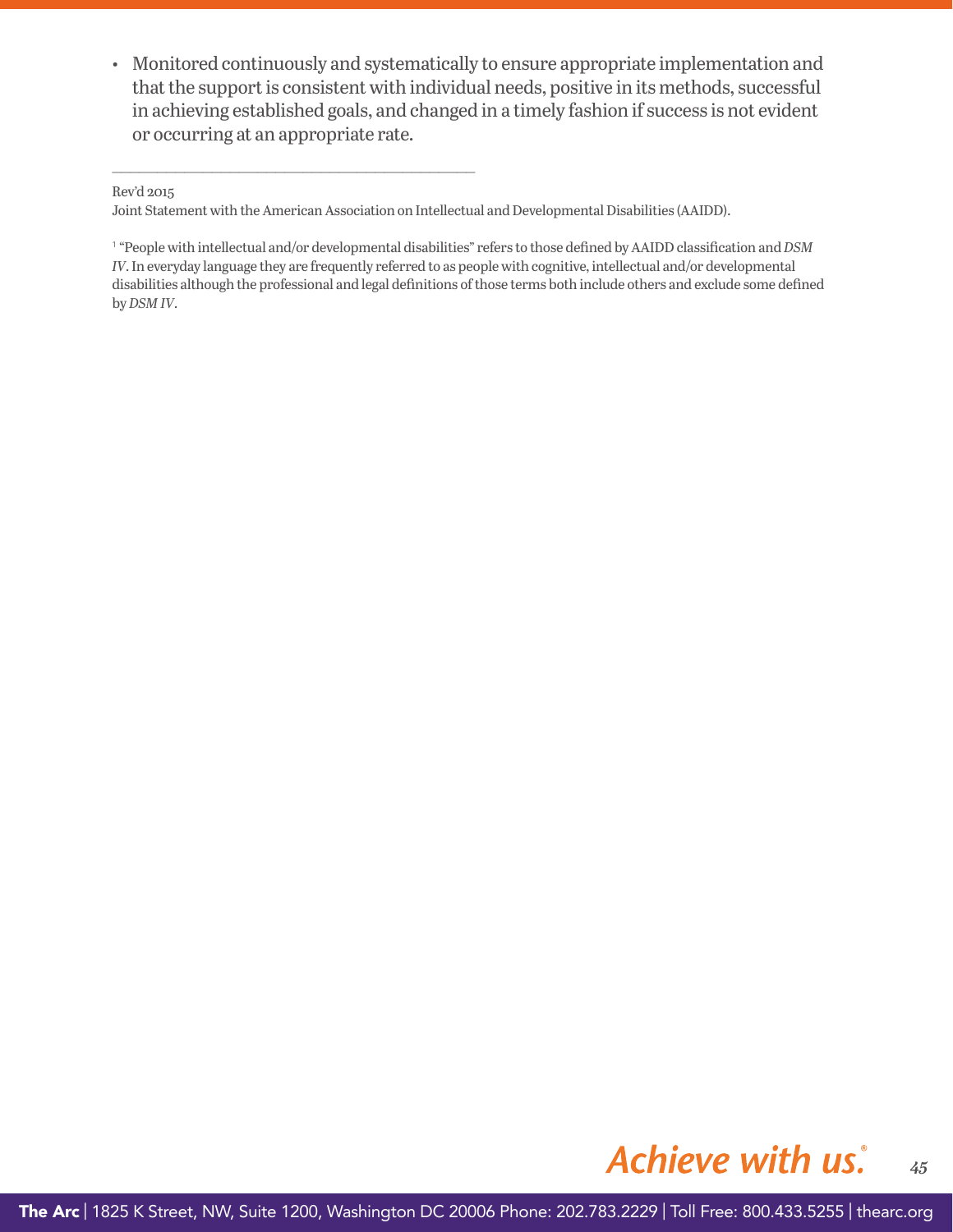- Monitored continuously and systematically to ensure appropriate implementation and that the support is consistent with individual needs, positive in its methods, successful in achieving established goals, and changed in a timely fashion if success is not evident or occurring at an appropriate rate.

---

Rev'd 2015

Joint Statement with the American Association on Intellectual and Developmental Disabilities (AAIDD).

[1] "People with intellectual and/or developmental disabilities" refers to those defined by AAIDD classification and *DSM IV*. In everyday language they are frequently referred to as people with cognitive, intellectual and/or developmental disabilities although the professional and legal definitions of those terms both include others and exclude some defined by *DSM IV*.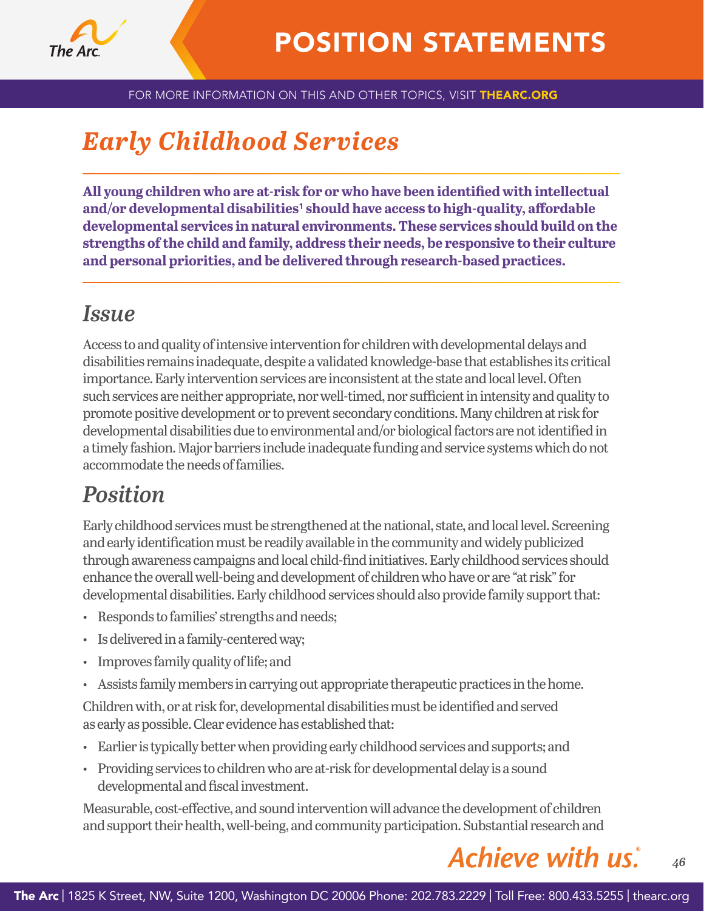# Early Childhood Services

**All young children who are at-risk for or who have been identified with intellectual and/or developmental disabilities[1] should have access to high-quality, affordable developmental services in natural environments. These services should build on the strengths of the child and family, address their needs, be responsive to their culture and personal priorities, and be delivered through research-based practices.**

## Issue

Access to and quality of intensive intervention for children with developmental delays and disabilities remains inadequate, despite a validated knowledge-base that establishes its critical importance. Early intervention services are inconsistent at the state and local level. Often such services are neither appropriate, nor well-timed, nor sufficient in intensity and quality to promote positive development or to prevent secondary conditions. Many children at risk for developmental disabilities due to environmental and/or biological factors are not identified in a timely fashion. Major barriers include inadequate funding and service systems which do not accommodate the needs of families.

## Position

Early childhood services must be strengthened at the national, state, and local level. Screening and early identification must be readily available in the community and widely publicized through awareness campaigns and local child-find initiatives. Early childhood services should enhance the overall well-being and development of children who have or are "at risk" for developmental disabilities. Early childhood services should also provide family support that:

- Responds to families' strengths and needs;
- Is delivered in a family-centered way;
- Improves family quality of life; and
- Assists family members in carrying out appropriate therapeutic practices in the home.

Children with, or at risk for, developmental disabilities must be identified and served as early as possible. Clear evidence has established that:

- Earlier is typically better when providing early childhood services and supports; and
- Providing services to children who are at-risk for developmental delay is a sound developmental and fiscal investment.

Measurable, cost-effective, and sound intervention will advance the development of children and support their health, well-being, and community participation. Substantial research and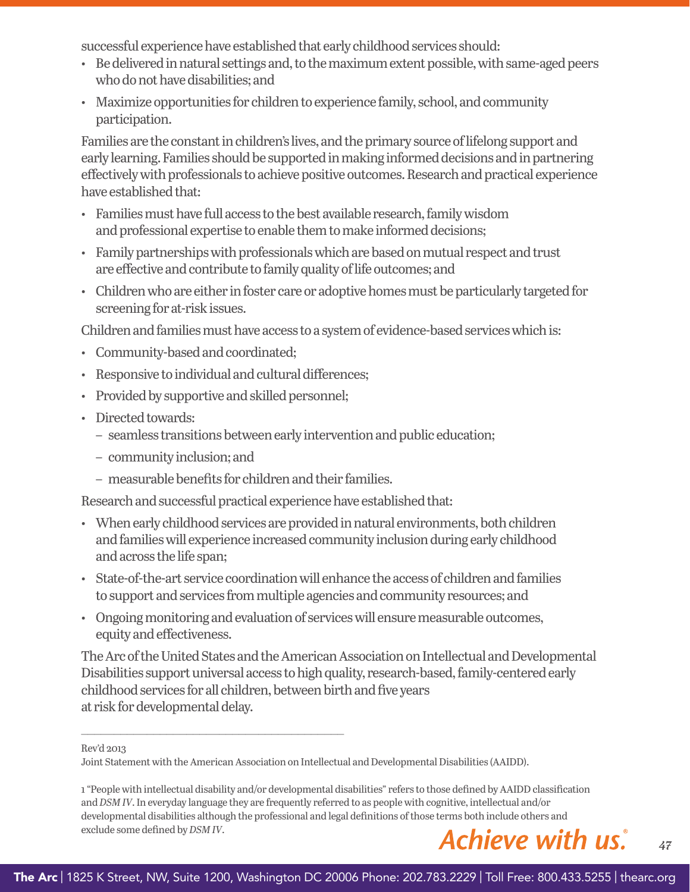successful experience have established that early childhood services should:

- Be delivered in natural settings and, to the maximum extent possible, with same-aged peers who do not have disabilities; and
- Maximize opportunities for children to experience family, school, and community participation.

Families are the constant in children's lives, and the primary source of lifelong support and early learning. Families should be supported in making informed decisions and in partnering effectively with professionals to achieve positive outcomes. Research and practical experience have established that:

- Families must have full access to the best available research, family wisdom and professional expertise to enable them to make informed decisions;
- Family partnerships with professionals which are based on mutual respect and trust are effective and contribute to family quality of life outcomes; and
- Children who are either in foster care or adoptive homes must be particularly targeted for screening for at-risk issues.

Children and families must have access to a system of evidence-based services which is:

- Community-based and coordinated;
- Responsive to individual and cultural differences;
- Provided by supportive and skilled personnel;
- Directed towards:
  - seamless transitions between early intervention and public education;
  - community inclusion; and
  - measurable benefits for children and their families.

Research and successful practical experience have established that:

- When early childhood services are provided in natural environments, both children and families will experience increased community inclusion during early childhood and across the life span;
- State-of-the-art service coordination will enhance the access of children and families to support and services from multiple agencies and community resources; and
- Ongoing monitoring and evaluation of services will ensure measurable outcomes, equity and effectiveness.

The Arc of the United States and the American Association on Intellectual and Developmental Disabilities support universal access to high quality, research-based, family-centered early childhood services for all children, between birth and five years at risk for developmental delay.

---

Rev'd 2013

Joint Statement with the American Association on Intellectual and Developmental Disabilities (AAIDD).

1 "People with intellectual disability and/or developmental disabilities" refers to those defined by AAIDD classification and *DSM IV*. In everyday language they are frequently referred to as people with cognitive, intellectual and/or developmental disabilities although the professional and legal definitions of those terms both include others and exclude some defined by *DSM IV*.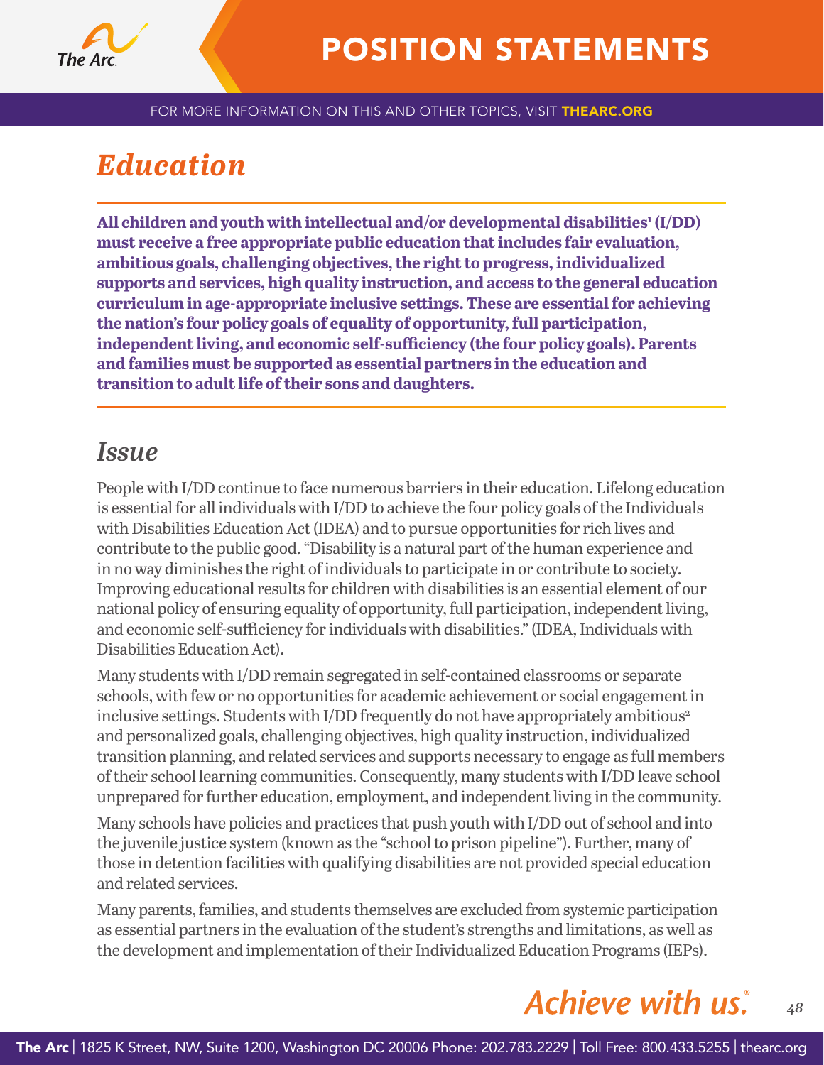# Education

**All children and youth with intellectual and/or developmental disabilities[1] (I/DD) must receive a free appropriate public education that includes fair evaluation, ambitious goals, challenging objectives, the right to progress, individualized supports and services, high quality instruction, and access to the general education curriculum in age-appropriate inclusive settings. These are essential for achieving the nation's four policy goals of equality of opportunity, full participation, independent living, and economic self-sufficiency (the four policy goals). Parents and families must be supported as essential partners in the education and transition to adult life of their sons and daughters.**

## Issue

People with I/DD continue to face numerous barriers in their education. Lifelong education is essential for all individuals with I/DD to achieve the four policy goals of the Individuals with Disabilities Education Act (IDEA) and to pursue opportunities for rich lives and contribute to the public good. "Disability is a natural part of the human experience and in no way diminishes the right of individuals to participate in or contribute to society. Improving educational results for children with disabilities is an essential element of our national policy of ensuring equality of opportunity, full participation, independent living, and economic self-sufficiency for individuals with disabilities." (IDEA, Individuals with Disabilities Education Act).

Many students with I/DD remain segregated in self-contained classrooms or separate schools, with few or no opportunities for academic achievement or social engagement in inclusive settings. Students with I/DD frequently do not have appropriately ambitious[2] and personalized goals, challenging objectives, high quality instruction, individualized transition planning, and related services and supports necessary to engage as full members of their school learning communities. Consequently, many students with I/DD leave school unprepared for further education, employment, and independent living in the community.

Many schools have policies and practices that push youth with I/DD out of school and into the juvenile justice system (known as the "school to prison pipeline"). Further, many of those in detention facilities with qualifying disabilities are not provided special education and related services.

Many parents, families, and students themselves are excluded from systemic participation as essential partners in the evaluation of the student's strengths and limitations, as well as the development and implementation of their Individualized Education Programs (IEPs).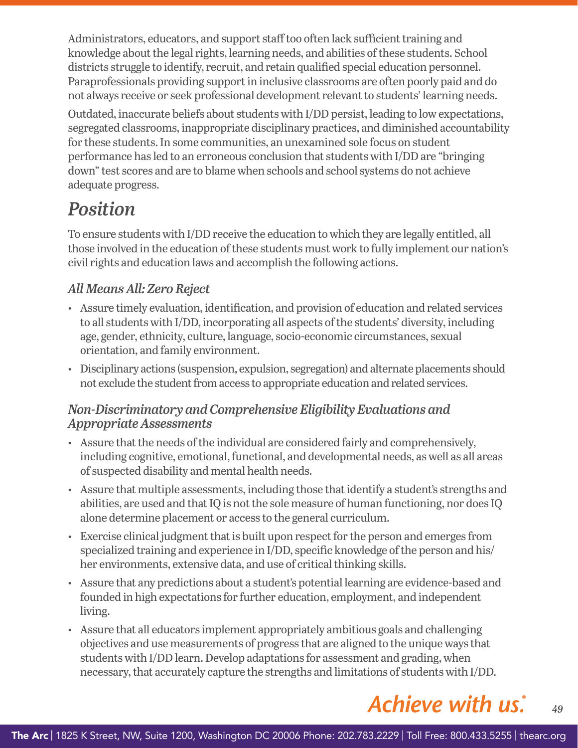Administrators, educators, and support staff too often lack sufficient training and knowledge about the legal rights, learning needs, and abilities of these students. School districts struggle to identify, recruit, and retain qualified special education personnel. Paraprofessionals providing support in inclusive classrooms are often poorly paid and do not always receive or seek professional development relevant to students' learning needs.

Outdated, inaccurate beliefs about students with I/DD persist, leading to low expectations, segregated classrooms, inappropriate disciplinary practices, and diminished accountability for these students. In some communities, an unexamined sole focus on student performance has led to an erroneous conclusion that students with I/DD are "bringing down" test scores and are to blame when schools and school systems do not achieve adequate progress.

## *Position*

To ensure students with I/DD receive the education to which they are legally entitled, all those involved in the education of these students must work to fully implement our nation's civil rights and education laws and accomplish the following actions.

### *All Means All: Zero Reject*

- Assure timely evaluation, identification, and provision of education and related services to all students with I/DD, incorporating all aspects of the students' diversity, including age, gender, ethnicity, culture, language, socio-economic circumstances, sexual orientation, and family environment.
- Disciplinary actions (suspension, expulsion, segregation) and alternate placements should not exclude the student from access to appropriate education and related services.

### *Non-Discriminatory and Comprehensive Eligibility Evaluations and Appropriate Assessments*

- Assure that the needs of the individual are considered fairly and comprehensively, including cognitive, emotional, functional, and developmental needs, as well as all areas of suspected disability and mental health needs.
- Assure that multiple assessments, including those that identify a student's strengths and abilities, are used and that IQ is not the sole measure of human functioning, nor does IQ alone determine placement or access to the general curriculum.
- Exercise clinical judgment that is built upon respect for the person and emerges from specialized training and experience in I/DD, specific knowledge of the person and his/her environments, extensive data, and use of critical thinking skills.
- Assure that any predictions about a student's potential learning are evidence-based and founded in high expectations for further education, employment, and independent living.
- Assure that all educators implement appropriately ambitious goals and challenging objectives and use measurements of progress that are aligned to the unique ways that students with I/DD learn. Develop adaptations for assessment and grading, when necessary, that accurately capture the strengths and limitations of students with I/DD.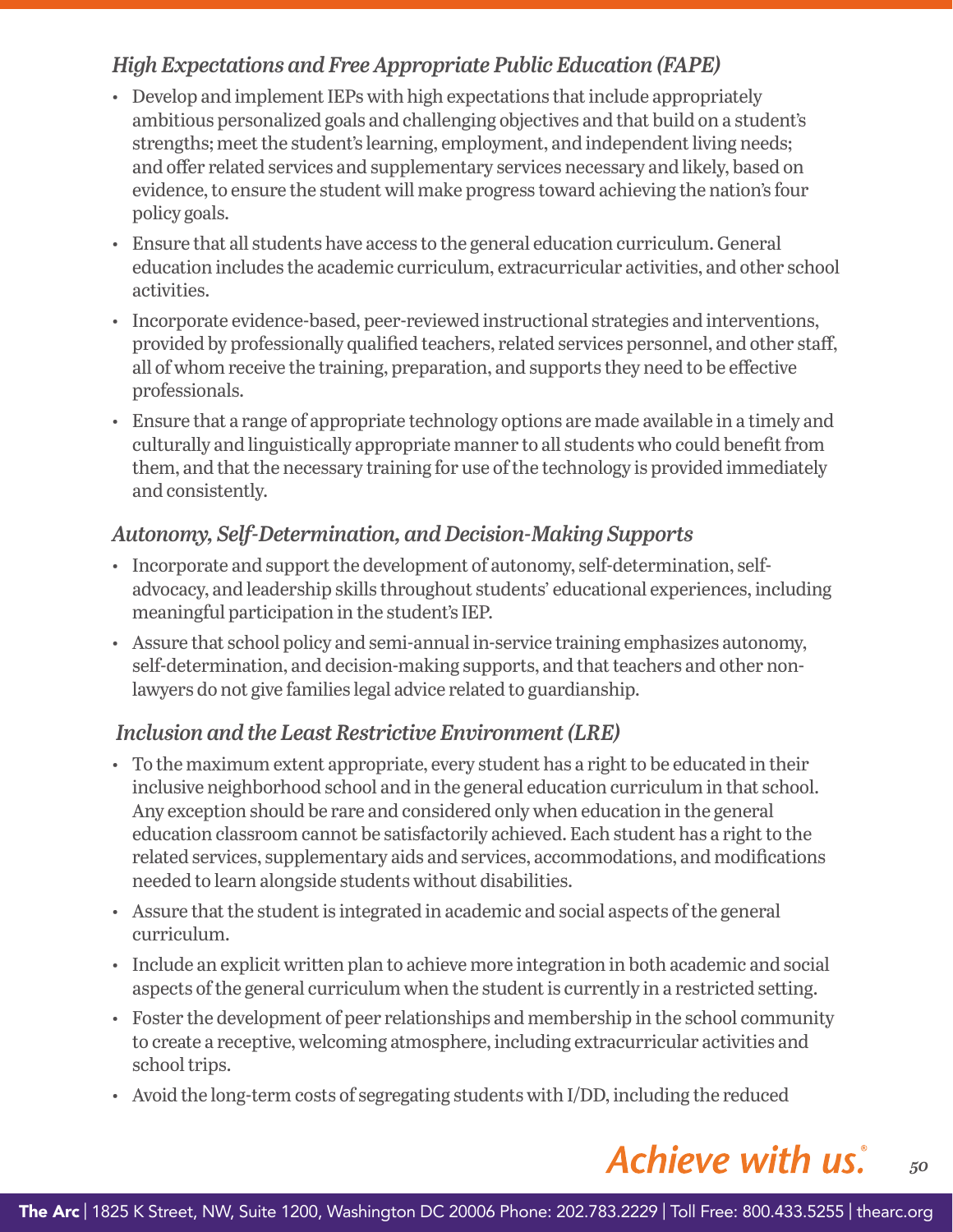### *High Expectations and Free Appropriate Public Education (FAPE)*

- Develop and implement IEPs with high expectations that include appropriately ambitious personalized goals and challenging objectives and that build on a student's strengths; meet the student's learning, employment, and independent living needs; and offer related services and supplementary services necessary and likely, based on evidence, to ensure the student will make progress toward achieving the nation's four policy goals.
- Ensure that all students have access to the general education curriculum. General education includes the academic curriculum, extracurricular activities, and other school activities.
- Incorporate evidence-based, peer-reviewed instructional strategies and interventions, provided by professionally qualified teachers, related services personnel, and other staff, all of whom receive the training, preparation, and supports they need to be effective professionals.
- Ensure that a range of appropriate technology options are made available in a timely and culturally and linguistically appropriate manner to all students who could benefit from them, and that the necessary training for use of the technology is provided immediately and consistently.

### *Autonomy, Self-Determination, and Decision-Making Supports*

- Incorporate and support the development of autonomy, self-determination, self-advocacy, and leadership skills throughout students' educational experiences, including meaningful participation in the student's IEP.
- Assure that school policy and semi-annual in-service training emphasizes autonomy, self-determination, and decision-making supports, and that teachers and other non-lawyers do not give families legal advice related to guardianship.

### *Inclusion and the Least Restrictive Environment (LRE)*

- To the maximum extent appropriate, every student has a right to be educated in their inclusive neighborhood school and in the general education curriculum in that school. Any exception should be rare and considered only when education in the general education classroom cannot be satisfactorily achieved. Each student has a right to the related services, supplementary aids and services, accommodations, and modifications needed to learn alongside students without disabilities.
- Assure that the student is integrated in academic and social aspects of the general curriculum.
- Include an explicit written plan to achieve more integration in both academic and social aspects of the general curriculum when the student is currently in a restricted setting.
- Foster the development of peer relationships and membership in the school community to create a receptive, welcoming atmosphere, including extracurricular activities and school trips.
- Avoid the long-term costs of segregating students with I/DD, including the reduced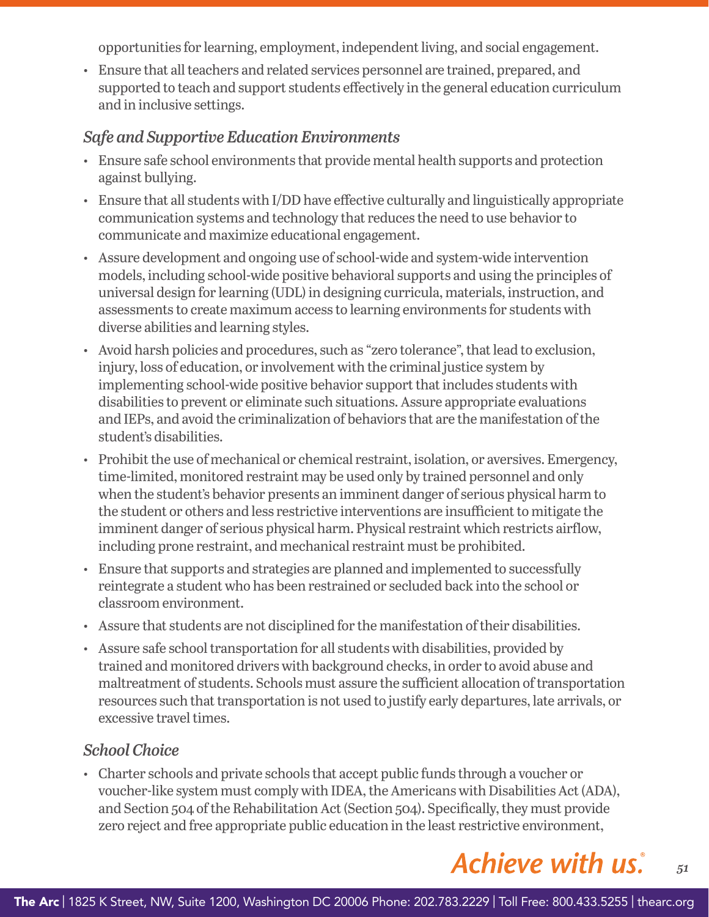opportunities for learning, employment, independent living, and social engagement.

- Ensure that all teachers and related services personnel are trained, prepared, and supported to teach and support students effectively in the general education curriculum and in inclusive settings.

### *Safe and Supportive Education Environments*

- Ensure safe school environments that provide mental health supports and protection against bullying.
- Ensure that all students with I/DD have effective culturally and linguistically appropriate communication systems and technology that reduces the need to use behavior to communicate and maximize educational engagement.
- Assure development and ongoing use of school-wide and system-wide intervention models, including school-wide positive behavioral supports and using the principles of universal design for learning (UDL) in designing curricula, materials, instruction, and assessments to create maximum access to learning environments for students with diverse abilities and learning styles.
- Avoid harsh policies and procedures, such as "zero tolerance", that lead to exclusion, injury, loss of education, or involvement with the criminal justice system by implementing school-wide positive behavior support that includes students with disabilities to prevent or eliminate such situations. Assure appropriate evaluations and IEPs, and avoid the criminalization of behaviors that are the manifestation of the student's disabilities.
- Prohibit the use of mechanical or chemical restraint, isolation, or aversives. Emergency, time-limited, monitored restraint may be used only by trained personnel and only when the student's behavior presents an imminent danger of serious physical harm to the student or others and less restrictive interventions are insufficient to mitigate the imminent danger of serious physical harm. Physical restraint which restricts airflow, including prone restraint, and mechanical restraint must be prohibited.
- Ensure that supports and strategies are planned and implemented to successfully reintegrate a student who has been restrained or secluded back into the school or classroom environment.
- Assure that students are not disciplined for the manifestation of their disabilities.
- Assure safe school transportation for all students with disabilities, provided by trained and monitored drivers with background checks, in order to avoid abuse and maltreatment of students. Schools must assure the sufficient allocation of transportation resources such that transportation is not used to justify early departures, late arrivals, or excessive travel times.

### *School Choice*

- Charter schools and private schools that accept public funds through a voucher or voucher-like system must comply with IDEA, the Americans with Disabilities Act (ADA), and Section 504 of the Rehabilitation Act (Section 504). Specifically, they must provide zero reject and free appropriate public education in the least restrictive environment,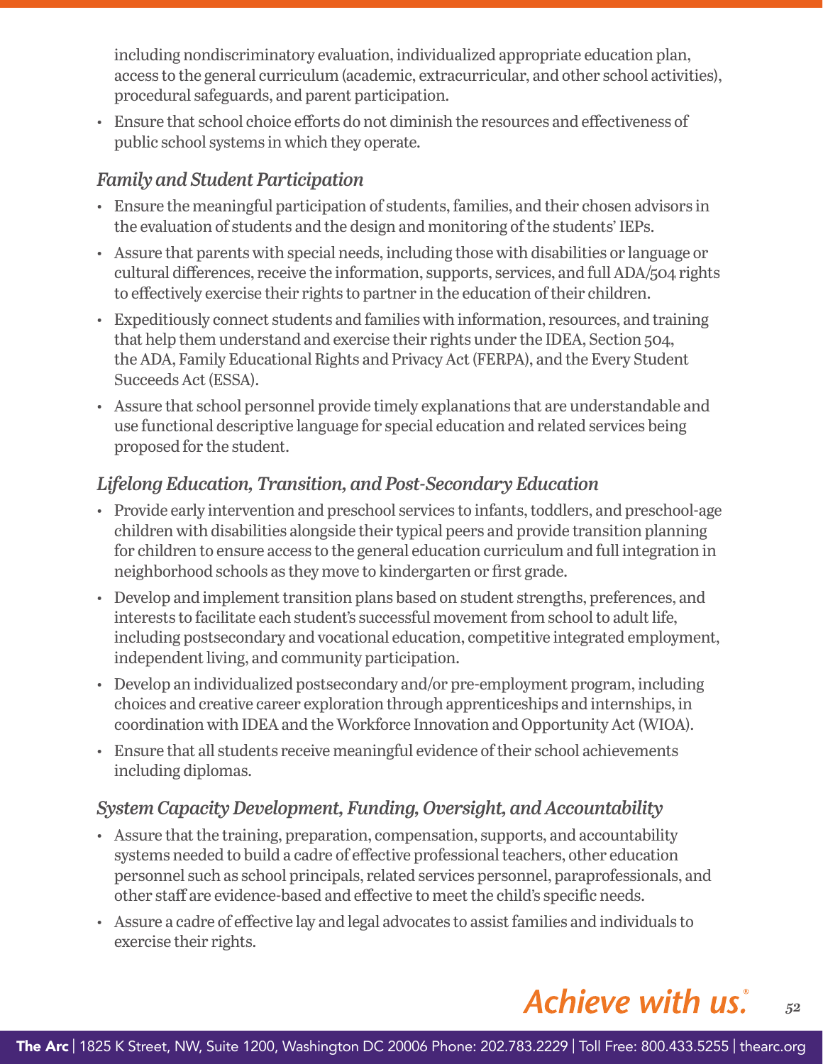including nondiscriminatory evaluation, individualized appropriate education plan, access to the general curriculum (academic, extracurricular, and other school activities), procedural safeguards, and parent participation.

- Ensure that school choice efforts do not diminish the resources and effectiveness of public school systems in which they operate.

### *Family and Student Participation*

- Ensure the meaningful participation of students, families, and their chosen advisors in the evaluation of students and the design and monitoring of the students' IEPs.
- Assure that parents with special needs, including those with disabilities or language or cultural differences, receive the information, supports, services, and full ADA/504 rights to effectively exercise their rights to partner in the education of their children.
- Expeditiously connect students and families with information, resources, and training that help them understand and exercise their rights under the IDEA, Section 504, the ADA, Family Educational Rights and Privacy Act (FERPA), and the Every Student Succeeds Act (ESSA).
- Assure that school personnel provide timely explanations that are understandable and use functional descriptive language for special education and related services being proposed for the student.

### *Lifelong Education, Transition, and Post-Secondary Education*

- Provide early intervention and preschool services to infants, toddlers, and preschool-age children with disabilities alongside their typical peers and provide transition planning for children to ensure access to the general education curriculum and full integration in neighborhood schools as they move to kindergarten or first grade.
- Develop and implement transition plans based on student strengths, preferences, and interests to facilitate each student's successful movement from school to adult life, including postsecondary and vocational education, competitive integrated employment, independent living, and community participation.
- Develop an individualized postsecondary and/or pre-employment program, including choices and creative career exploration through apprenticeships and internships, in coordination with IDEA and the Workforce Innovation and Opportunity Act (WIOA).
- Ensure that all students receive meaningful evidence of their school achievements including diplomas.

### *System Capacity Development, Funding, Oversight, and Accountability*

- Assure that the training, preparation, compensation, supports, and accountability systems needed to build a cadre of effective professional teachers, other education personnel such as school principals, related services personnel, paraprofessionals, and other staff are evidence-based and effective to meet the child's specific needs.
- Assure a cadre of effective lay and legal advocates to assist families and individuals to exercise their rights.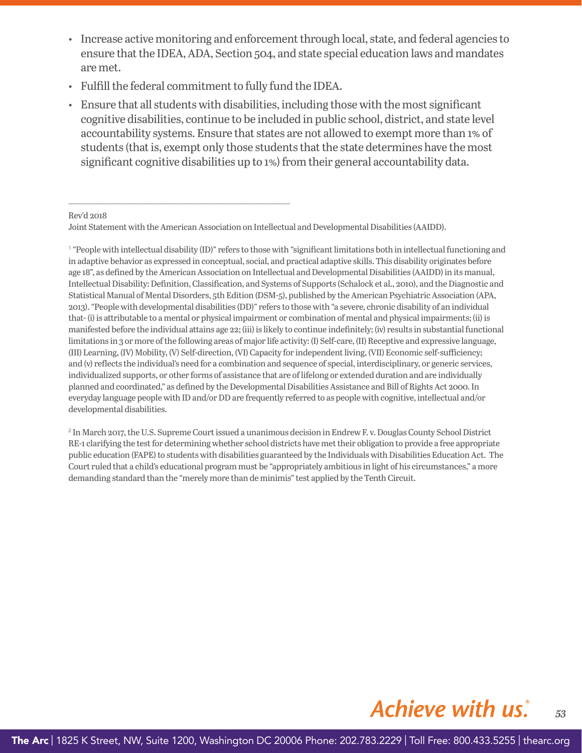- Increase active monitoring and enforcement through local, state, and federal agencies to ensure that the IDEA, ADA, Section 504, and state special education laws and mandates are met.
- Fulfill the federal commitment to fully fund the IDEA.
- Ensure that all students with disabilities, including those with the most significant cognitive disabilities, continue to be included in public school, district, and state level accountability systems. Ensure that states are not allowed to exempt more than 1% of students (that is, exempt only those students that the state determines have the most significant cognitive disabilities up to 1%) from their general accountability data.

---

Rev'd 2018

Joint Statement with the American Association on Intellectual and Developmental Disabilities (AAIDD).

[1] "People with intellectual disability (ID)" refers to those with "significant limitations both in intellectual functioning and in adaptive behavior as expressed in conceptual, social, and practical adaptive skills. This disability originates before age 18", as defined by the American Association on Intellectual and Developmental Disabilities (AAIDD) in its manual, Intellectual Disability: Definition, Classification, and Systems of Supports (Schalock et al., 2010), and the Diagnostic and Statistical Manual of Mental Disorders, 5th Edition (DSM-5), published by the American Psychiatric Association (APA, 2013). "People with developmental disabilities (DD)" refers to those with "a severe, chronic disability of an individual that- (i) is attributable to a mental or physical impairment or combination of mental and physical impairments; (ii) is manifested before the individual attains age 22; (iii) is likely to continue indefinitely; (iv) results in substantial functional limitations in 3 or more of the following areas of major life activity: (I) Self-care, (II) Receptive and expressive language, (III) Learning, (IV) Mobility, (V) Self-direction, (VI) Capacity for independent living, (VII) Economic self-sufficiency; and (v) reflects the individual's need for a combination and sequence of special, interdisciplinary, or generic services, individualized supports, or other forms of assistance that are of lifelong or extended duration and are individually planned and coordinated," as defined by the Developmental Disabilities Assistance and Bill of Rights Act 2000. In everyday language people with ID and/or DD are frequently referred to as people with cognitive, intellectual and/or developmental disabilities.

[2] In March 2017, the U.S. Supreme Court issued a unanimous decision in Endrew F. v. Douglas County School District RE-1 clarifying the test for determining whether school districts have met their obligation to provide a free appropriate public education (FAPE) to students with disabilities guaranteed by the Individuals with Disabilities Education Act. The Court ruled that a child's educational program must be "appropriately ambitious in light of his circumstances," a more demanding standard than the "merely more than de minimis" test applied by the Tenth Circuit.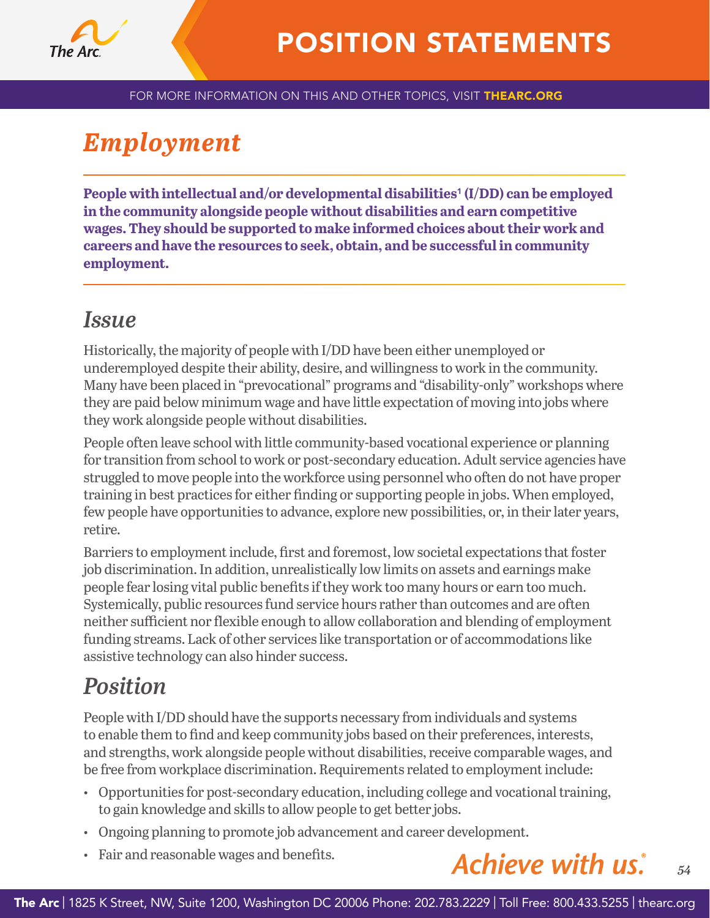# *Employment*

**People with intellectual and/or developmental disabilities[1] (I/DD) can be employed in the community alongside people without disabilities and earn competitive wages. They should be supported to make informed choices about their work and careers and have the resources to seek, obtain, and be successful in community employment.**

## *Issue*

Historically, the majority of people with I/DD have been either unemployed or underemployed despite their ability, desire, and willingness to work in the community. Many have been placed in "prevocational" programs and "disability-only" workshops where they are paid below minimum wage and have little expectation of moving into jobs where they work alongside people without disabilities.

People often leave school with little community-based vocational experience or planning for transition from school to work or post-secondary education. Adult service agencies have struggled to move people into the workforce using personnel who often do not have proper training in best practices for either finding or supporting people in jobs. When employed, few people have opportunities to advance, explore new possibilities, or, in their later years, retire.

Barriers to employment include, first and foremost, low societal expectations that foster job discrimination. In addition, unrealistically low limits on assets and earnings make people fear losing vital public benefits if they work too many hours or earn too much. Systemically, public resources fund service hours rather than outcomes and are often neither sufficient nor flexible enough to allow collaboration and blending of employment funding streams. Lack of other services like transportation or of accommodations like assistive technology can also hinder success.

## *Position*

People with I/DD should have the supports necessary from individuals and systems to enable them to find and keep community jobs based on their preferences, interests, and strengths, work alongside people without disabilities, receive comparable wages, and be free from workplace discrimination. Requirements related to employment include:

- Opportunities for post-secondary education, including college and vocational training, to gain knowledge and skills to allow people to get better jobs.
- Ongoing planning to promote job advancement and career development.
- Fair and reasonable wages and benefits.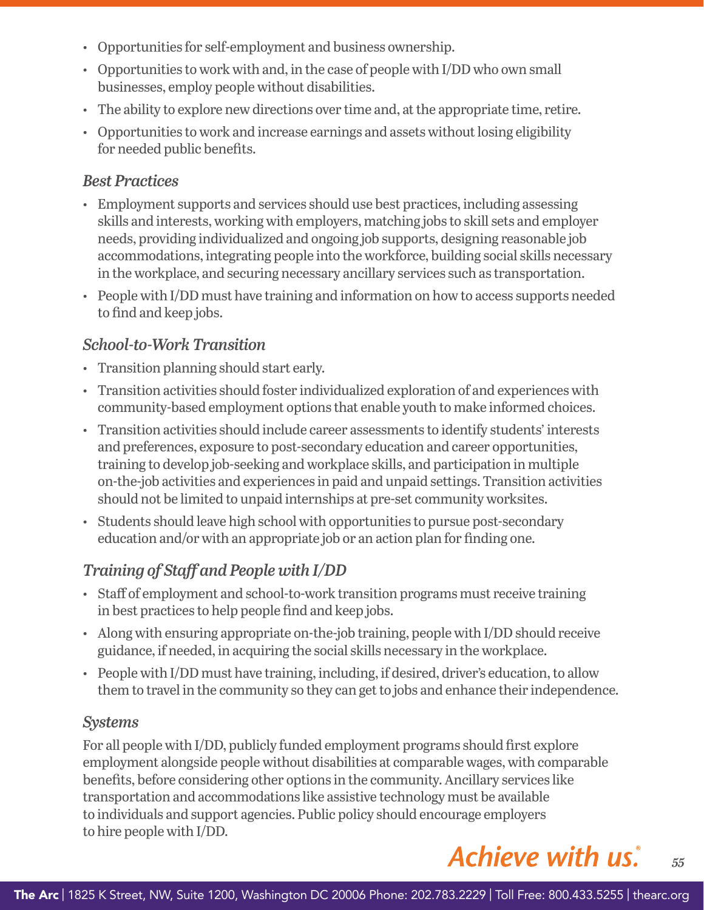- Opportunities for self-employment and business ownership.
- Opportunities to work with and, in the case of people with I/DD who own small businesses, employ people without disabilities.
- The ability to explore new directions over time and, at the appropriate time, retire.
- Opportunities to work and increase earnings and assets without losing eligibility for needed public benefits.

### *Best Practices*

- Employment supports and services should use best practices, including assessing skills and interests, working with employers, matching jobs to skill sets and employer needs, providing individualized and ongoing job supports, designing reasonable job accommodations, integrating people into the workforce, building social skills necessary in the workplace, and securing necessary ancillary services such as transportation.
- People with I/DD must have training and information on how to access supports needed to find and keep jobs.

### *School-to-Work Transition*

- Transition planning should start early.
- Transition activities should foster individualized exploration of and experiences with community-based employment options that enable youth to make informed choices.
- Transition activities should include career assessments to identify students' interests and preferences, exposure to post-secondary education and career opportunities, training to develop job-seeking and workplace skills, and participation in multiple on-the-job activities and experiences in paid and unpaid settings. Transition activities should not be limited to unpaid internships at pre-set community worksites.
- Students should leave high school with opportunities to pursue post-secondary education and/or with an appropriate job or an action plan for finding one.

### *Training of Staff and People with I/DD*

- Staff of employment and school-to-work transition programs must receive training in best practices to help people find and keep jobs.
- Along with ensuring appropriate on-the-job training, people with I/DD should receive guidance, if needed, in acquiring the social skills necessary in the workplace.
- People with I/DD must have training, including, if desired, driver's education, to allow them to travel in the community so they can get to jobs and enhance their independence.

### *Systems*

For all people with I/DD, publicly funded employment programs should first explore employment alongside people without disabilities at comparable wages, with comparable benefits, before considering other options in the community. Ancillary services like transportation and accommodations like assistive technology must be available to individuals and support agencies. Public policy should encourage employers to hire people with I/DD.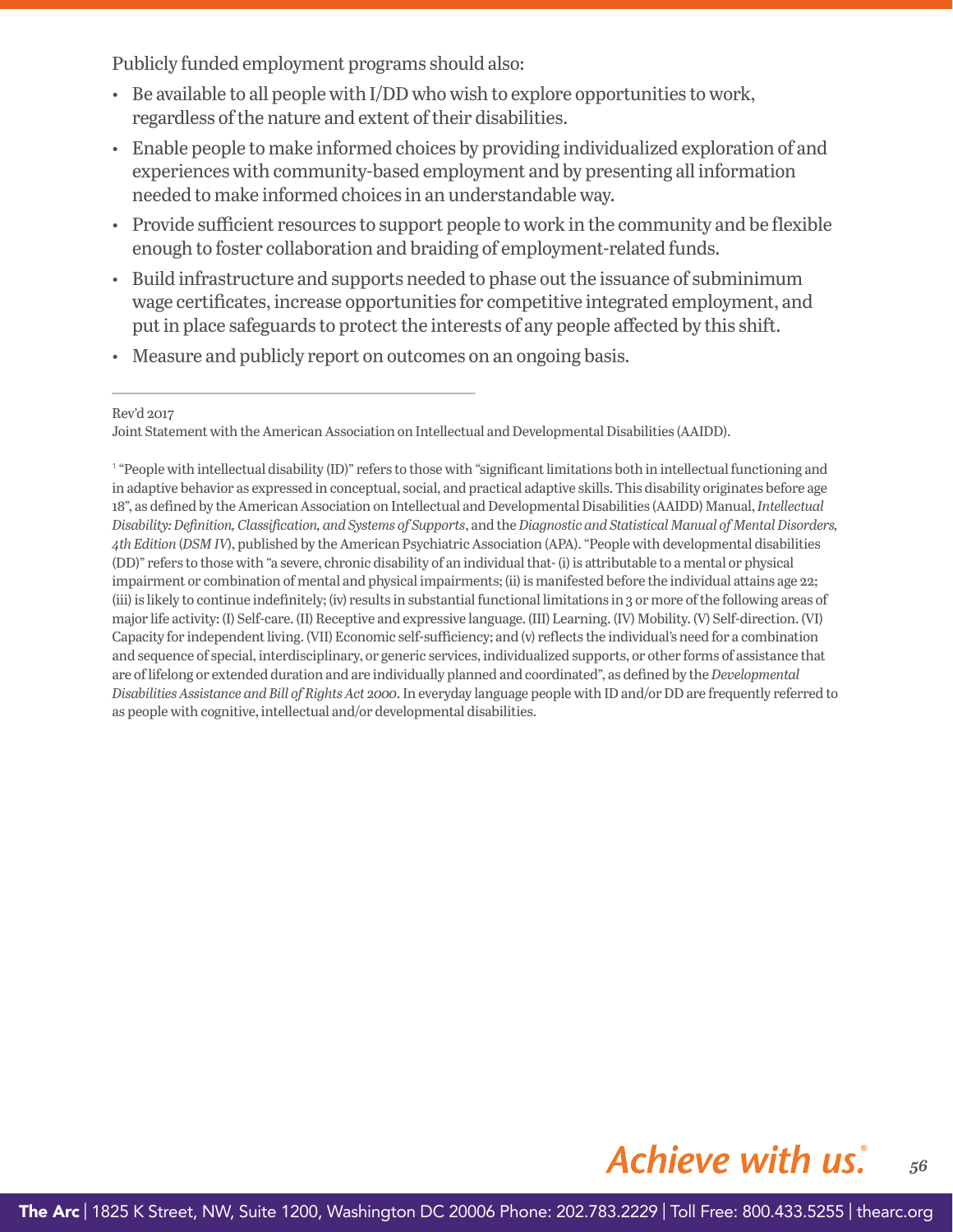Publicly funded employment programs should also:

- Be available to all people with I/DD who wish to explore opportunities to work, regardless of the nature and extent of their disabilities.
- Enable people to make informed choices by providing individualized exploration of and experiences with community-based employment and by presenting all information needed to make informed choices in an understandable way.
- Provide sufficient resources to support people to work in the community and be flexible enough to foster collaboration and braiding of employment-related funds.
- Build infrastructure and supports needed to phase out the issuance of subminimum wage certificates, increase opportunities for competitive integrated employment, and put in place safeguards to protect the interests of any people affected by this shift.
- Measure and publicly report on outcomes on an ongoing basis.

---

Rev'd 2017

Joint Statement with the American Association on Intellectual and Developmental Disabilities (AAIDD).

[1] "People with intellectual disability (ID)" refers to those with "significant limitations both in intellectual functioning and in adaptive behavior as expressed in conceptual, social, and practical adaptive skills. This disability originates before age 18", as defined by the American Association on Intellectual and Developmental Disabilities (AAIDD) Manual, *Intellectual Disability: Definition, Classification, and Systems of Supports*, and the *Diagnostic and Statistical Manual of Mental Disorders, 4th Edition* (*DSM IV*), published by the American Psychiatric Association (APA). "People with developmental disabilities (DD)" refers to those with "a severe, chronic disability of an individual that- (i) is attributable to a mental or physical impairment or combination of mental and physical impairments; (ii) is manifested before the individual attains age 22; (iii) is likely to continue indefinitely; (iv) results in substantial functional limitations in 3 or more of the following areas of major life activity: (I) Self-care. (II) Receptive and expressive language. (III) Learning. (IV) Mobility. (V) Self-direction. (VI) Capacity for independent living. (VII) Economic self-sufficiency; and (v) reflects the individual's need for a combination and sequence of special, interdisciplinary, or generic services, individualized supports, or other forms of assistance that are of lifelong or extended duration and are individually planned and coordinated", as defined by the *Developmental Disabilities Assistance and Bill of Rights Act 2000*. In everyday language people with ID and/or DD are frequently referred to as people with cognitive, intellectual and/or developmental disabilities.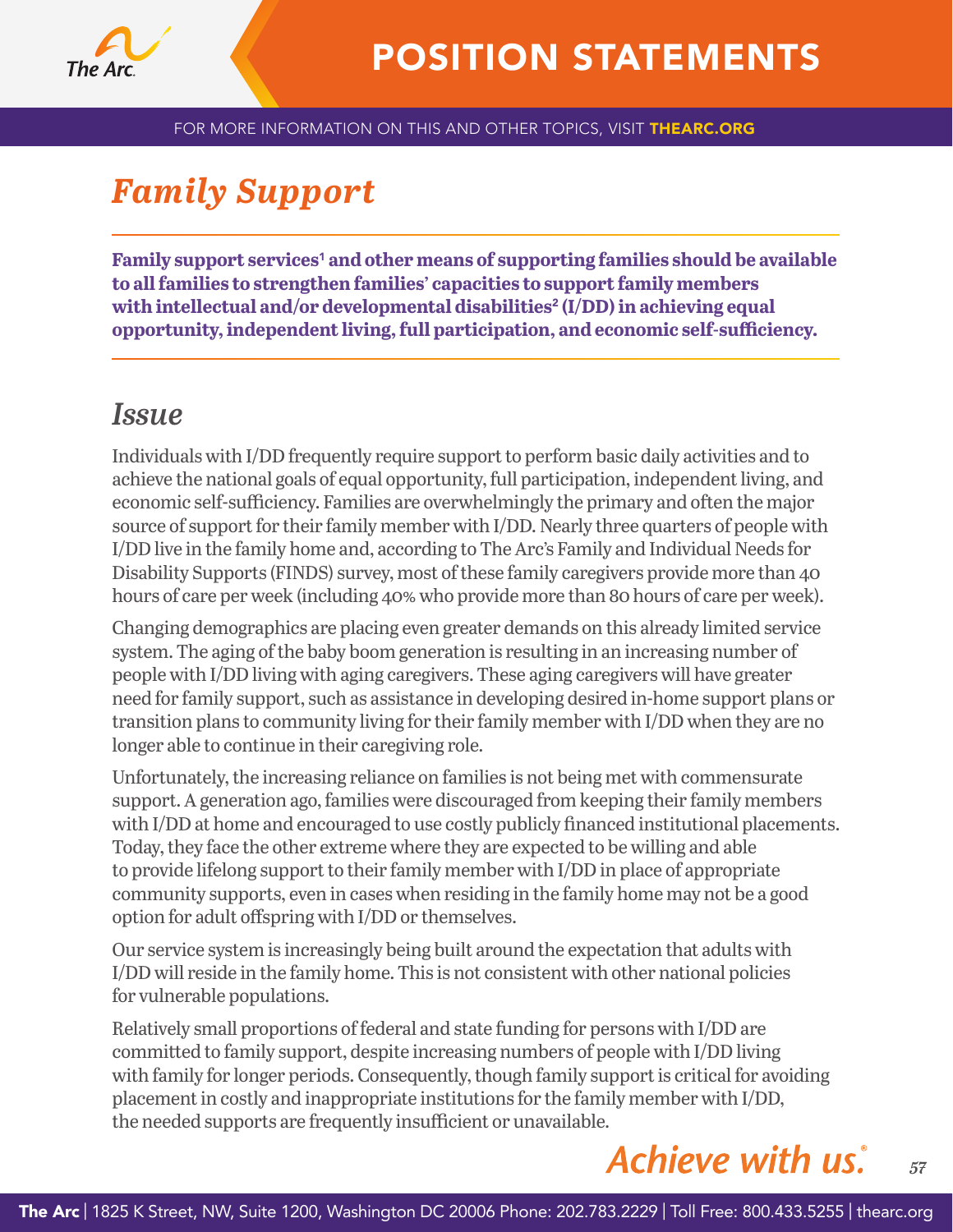# *Family Support*

**Family support services[1] and other means of supporting families should be available to all families to strengthen families' capacities to support family members with intellectual and/or developmental disabilities[2] (I/DD) in achieving equal opportunity, independent living, full participation, and economic self-sufficiency.**

## *Issue*

Individuals with I/DD frequently require support to perform basic daily activities and to achieve the national goals of equal opportunity, full participation, independent living, and economic self-sufficiency. Families are overwhelmingly the primary and often the major source of support for their family member with I/DD. Nearly three quarters of people with I/DD live in the family home and, according to The Arc's Family and Individual Needs for Disability Supports (FINDS) survey, most of these family caregivers provide more than 40 hours of care per week (including 40% who provide more than 80 hours of care per week).

Changing demographics are placing even greater demands on this already limited service system. The aging of the baby boom generation is resulting in an increasing number of people with I/DD living with aging caregivers. These aging caregivers will have greater need for family support, such as assistance in developing desired in-home support plans or transition plans to community living for their family member with I/DD when they are no longer able to continue in their caregiving role.

Unfortunately, the increasing reliance on families is not being met with commensurate support. A generation ago, families were discouraged from keeping their family members with I/DD at home and encouraged to use costly publicly financed institutional placements. Today, they face the other extreme where they are expected to be willing and able to provide lifelong support to their family member with I/DD in place of appropriate community supports, even in cases when residing in the family home may not be a good option for adult offspring with I/DD or themselves.

Our service system is increasingly being built around the expectation that adults with I/DD will reside in the family home. This is not consistent with other national policies for vulnerable populations.

Relatively small proportions of federal and state funding for persons with I/DD are committed to family support, despite increasing numbers of people with I/DD living with family for longer periods. Consequently, though family support is critical for avoiding placement in costly and inappropriate institutions for the family member with I/DD, the needed supports are frequently insufficient or unavailable.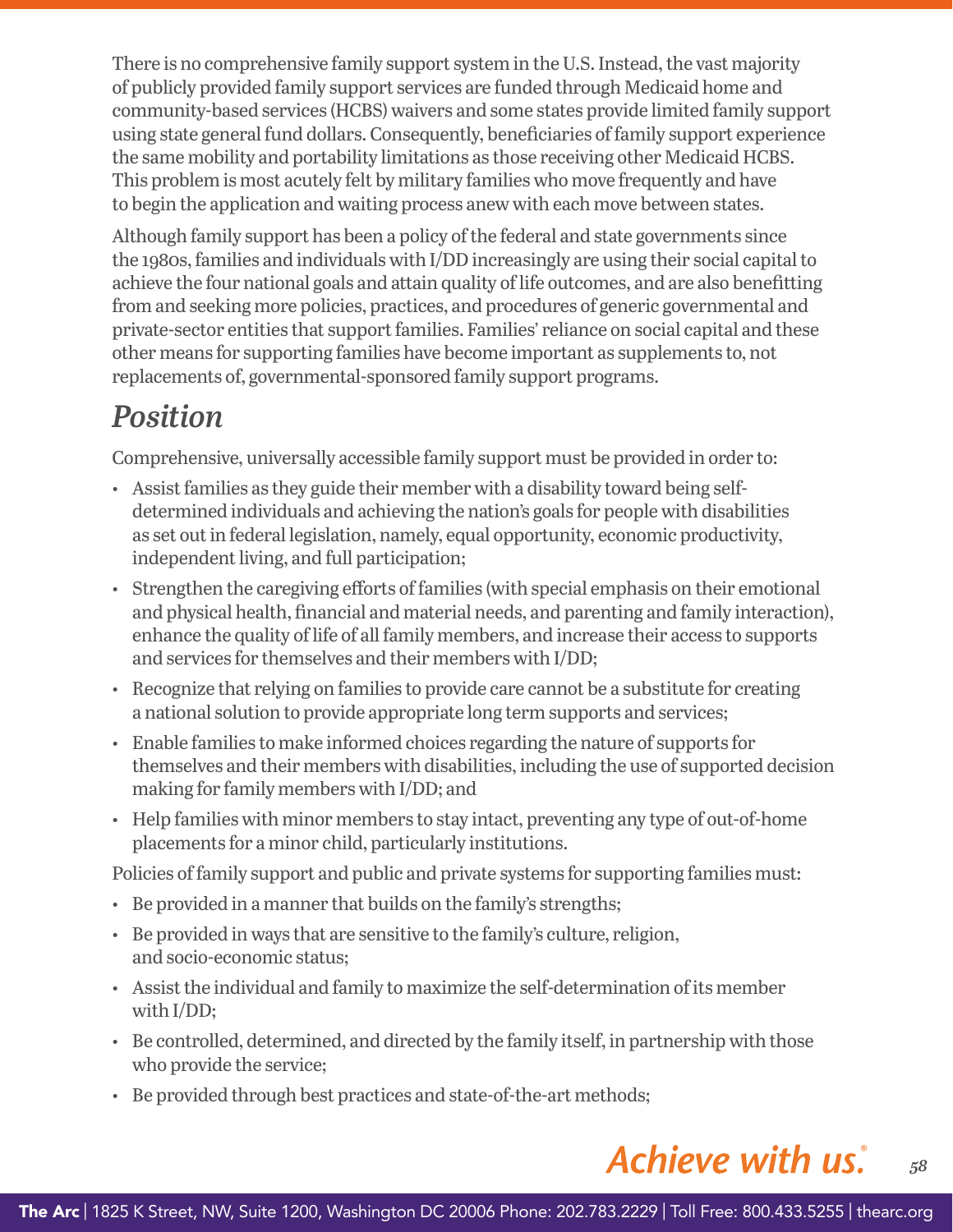There is no comprehensive family support system in the U.S. Instead, the vast majority of publicly provided family support services are funded through Medicaid home and community-based services (HCBS) waivers and some states provide limited family support using state general fund dollars. Consequently, beneficiaries of family support experience the same mobility and portability limitations as those receiving other Medicaid HCBS. This problem is most acutely felt by military families who move frequently and have to begin the application and waiting process anew with each move between states.

Although family support has been a policy of the federal and state governments since the 1980s, families and individuals with I/DD increasingly are using their social capital to achieve the four national goals and attain quality of life outcomes, and are also benefitting from and seeking more policies, practices, and procedures of generic governmental and private-sector entities that support families. Families' reliance on social capital and these other means for supporting families have become important as supplements to, not replacements of, governmental-sponsored family support programs.

## *Position*

Comprehensive, universally accessible family support must be provided in order to:

- Assist families as they guide their member with a disability toward being self-determined individuals and achieving the nation's goals for people with disabilities as set out in federal legislation, namely, equal opportunity, economic productivity, independent living, and full participation;
- Strengthen the caregiving efforts of families (with special emphasis on their emotional and physical health, financial and material needs, and parenting and family interaction), enhance the quality of life of all family members, and increase their access to supports and services for themselves and their members with I/DD;
- Recognize that relying on families to provide care cannot be a substitute for creating a national solution to provide appropriate long term supports and services;
- Enable families to make informed choices regarding the nature of supports for themselves and their members with disabilities, including the use of supported decision making for family members with I/DD; and
- Help families with minor members to stay intact, preventing any type of out-of-home placements for a minor child, particularly institutions.

Policies of family support and public and private systems for supporting families must:

- Be provided in a manner that builds on the family's strengths;
- Be provided in ways that are sensitive to the family's culture, religion, and socio-economic status;
- Assist the individual and family to maximize the self-determination of its member with I/DD;
- Be controlled, determined, and directed by the family itself, in partnership with those who provide the service;
- Be provided through best practices and state-of-the-art methods;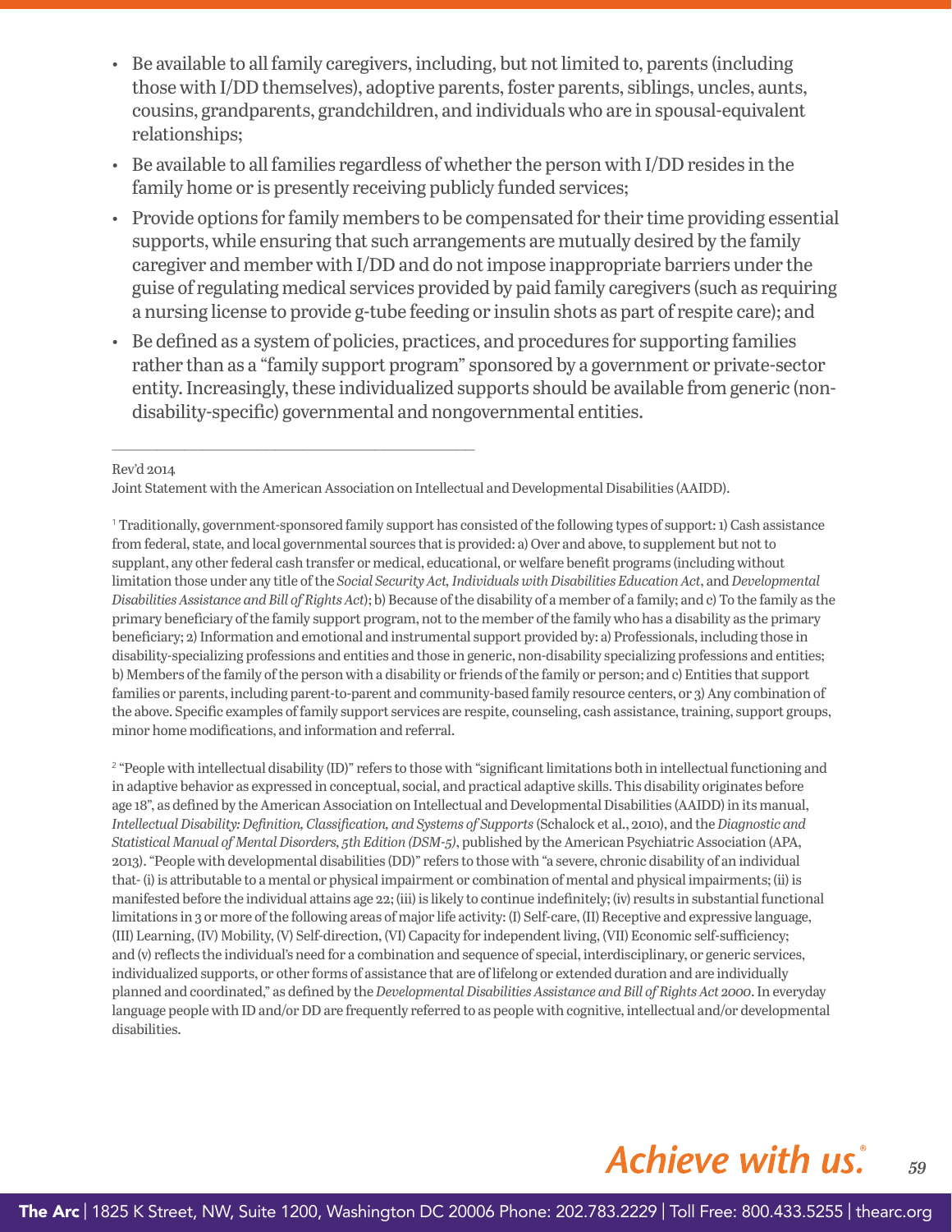- Be available to all family caregivers, including, but not limited to, parents (including those with I/DD themselves), adoptive parents, foster parents, siblings, uncles, aunts, cousins, grandparents, grandchildren, and individuals who are in spousal-equivalent relationships;
- Be available to all families regardless of whether the person with I/DD resides in the family home or is presently receiving publicly funded services;
- Provide options for family members to be compensated for their time providing essential supports, while ensuring that such arrangements are mutually desired by the family caregiver and member with I/DD and do not impose inappropriate barriers under the guise of regulating medical services provided by paid family caregivers (such as requiring a nursing license to provide g-tube feeding or insulin shots as part of respite care); and
- Be defined as a system of policies, practices, and procedures for supporting families rather than as a "family support program" sponsored by a government or private-sector entity. Increasingly, these individualized supports should be available from generic (non-disability-specific) governmental and nongovernmental entities.

---

Rev'd 2014

Joint Statement with the American Association on Intellectual and Developmental Disabilities (AAIDD).

[1] Traditionally, government-sponsored family support has consisted of the following types of support: 1) Cash assistance from federal, state, and local governmental sources that is provided: a) Over and above, to supplement but not to supplant, any other federal cash transfer or medical, educational, or welfare benefit programs (including without limitation those under any title of the *Social Security Act, Individuals with Disabilities Education Act*, and *Developmental Disabilities Assistance and Bill of Rights Act*); b) Because of the disability of a member of a family; and c) To the family as the primary beneficiary of the family support program, not to the member of the family who has a disability as the primary beneficiary; 2) Information and emotional and instrumental support provided by: a) Professionals, including those in disability-specializing professions and entities and those in generic, non-disability specializing professions and entities; b) Members of the family of the person with a disability or friends of the family or person; and c) Entities that support families or parents, including parent-to-parent and community-based family resource centers, or 3) Any combination of the above. Specific examples of family support services are respite, counseling, cash assistance, training, support groups, minor home modifications, and information and referral.

[2] "People with intellectual disability (ID)" refers to those with "significant limitations both in intellectual functioning and in adaptive behavior as expressed in conceptual, social, and practical adaptive skills. This disability originates before age 18", as defined by the American Association on Intellectual and Developmental Disabilities (AAIDD) in its manual, *Intellectual Disability: Definition, Classification, and Systems of Supports* (Schalock et al., 2010), and the *Diagnostic and Statistical Manual of Mental Disorders, 5th Edition (DSM-5)*, published by the American Psychiatric Association (APA, 2013). "People with developmental disabilities (DD)" refers to those with "a severe, chronic disability of an individual that- (i) is attributable to a mental or physical impairment or combination of mental and physical impairments; (ii) is manifested before the individual attains age 22; (iii) is likely to continue indefinitely; (iv) results in substantial functional limitations in 3 or more of the following areas of major life activity: (I) Self-care, (II) Receptive and expressive language, (III) Learning, (IV) Mobility, (V) Self-direction, (VI) Capacity for independent living, (VII) Economic self-sufficiency; and (v) reflects the individual's need for a combination and sequence of special, interdisciplinary, or generic services, individualized supports, or other forms of assistance that are of lifelong or extended duration and are individually planned and coordinated," as defined by the *Developmental Disabilities Assistance and Bill of Rights Act 2000*. In everyday language people with ID and/or DD are frequently referred to as people with cognitive, intellectual and/or developmental disabilities.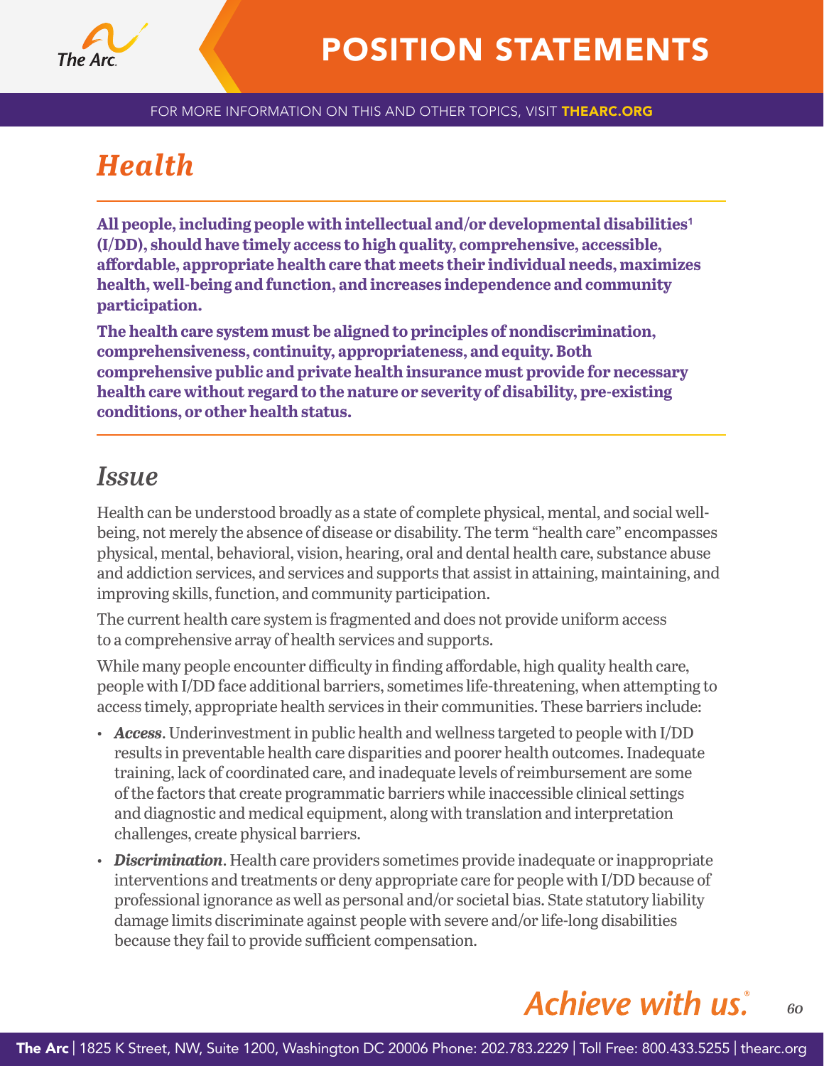# Health

**All people, including people with intellectual and/or developmental disabilities[1] (I/DD), should have timely access to high quality, comprehensive, accessible, affordable, appropriate health care that meets their individual needs, maximizes health, well-being and function, and increases independence and community participation.**

**The health care system must be aligned to principles of nondiscrimination, comprehensiveness, continuity, appropriateness, and equity. Both comprehensive public and private health insurance must provide for necessary health care without regard to the nature or severity of disability, pre-existing conditions, or other health status.**

## Issue

Health can be understood broadly as a state of complete physical, mental, and social well-being, not merely the absence of disease or disability. The term "health care" encompasses physical, mental, behavioral, vision, hearing, oral and dental health care, substance abuse and addiction services, and services and supports that assist in attaining, maintaining, and improving skills, function, and community participation.

The current health care system is fragmented and does not provide uniform access to a comprehensive array of health services and supports.

While many people encounter difficulty in finding affordable, high quality health care, people with I/DD face additional barriers, sometimes life-threatening, when attempting to access timely, appropriate health services in their communities. These barriers include:

- ***Access***. Underinvestment in public health and wellness targeted to people with I/DD results in preventable health care disparities and poorer health outcomes. Inadequate training, lack of coordinated care, and inadequate levels of reimbursement are some of the factors that create programmatic barriers while inaccessible clinical settings and diagnostic and medical equipment, along with translation and interpretation challenges, create physical barriers.
- ***Discrimination***. Health care providers sometimes provide inadequate or inappropriate interventions and treatments or deny appropriate care for people with I/DD because of professional ignorance as well as personal and/or societal bias. State statutory liability damage limits discriminate against people with severe and/or life-long disabilities because they fail to provide sufficient compensation.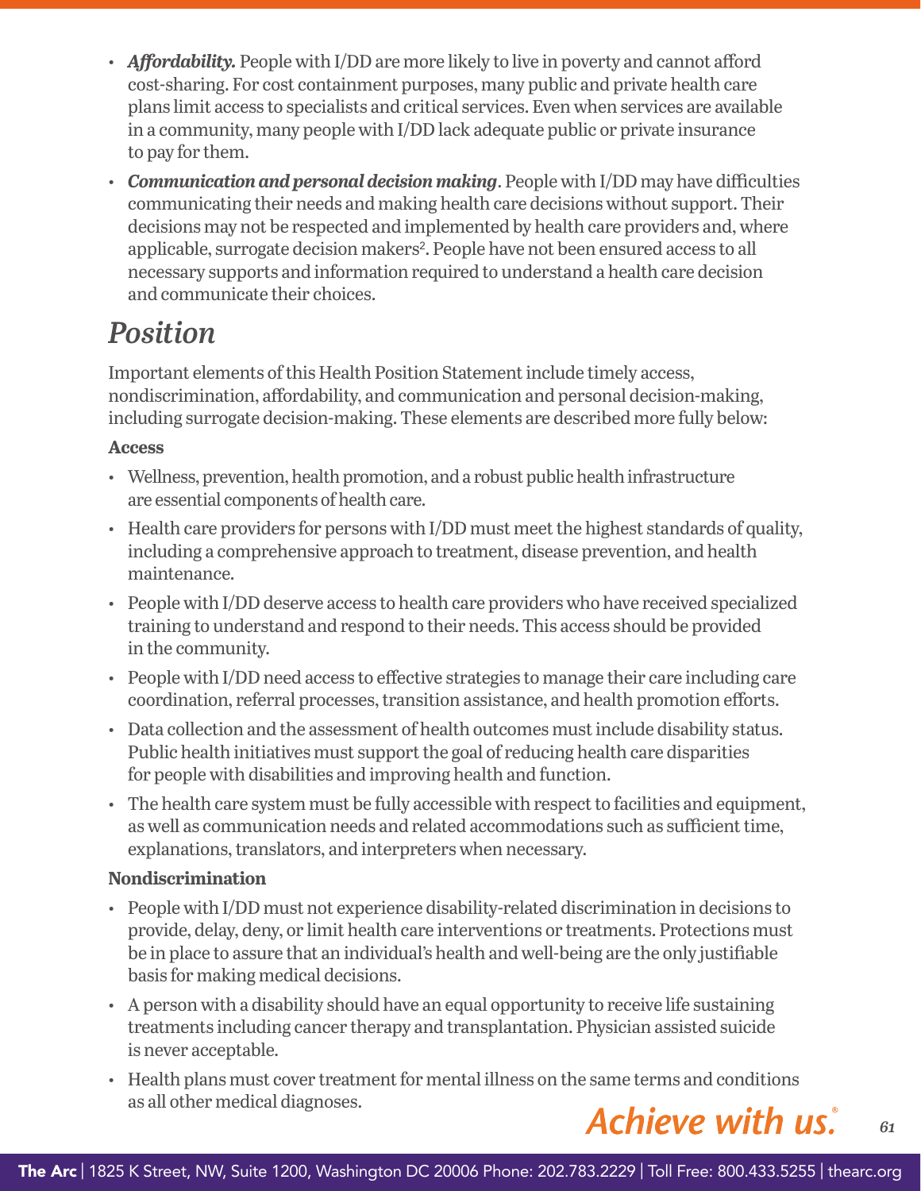- ***Affordability.*** People with I/DD are more likely to live in poverty and cannot afford cost-sharing. For cost containment purposes, many public and private health care plans limit access to specialists and critical services. Even when services are available in a community, many people with I/DD lack adequate public or private insurance to pay for them.
- ***Communication and personal decision making***. People with I/DD may have difficulties communicating their needs and making health care decisions without support. Their decisions may not be respected and implemented by health care providers and, where applicable, surrogate decision makers[2]. People have not been ensured access to all necessary supports and information required to understand a health care decision and communicate their choices.

## *Position*

Important elements of this Health Position Statement include timely access, nondiscrimination, affordability, and communication and personal decision-making, including surrogate decision-making. These elements are described more fully below:

**Access**

- Wellness, prevention, health promotion, and a robust public health infrastructure are essential components of health care.
- Health care providers for persons with I/DD must meet the highest standards of quality, including a comprehensive approach to treatment, disease prevention, and health maintenance.
- People with I/DD deserve access to health care providers who have received specialized training to understand and respond to their needs. This access should be provided in the community.
- People with I/DD need access to effective strategies to manage their care including care coordination, referral processes, transition assistance, and health promotion efforts.
- Data collection and the assessment of health outcomes must include disability status. Public health initiatives must support the goal of reducing health care disparities for people with disabilities and improving health and function.
- The health care system must be fully accessible with respect to facilities and equipment, as well as communication needs and related accommodations such as sufficient time, explanations, translators, and interpreters when necessary.

**Nondiscrimination**

- People with I/DD must not experience disability-related discrimination in decisions to provide, delay, deny, or limit health care interventions or treatments. Protections must be in place to assure that an individual's health and well-being are the only justifiable basis for making medical decisions.
- A person with a disability should have an equal opportunity to receive life sustaining treatments including cancer therapy and transplantation. Physician assisted suicide is never acceptable.
- Health plans must cover treatment for mental illness on the same terms and conditions as all other medical diagnoses.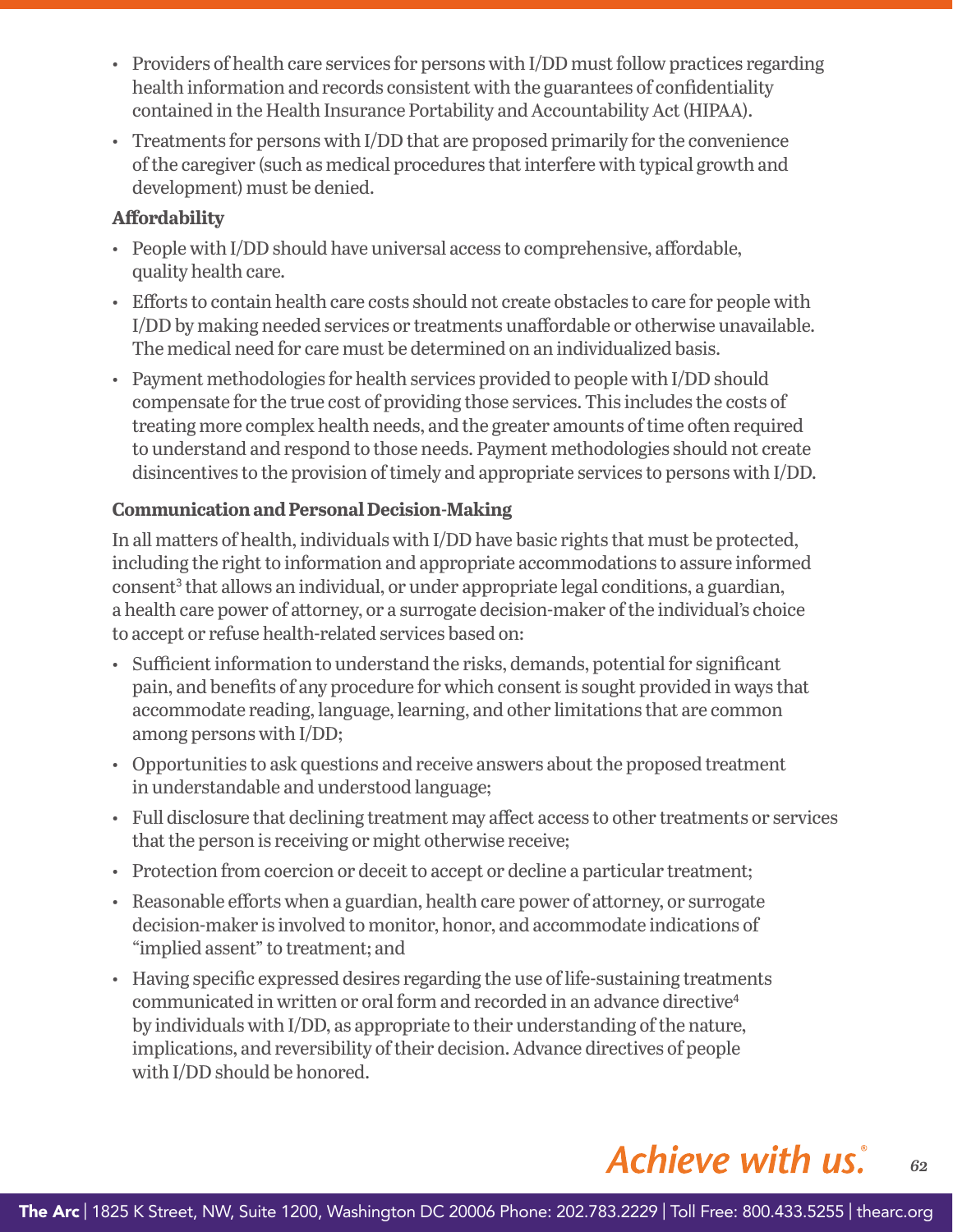- Providers of health care services for persons with I/DD must follow practices regarding health information and records consistent with the guarantees of confidentiality contained in the Health Insurance Portability and Accountability Act (HIPAA).
- Treatments for persons with I/DD that are proposed primarily for the convenience of the caregiver (such as medical procedures that interfere with typical growth and development) must be denied.

**Affordability**

- People with I/DD should have universal access to comprehensive, affordable, quality health care.
- Efforts to contain health care costs should not create obstacles to care for people with I/DD by making needed services or treatments unaffordable or otherwise unavailable. The medical need for care must be determined on an individualized basis.
- Payment methodologies for health services provided to people with I/DD should compensate for the true cost of providing those services. This includes the costs of treating more complex health needs, and the greater amounts of time often required to understand and respond to those needs. Payment methodologies should not create disincentives to the provision of timely and appropriate services to persons with I/DD.

**Communication and Personal Decision-Making**

In all matters of health, individuals with I/DD have basic rights that must be protected, including the right to information and appropriate accommodations to assure informed consent[3] that allows an individual, or under appropriate legal conditions, a guardian, a health care power of attorney, or a surrogate decision-maker of the individual's choice to accept or refuse health-related services based on:

- Sufficient information to understand the risks, demands, potential for significant pain, and benefits of any procedure for which consent is sought provided in ways that accommodate reading, language, learning, and other limitations that are common among persons with I/DD;
- Opportunities to ask questions and receive answers about the proposed treatment in understandable and understood language;
- Full disclosure that declining treatment may affect access to other treatments or services that the person is receiving or might otherwise receive;
- Protection from coercion or deceit to accept or decline a particular treatment;
- Reasonable efforts when a guardian, health care power of attorney, or surrogate decision-maker is involved to monitor, honor, and accommodate indications of "implied assent" to treatment; and
- Having specific expressed desires regarding the use of life-sustaining treatments communicated in written or oral form and recorded in an advance directive[4] by individuals with I/DD, as appropriate to their understanding of the nature, implications, and reversibility of their decision. Advance directives of people with I/DD should be honored.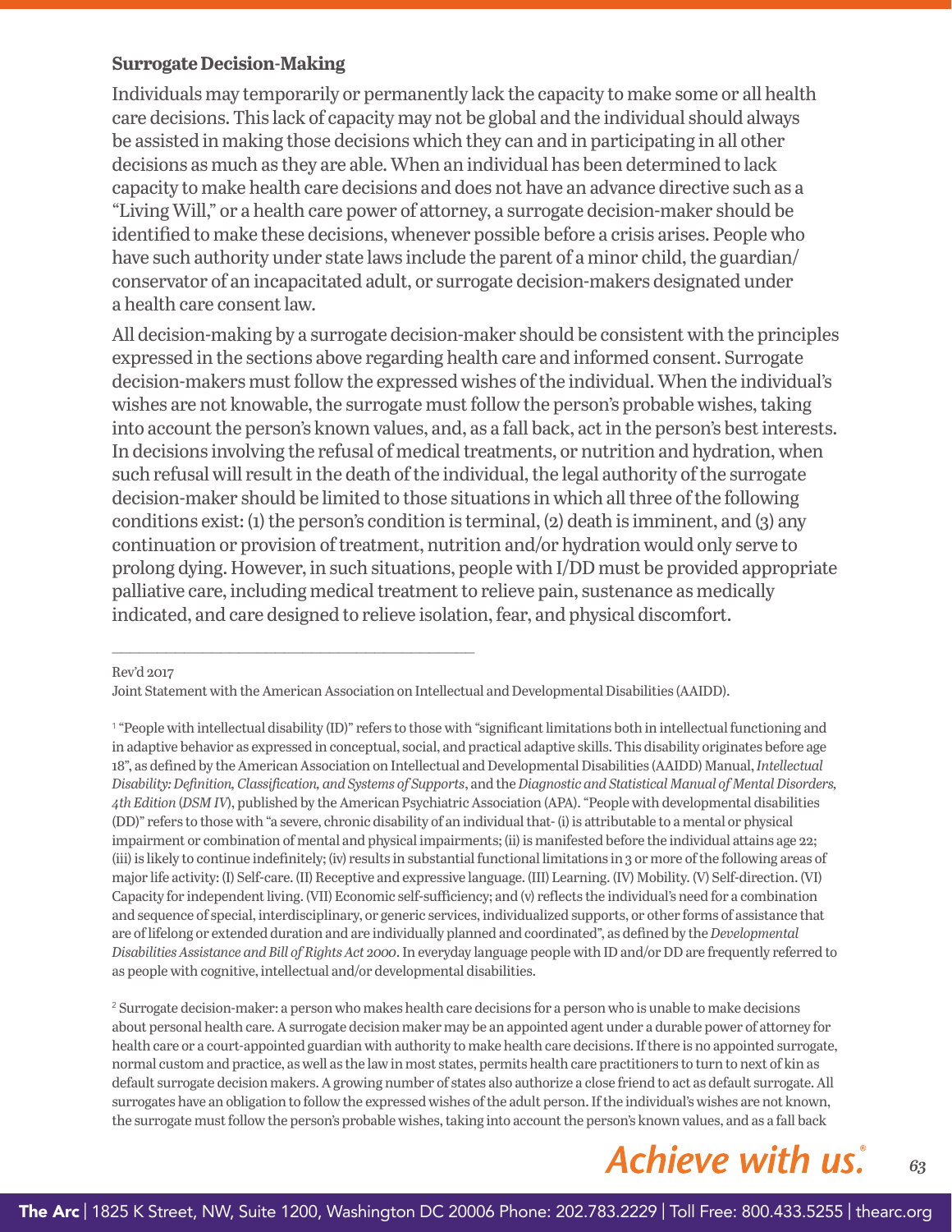**Surrogate Decision-Making**

Individuals may temporarily or permanently lack the capacity to make some or all health care decisions. This lack of capacity may not be global and the individual should always be assisted in making those decisions which they can and in participating in all other decisions as much as they are able. When an individual has been determined to lack capacity to make health care decisions and does not have an advance directive such as a "Living Will," or a health care power of attorney, a surrogate decision-maker should be identified to make these decisions, whenever possible before a crisis arises. People who have such authority under state laws include the parent of a minor child, the guardian/conservator of an incapacitated adult, or surrogate decision-makers designated under a health care consent law.

All decision-making by a surrogate decision-maker should be consistent with the principles expressed in the sections above regarding health care and informed consent. Surrogate decision-makers must follow the expressed wishes of the individual. When the individual's wishes are not knowable, the surrogate must follow the person's probable wishes, taking into account the person's known values, and, as a fall back, act in the person's best interests. In decisions involving the refusal of medical treatments, or nutrition and hydration, when such refusal will result in the death of the individual, the legal authority of the surrogate decision-maker should be limited to those situations in which all three of the following conditions exist: (1) the person's condition is terminal, (2) death is imminent, and (3) any continuation or provision of treatment, nutrition and/or hydration would only serve to prolong dying. However, in such situations, people with I/DD must be provided appropriate palliative care, including medical treatment to relieve pain, sustenance as medically indicated, and care designed to relieve isolation, fear, and physical discomfort.

---

Rev'd 2017

Joint Statement with the American Association on Intellectual and Developmental Disabilities (AAIDD).

[1] "People with intellectual disability (ID)" refers to those with "significant limitations both in intellectual functioning and in adaptive behavior as expressed in conceptual, social, and practical adaptive skills. This disability originates before age 18", as defined by the American Association on Intellectual and Developmental Disabilities (AAIDD) Manual, *Intellectual Disability: Definition, Classification, and Systems of Supports*, and the *Diagnostic and Statistical Manual of Mental Disorders, 4th Edition* (*DSM IV*), published by the American Psychiatric Association (APA). "People with developmental disabilities (DD)" refers to those with "a severe, chronic disability of an individual that- (i) is attributable to a mental or physical impairment or combination of mental and physical impairments; (ii) is manifested before the individual attains age 22; (iii) is likely to continue indefinitely; (iv) results in substantial functional limitations in 3 or more of the following areas of major life activity: (I) Self-care. (II) Receptive and expressive language. (III) Learning. (IV) Mobility. (V) Self-direction. (VI) Capacity for independent living. (VII) Economic self-sufficiency; and (v) reflects the individual's need for a combination and sequence of special, interdisciplinary, or generic services, individualized supports, or other forms of assistance that are of lifelong or extended duration and are individually planned and coordinated", as defined by the *Developmental Disabilities Assistance and Bill of Rights Act 2000*. In everyday language people with ID and/or DD are frequently referred to as people with cognitive, intellectual and/or developmental disabilities.

[2] Surrogate decision-maker: a person who makes health care decisions for a person who is unable to make decisions about personal health care. A surrogate decision maker may be an appointed agent under a durable power of attorney for health care or a court-appointed guardian with authority to make health care decisions. If there is no appointed surrogate, normal custom and practice, as well as the law in most states, permits health care practitioners to turn to next of kin as default surrogate decision makers. A growing number of states also authorize a close friend to act as default surrogate. All surrogates have an obligation to follow the expressed wishes of the adult person. If the individual's wishes are not known, the surrogate must follow the person's probable wishes, taking into account the person's known values, and as a fall back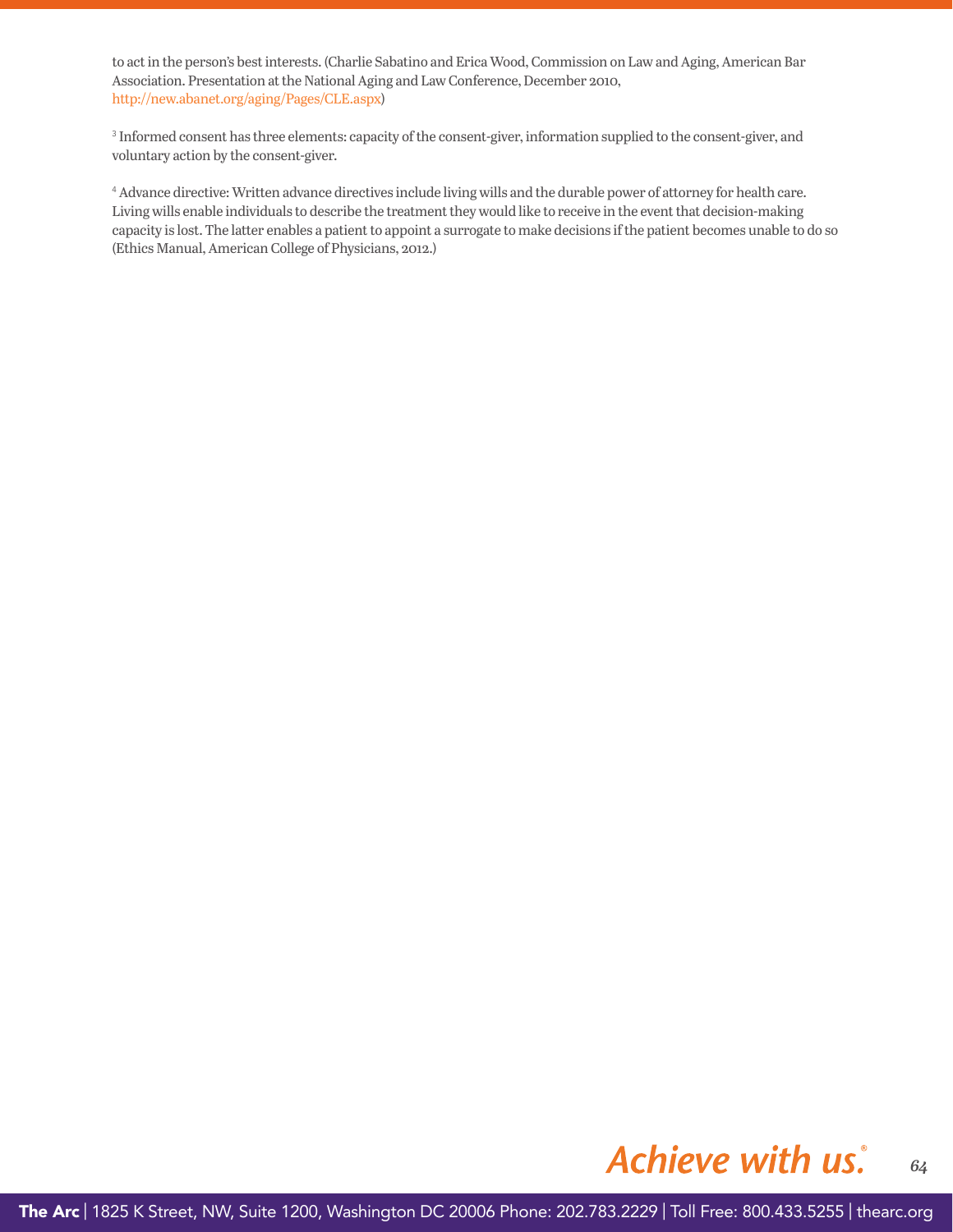to act in the person's best interests. (Charlie Sabatino and Erica Wood, Commission on Law and Aging, American Bar Association. Presentation at the National Aging and Law Conference, December 2010, http://new.abanet.org/aging/Pages/CLE.aspx)

[3] Informed consent has three elements: capacity of the consent-giver, information supplied to the consent-giver, and voluntary action by the consent-giver.

[4] Advance directive: Written advance directives include living wills and the durable power of attorney for health care. Living wills enable individuals to describe the treatment they would like to receive in the event that decision-making capacity is lost. The latter enables a patient to appoint a surrogate to make decisions if the patient becomes unable to do so (Ethics Manual, American College of Physicians, 2012.)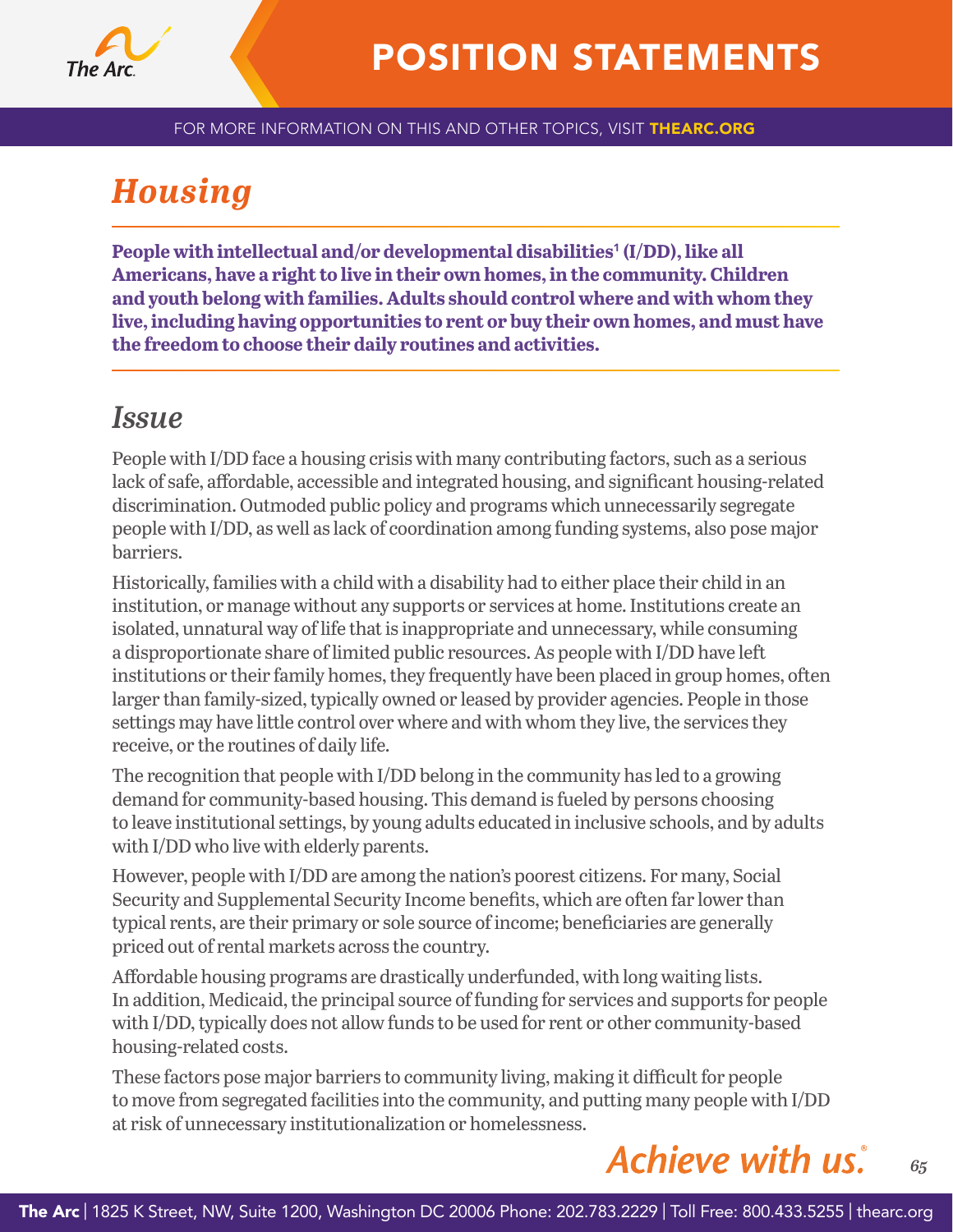# Housing

**People with intellectual and/or developmental disabilities[1] (I/DD), like all Americans, have a right to live in their own homes, in the community. Children and youth belong with families. Adults should control where and with whom they live, including having opportunities to rent or buy their own homes, and must have the freedom to choose their daily routines and activities.**

## Issue

People with I/DD face a housing crisis with many contributing factors, such as a serious lack of safe, affordable, accessible and integrated housing, and significant housing-related discrimination. Outmoded public policy and programs which unnecessarily segregate people with I/DD, as well as lack of coordination among funding systems, also pose major barriers.

Historically, families with a child with a disability had to either place their child in an institution, or manage without any supports or services at home. Institutions create an isolated, unnatural way of life that is inappropriate and unnecessary, while consuming a disproportionate share of limited public resources. As people with I/DD have left institutions or their family homes, they frequently have been placed in group homes, often larger than family-sized, typically owned or leased by provider agencies. People in those settings may have little control over where and with whom they live, the services they receive, or the routines of daily life.

The recognition that people with I/DD belong in the community has led to a growing demand for community-based housing. This demand is fueled by persons choosing to leave institutional settings, by young adults educated in inclusive schools, and by adults with I/DD who live with elderly parents.

However, people with I/DD are among the nation's poorest citizens. For many, Social Security and Supplemental Security Income benefits, which are often far lower than typical rents, are their primary or sole source of income; beneficiaries are generally priced out of rental markets across the country.

Affordable housing programs are drastically underfunded, with long waiting lists. In addition, Medicaid, the principal source of funding for services and supports for people with I/DD, typically does not allow funds to be used for rent or other community-based housing-related costs.

These factors pose major barriers to community living, making it difficult for people to move from segregated facilities into the community, and putting many people with I/DD at risk of unnecessary institutionalization or homelessness.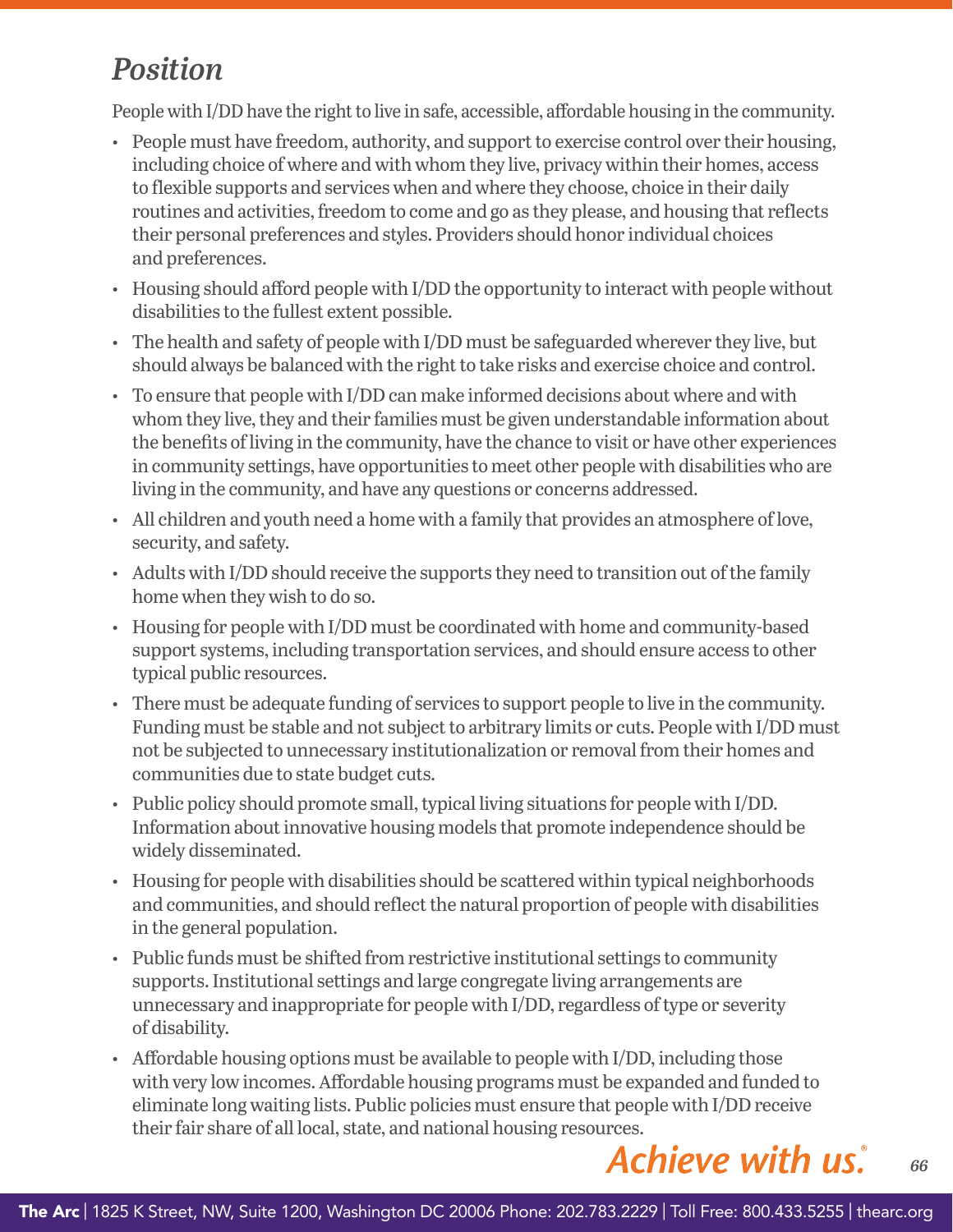## *Position*

People with I/DD have the right to live in safe, accessible, affordable housing in the community.

- People must have freedom, authority, and support to exercise control over their housing, including choice of where and with whom they live, privacy within their homes, access to flexible supports and services when and where they choose, choice in their daily routines and activities, freedom to come and go as they please, and housing that reflects their personal preferences and styles. Providers should honor individual choices and preferences.
- Housing should afford people with I/DD the opportunity to interact with people without disabilities to the fullest extent possible.
- The health and safety of people with I/DD must be safeguarded wherever they live, but should always be balanced with the right to take risks and exercise choice and control.
- To ensure that people with I/DD can make informed decisions about where and with whom they live, they and their families must be given understandable information about the benefits of living in the community, have the chance to visit or have other experiences in community settings, have opportunities to meet other people with disabilities who are living in the community, and have any questions or concerns addressed.
- All children and youth need a home with a family that provides an atmosphere of love, security, and safety.
- Adults with I/DD should receive the supports they need to transition out of the family home when they wish to do so.
- Housing for people with I/DD must be coordinated with home and community-based support systems, including transportation services, and should ensure access to other typical public resources.
- There must be adequate funding of services to support people to live in the community. Funding must be stable and not subject to arbitrary limits or cuts. People with I/DD must not be subjected to unnecessary institutionalization or removal from their homes and communities due to state budget cuts.
- Public policy should promote small, typical living situations for people with I/DD. Information about innovative housing models that promote independence should be widely disseminated.
- Housing for people with disabilities should be scattered within typical neighborhoods and communities, and should reflect the natural proportion of people with disabilities in the general population.
- Public funds must be shifted from restrictive institutional settings to community supports. Institutional settings and large congregate living arrangements are unnecessary and inappropriate for people with I/DD, regardless of type or severity of disability.
- Affordable housing options must be available to people with I/DD, including those with very low incomes. Affordable housing programs must be expanded and funded to eliminate long waiting lists. Public policies must ensure that people with I/DD receive their fair share of all local, state, and national housing resources.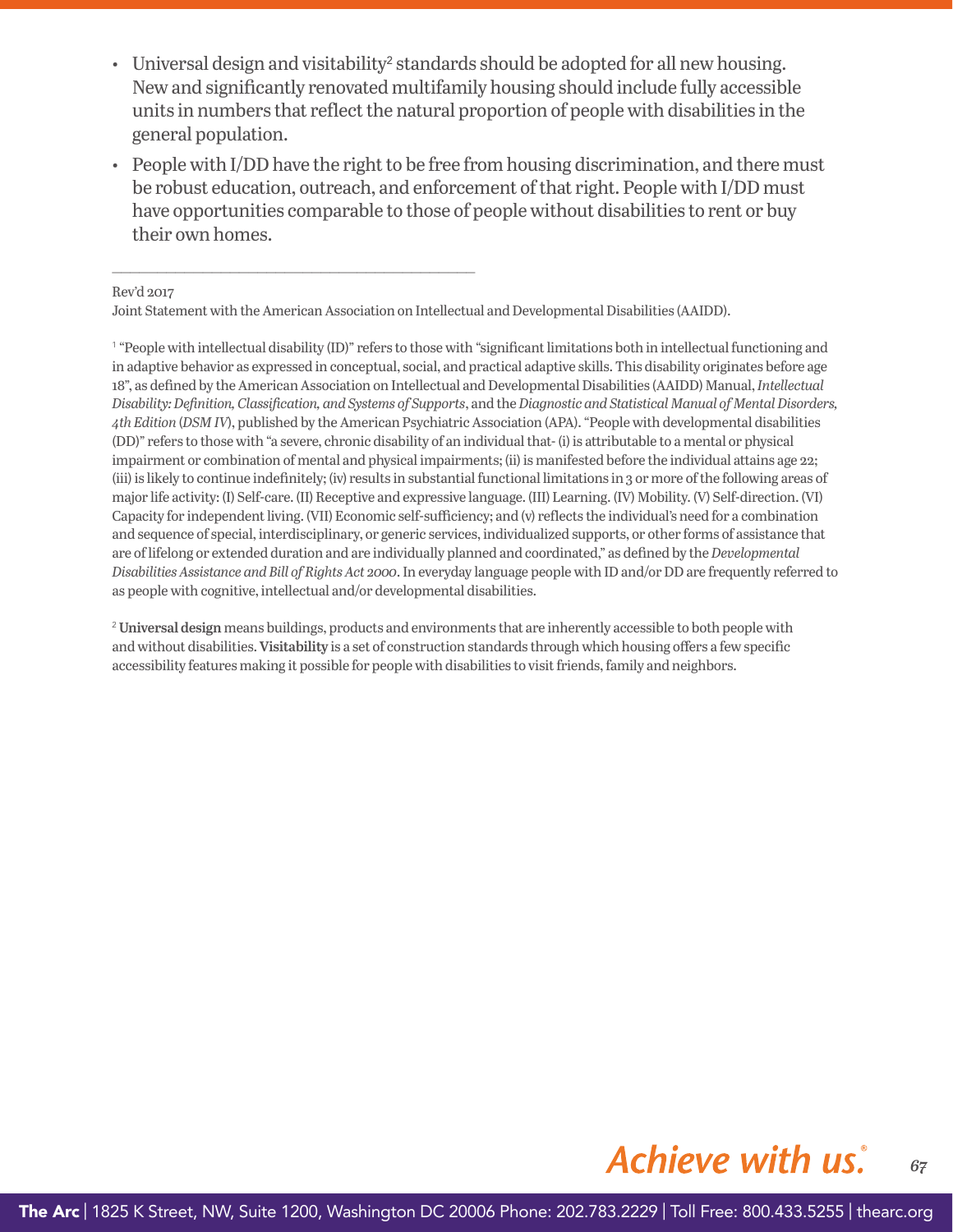- Universal design and visitability[2] standards should be adopted for all new housing. New and significantly renovated multifamily housing should include fully accessible units in numbers that reflect the natural proportion of people with disabilities in the general population.
- People with I/DD have the right to be free from housing discrimination, and there must be robust education, outreach, and enforcement of that right. People with I/DD must have opportunities comparable to those of people without disabilities to rent or buy their own homes.

---

Rev'd 2017

Joint Statement with the American Association on Intellectual and Developmental Disabilities (AAIDD).

[1] "People with intellectual disability (ID)" refers to those with "significant limitations both in intellectual functioning and in adaptive behavior as expressed in conceptual, social, and practical adaptive skills. This disability originates before age 18", as defined by the American Association on Intellectual and Developmental Disabilities (AAIDD) Manual, *Intellectual Disability: Definition, Classification, and Systems of Supports*, and the *Diagnostic and Statistical Manual of Mental Disorders, 4th Edition* (*DSM IV*), published by the American Psychiatric Association (APA). "People with developmental disabilities (DD)" refers to those with "a severe, chronic disability of an individual that- (i) is attributable to a mental or physical impairment or combination of mental and physical impairments; (ii) is manifested before the individual attains age 22; (iii) is likely to continue indefinitely; (iv) results in substantial functional limitations in 3 or more of the following areas of major life activity: (I) Self-care. (II) Receptive and expressive language. (III) Learning. (IV) Mobility. (V) Self-direction. (VI) Capacity for independent living. (VII) Economic self-sufficiency; and (v) reflects the individual's need for a combination and sequence of special, interdisciplinary, or generic services, individualized supports, or other forms of assistance that are of lifelong or extended duration and are individually planned and coordinated," as defined by the *Developmental Disabilities Assistance and Bill of Rights Act 2000*. In everyday language people with ID and/or DD are frequently referred to as people with cognitive, intellectual and/or developmental disabilities.

[2] **Universal design** means buildings, products and environments that are inherently accessible to both people with and without disabilities. **Visitability** is a set of construction standards through which housing offers a few specific accessibility features making it possible for people with disabilities to visit friends, family and neighbors.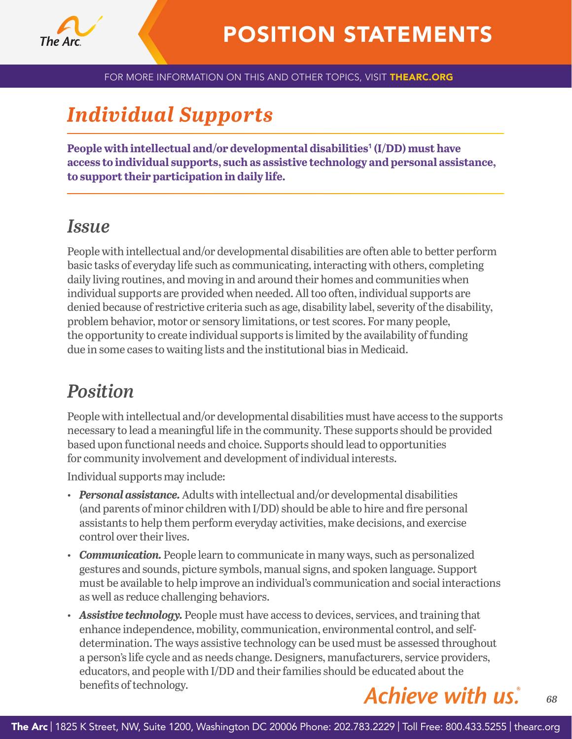# Individual Supports

**People with intellectual and/or developmental disabilities[1] (I/DD) must have access to individual supports, such as assistive technology and personal assistance, to support their participation in daily life.**

## Issue

People with intellectual and/or developmental disabilities are often able to better perform basic tasks of everyday life such as communicating, interacting with others, completing daily living routines, and moving in and around their homes and communities when individual supports are provided when needed. All too often, individual supports are denied because of restrictive criteria such as age, disability label, severity of the disability, problem behavior, motor or sensory limitations, or test scores. For many people, the opportunity to create individual supports is limited by the availability of funding due in some cases to waiting lists and the institutional bias in Medicaid.

## Position

People with intellectual and/or developmental disabilities must have access to the supports necessary to lead a meaningful life in the community. These supports should be provided based upon functional needs and choice. Supports should lead to opportunities for community involvement and development of individual interests.

Individual supports may include:

- ***Personal assistance.*** Adults with intellectual and/or developmental disabilities (and parents of minor children with I/DD) should be able to hire and fire personal assistants to help them perform everyday activities, make decisions, and exercise control over their lives.
- ***Communication.*** People learn to communicate in many ways, such as personalized gestures and sounds, picture symbols, manual signs, and spoken language. Support must be available to help improve an individual's communication and social interactions as well as reduce challenging behaviors.
- ***Assistive technology.*** People must have access to devices, services, and training that enhance independence, mobility, communication, environmental control, and self-determination. The ways assistive technology can be used must be assessed throughout a person's life cycle and as needs change. Designers, manufacturers, service providers, educators, and people with I/DD and their families should be educated about the benefits of technology.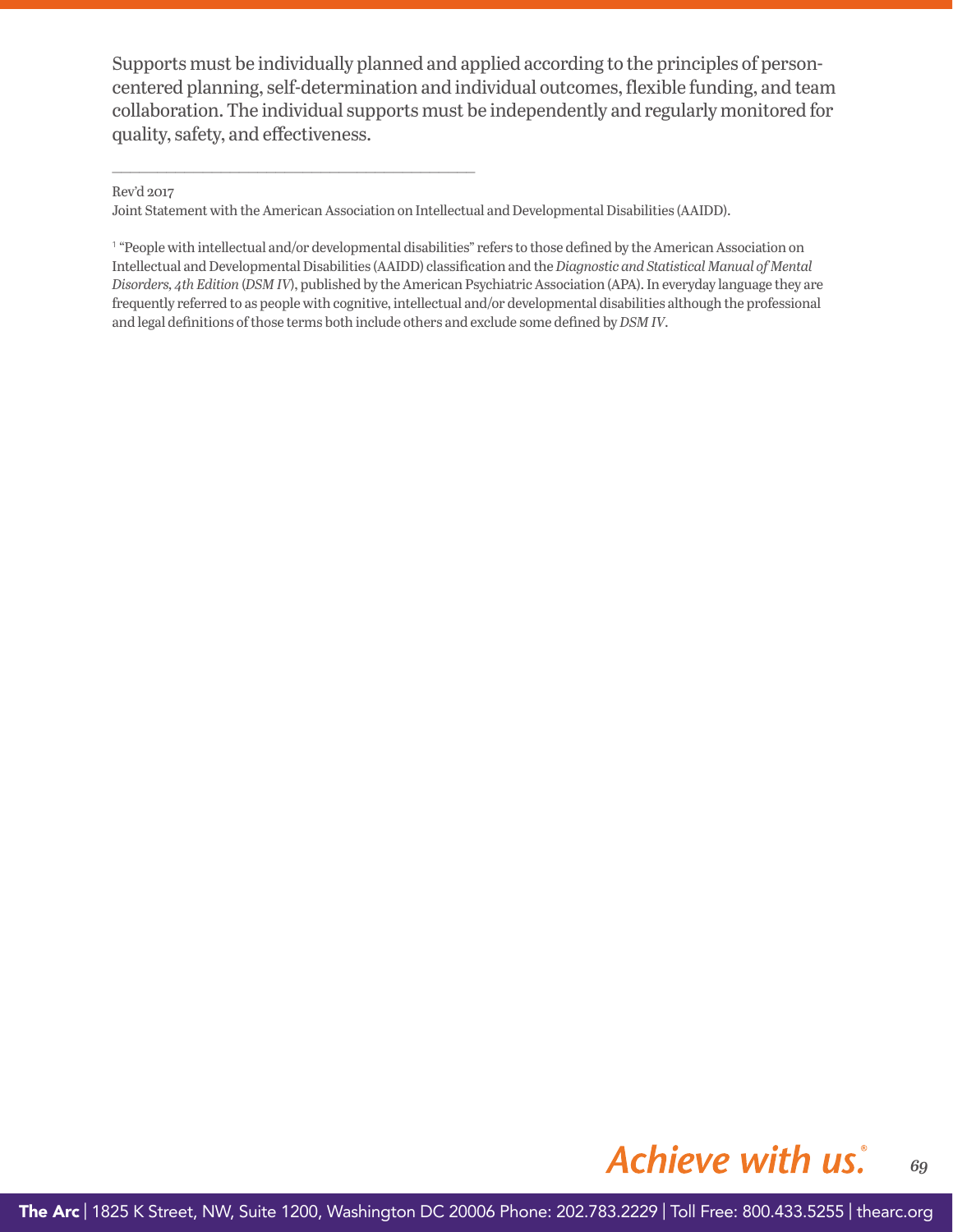Supports must be individually planned and applied according to the principles of person-centered planning, self-determination and individual outcomes, flexible funding, and team collaboration. The individual supports must be independently and regularly monitored for quality, safety, and effectiveness.

---

Rev'd 2017

Joint Statement with the American Association on Intellectual and Developmental Disabilities (AAIDD).

[1] "People with intellectual and/or developmental disabilities" refers to those defined by the American Association on Intellectual and Developmental Disabilities (AAIDD) classification and the *Diagnostic and Statistical Manual of Mental Disorders, 4th Edition* (*DSM IV*), published by the American Psychiatric Association (APA). In everyday language they are frequently referred to as people with cognitive, intellectual and/or developmental disabilities although the professional and legal definitions of those terms both include others and exclude some defined by *DSM IV*.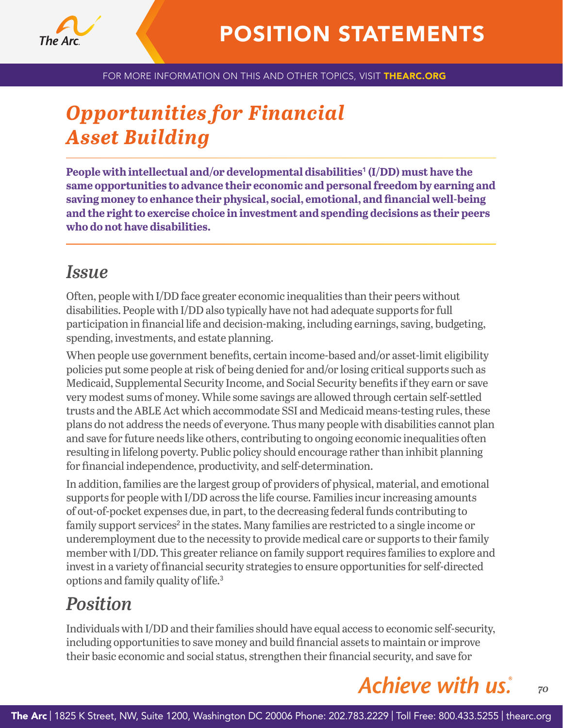# Opportunities for Financial Asset Building

**People with intellectual and/or developmental disabilities[1] (I/DD) must have the same opportunities to advance their economic and personal freedom by earning and saving money to enhance their physical, social, emotional, and financial well-being and the right to exercise choice in investment and spending decisions as their peers who do not have disabilities.**

## Issue

Often, people with I/DD face greater economic inequalities than their peers without disabilities. People with I/DD also typically have not had adequate supports for full participation in financial life and decision-making, including earnings, saving, budgeting, spending, investments, and estate planning.

When people use government benefits, certain income-based and/or asset-limit eligibility policies put some people at risk of being denied for and/or losing critical supports such as Medicaid, Supplemental Security Income, and Social Security benefits if they earn or save very modest sums of money. While some savings are allowed through certain self-settled trusts and the ABLE Act which accommodate SSI and Medicaid means-testing rules, these plans do not address the needs of everyone. Thus many people with disabilities cannot plan and save for future needs like others, contributing to ongoing economic inequalities often resulting in lifelong poverty. Public policy should encourage rather than inhibit planning for financial independence, productivity, and self-determination.

In addition, families are the largest group of providers of physical, material, and emotional supports for people with I/DD across the life course. Families incur increasing amounts of out-of-pocket expenses due, in part, to the decreasing federal funds contributing to family support services[2] in the states. Many families are restricted to a single income or underemployment due to the necessity to provide medical care or supports to their family member with I/DD. This greater reliance on family support requires families to explore and invest in a variety of financial security strategies to ensure opportunities for self-directed options and family quality of life.[3]

## Position

Individuals with I/DD and their families should have equal access to economic self-security, including opportunities to save money and build financial assets to maintain or improve their basic economic and social status, strengthen their financial security, and save for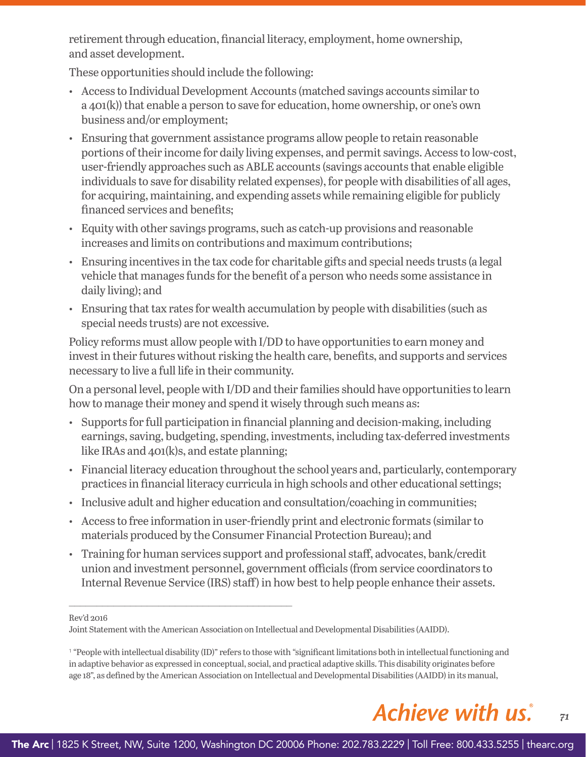retirement through education, financial literacy, employment, home ownership, and asset development.

These opportunities should include the following:

- Access to Individual Development Accounts (matched savings accounts similar to a 401(k)) that enable a person to save for education, home ownership, or one's own business and/or employment;
- Ensuring that government assistance programs allow people to retain reasonable portions of their income for daily living expenses, and permit savings. Access to low-cost, user-friendly approaches such as ABLE accounts (savings accounts that enable eligible individuals to save for disability related expenses), for people with disabilities of all ages, for acquiring, maintaining, and expending assets while remaining eligible for publicly financed services and benefits;
- Equity with other savings programs, such as catch-up provisions and reasonable increases and limits on contributions and maximum contributions;
- Ensuring incentives in the tax code for charitable gifts and special needs trusts (a legal vehicle that manages funds for the benefit of a person who needs some assistance in daily living); and
- Ensuring that tax rates for wealth accumulation by people with disabilities (such as special needs trusts) are not excessive.

Policy reforms must allow people with I/DD to have opportunities to earn money and invest in their futures without risking the health care, benefits, and supports and services necessary to live a full life in their community.

On a personal level, people with I/DD and their families should have opportunities to learn how to manage their money and spend it wisely through such means as:

- Supports for full participation in financial planning and decision-making, including earnings, saving, budgeting, spending, investments, including tax-deferred investments like IRAs and 401(k)s, and estate planning;
- Financial literacy education throughout the school years and, particularly, contemporary practices in financial literacy curricula in high schools and other educational settings;
- Inclusive adult and higher education and consultation/coaching in communities;
- Access to free information in user-friendly print and electronic formats (similar to materials produced by the Consumer Financial Protection Bureau); and
- Training for human services support and professional staff, advocates, bank/credit union and investment personnel, government officials (from service coordinators to Internal Revenue Service (IRS) staff) in how best to help people enhance their assets.

---

Rev'd 2016

Joint Statement with the American Association on Intellectual and Developmental Disabilities (AAIDD).

[1] "People with intellectual disability (ID)" refers to those with "significant limitations both in intellectual functioning and in adaptive behavior as expressed in conceptual, social, and practical adaptive skills. This disability originates before age 18", as defined by the American Association on Intellectual and Developmental Disabilities (AAIDD) in its manual,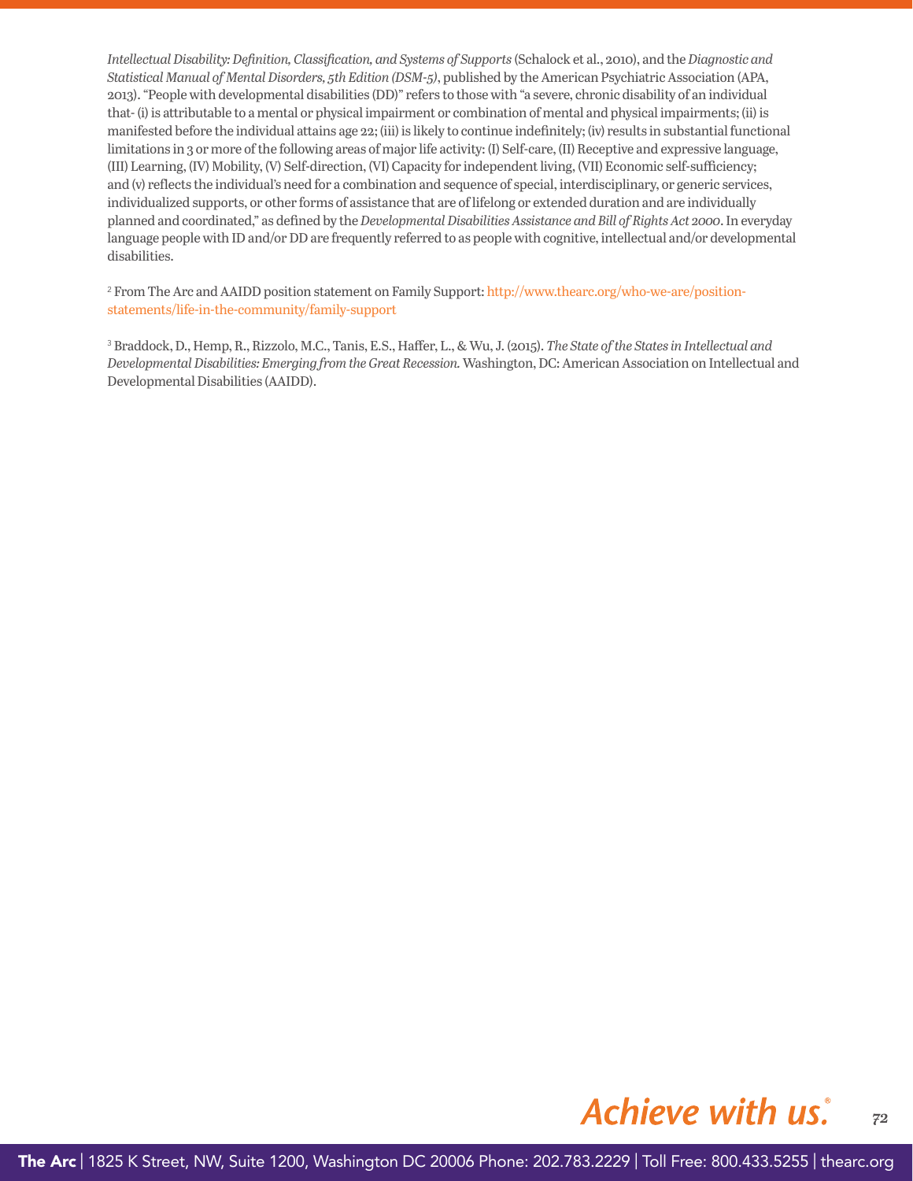*Intellectual Disability: Definition, Classification, and Systems of Supports* (Schalock et al., 2010), and the *Diagnostic and Statistical Manual of Mental Disorders, 5th Edition (DSM-5)*, published by the American Psychiatric Association (APA, 2013). "People with developmental disabilities (DD)" refers to those with "a severe, chronic disability of an individual that- (i) is attributable to a mental or physical impairment or combination of mental and physical impairments; (ii) is manifested before the individual attains age 22; (iii) is likely to continue indefinitely; (iv) results in substantial functional limitations in 3 or more of the following areas of major life activity: (I) Self-care, (II) Receptive and expressive language, (III) Learning, (IV) Mobility, (V) Self-direction, (VI) Capacity for independent living, (VII) Economic self-sufficiency; and (v) reflects the individual's need for a combination and sequence of special, interdisciplinary, or generic services, individualized supports, or other forms of assistance that are of lifelong or extended duration and are individually planned and coordinated," as defined by the *Developmental Disabilities Assistance and Bill of Rights Act 2000*. In everyday language people with ID and/or DD are frequently referred to as people with cognitive, intellectual and/or developmental disabilities.

[2] From The Arc and AAIDD position statement on Family Support: http://www.thearc.org/who-we-are/position-statements/life-in-the-community/family-support

[3] Braddock, D., Hemp, R., Rizzolo, M.C., Tanis, E.S., Haffer, L., & Wu, J. (2015). *The State of the States in Intellectual and Developmental Disabilities: Emerging from the Great Recession.* Washington, DC: American Association on Intellectual and Developmental Disabilities (AAIDD).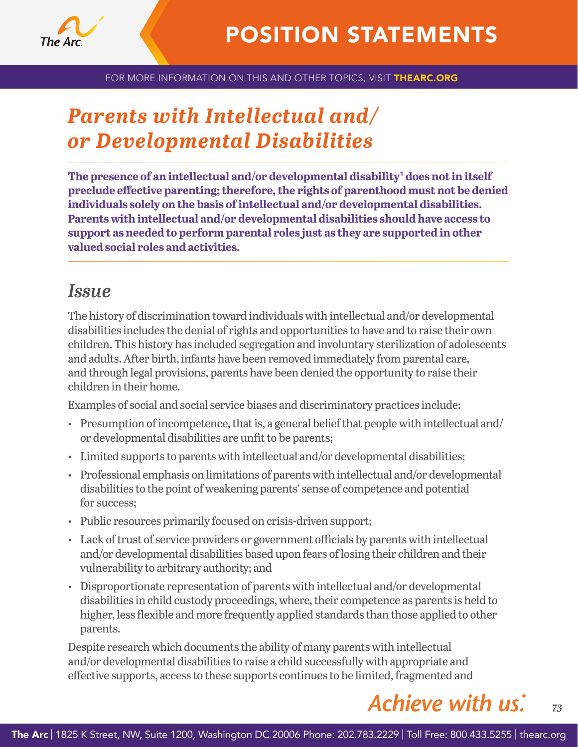# Parents with Intellectual and/or Developmental Disabilities

**The presence of an intellectual and/or developmental disability[1] does not in itself preclude effective parenting; therefore, the rights of parenthood must not be denied individuals solely on the basis of intellectual and/or developmental disabilities. Parents with intellectual and/or developmental disabilities should have access to support as needed to perform parental roles just as they are supported in other valued social roles and activities.**

## Issue

The history of discrimination toward individuals with intellectual and/or developmental disabilities includes the denial of rights and opportunities to have and to raise their own children. This history has included segregation and involuntary sterilization of adolescents and adults. After birth, infants have been removed immediately from parental care, and through legal provisions, parents have been denied the opportunity to raise their children in their home.

Examples of social and social service biases and discriminatory practices include:

- Presumption of incompetence, that is, a general belief that people with intellectual and/or developmental disabilities are unfit to be parents;
- Limited supports to parents with intellectual and/or developmental disabilities;
- Professional emphasis on limitations of parents with intellectual and/or developmental disabilities to the point of weakening parents' sense of competence and potential for success;
- Public resources primarily focused on crisis-driven support;
- Lack of trust of service providers or government officials by parents with intellectual and/or developmental disabilities based upon fears of losing their children and their vulnerability to arbitrary authority; and
- Disproportionate representation of parents with intellectual and/or developmental disabilities in child custody proceedings, where, their competence as parents is held to higher, less flexible and more frequently applied standards than those applied to other parents.

Despite research which documents the ability of many parents with intellectual and/or developmental disabilities to raise a child successfully with appropriate and effective supports, access to these supports continues to be limited, fragmented and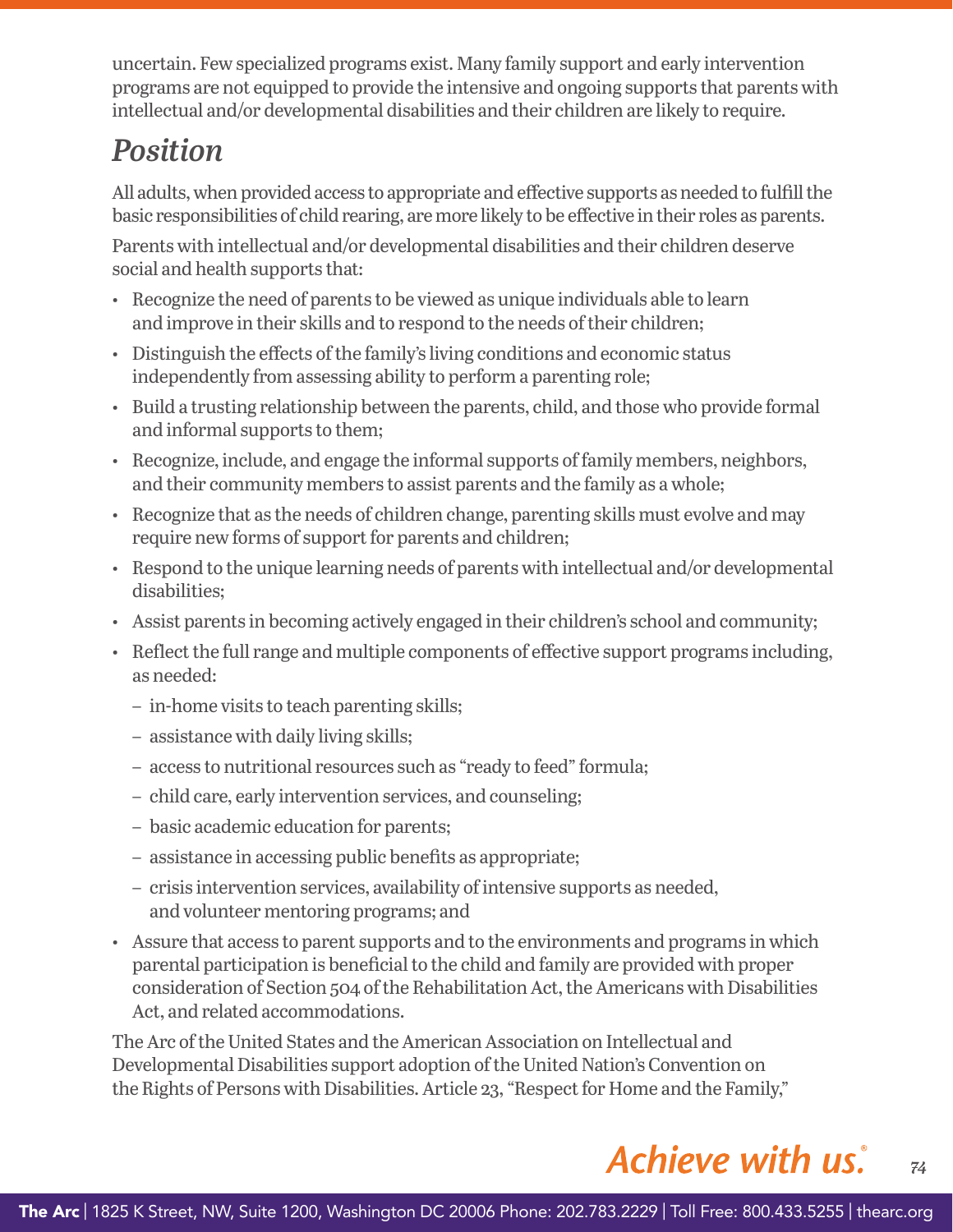uncertain. Few specialized programs exist. Many family support and early intervention programs are not equipped to provide the intensive and ongoing supports that parents with intellectual and/or developmental disabilities and their children are likely to require.

## *Position*

All adults, when provided access to appropriate and effective supports as needed to fulfill the basic responsibilities of child rearing, are more likely to be effective in their roles as parents.

Parents with intellectual and/or developmental disabilities and their children deserve social and health supports that:

- Recognize the need of parents to be viewed as unique individuals able to learn and improve in their skills and to respond to the needs of their children;
- Distinguish the effects of the family's living conditions and economic status independently from assessing ability to perform a parenting role;
- Build a trusting relationship between the parents, child, and those who provide formal and informal supports to them;
- Recognize, include, and engage the informal supports of family members, neighbors, and their community members to assist parents and the family as a whole;
- Recognize that as the needs of children change, parenting skills must evolve and may require new forms of support for parents and children;
- Respond to the unique learning needs of parents with intellectual and/or developmental disabilities;
- Assist parents in becoming actively engaged in their children's school and community;
- Reflect the full range and multiple components of effective support programs including, as needed:
  - in-home visits to teach parenting skills;
  - assistance with daily living skills;
  - access to nutritional resources such as "ready to feed" formula;
  - child care, early intervention services, and counseling;
  - basic academic education for parents;
  - assistance in accessing public benefits as appropriate;
  - crisis intervention services, availability of intensive supports as needed, and volunteer mentoring programs; and
- Assure that access to parent supports and to the environments and programs in which parental participation is beneficial to the child and family are provided with proper consideration of Section 504 of the Rehabilitation Act, the Americans with Disabilities Act, and related accommodations.

The Arc of the United States and the American Association on Intellectual and Developmental Disabilities support adoption of the United Nation's Convention on the Rights of Persons with Disabilities. Article 23, "Respect for Home and the Family,"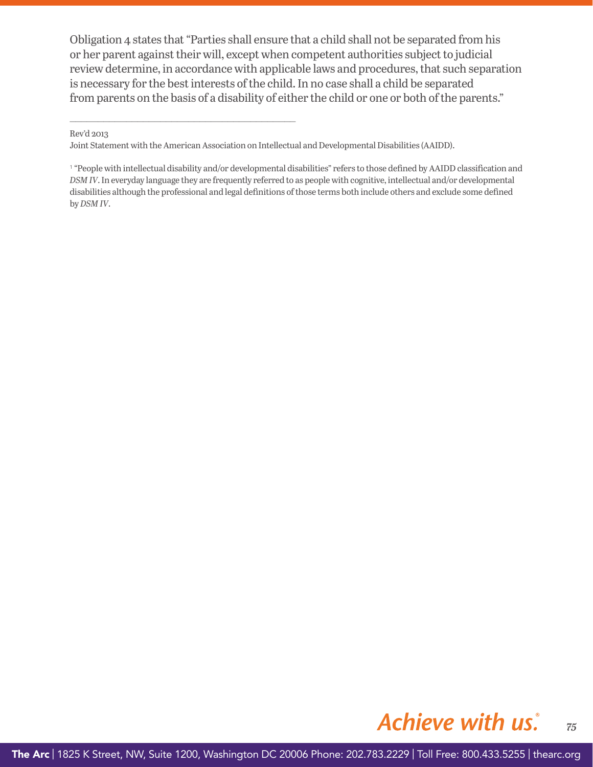Obligation 4 states that "Parties shall ensure that a child shall not be separated from his or her parent against their will, except when competent authorities subject to judicial review determine, in accordance with applicable laws and procedures, that such separation is necessary for the best interests of the child. In no case shall a child be separated from parents on the basis of a disability of either the child or one or both of the parents."

---

Rev'd 2013

Joint Statement with the American Association on Intellectual and Developmental Disabilities (AAIDD).

[1] "People with intellectual disability and/or developmental disabilities" refers to those defined by AAIDD classification and *DSM IV*. In everyday language they are frequently referred to as people with cognitive, intellectual and/or developmental disabilities although the professional and legal definitions of those terms both include others and exclude some defined by *DSM IV*.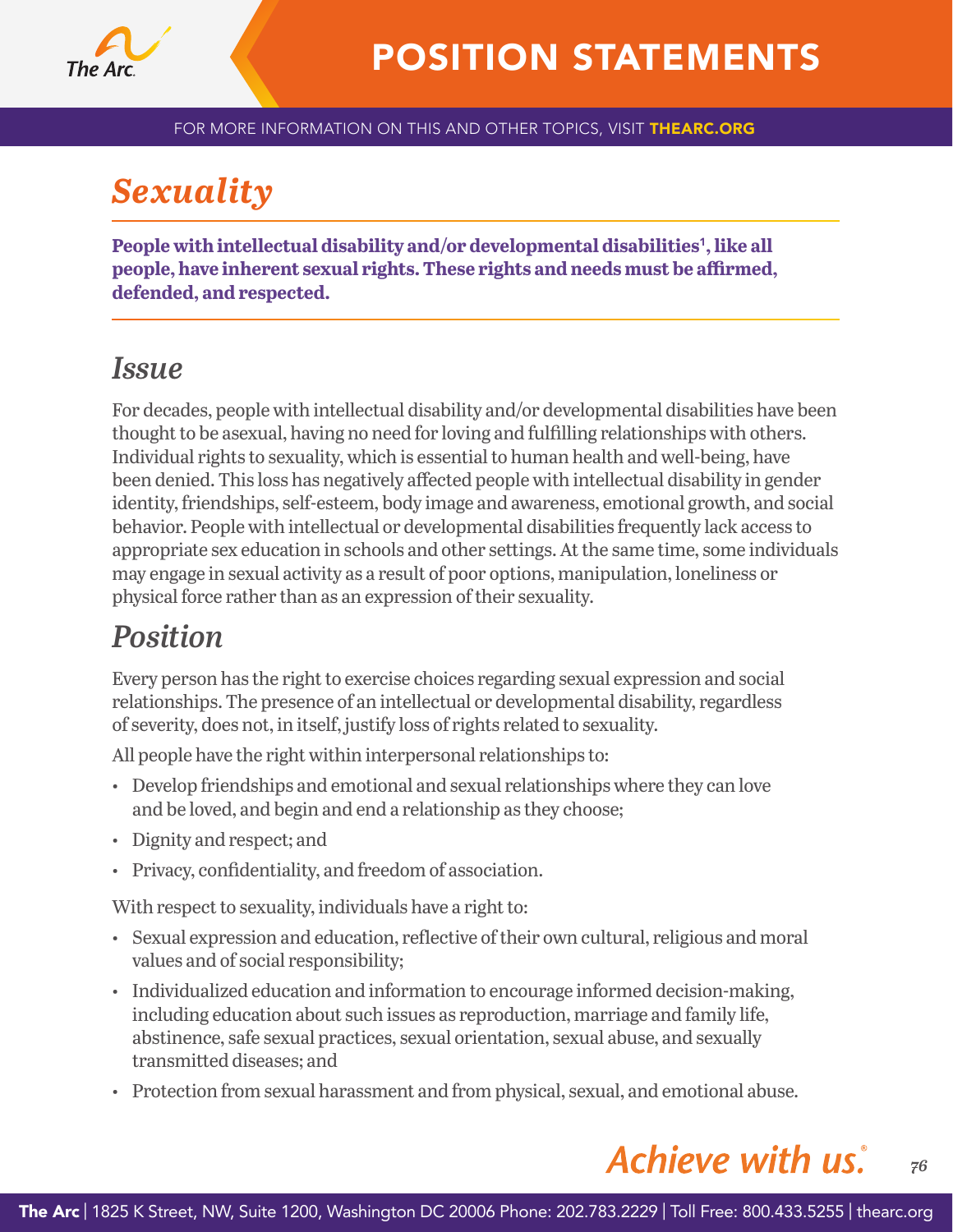# Sexuality

**People with intellectual disability and/or developmental disabilities[1], like all people, have inherent sexual rights. These rights and needs must be affirmed, defended, and respected.**

## Issue

For decades, people with intellectual disability and/or developmental disabilities have been thought to be asexual, having no need for loving and fulfilling relationships with others. Individual rights to sexuality, which is essential to human health and well-being, have been denied. This loss has negatively affected people with intellectual disability in gender identity, friendships, self-esteem, body image and awareness, emotional growth, and social behavior. People with intellectual or developmental disabilities frequently lack access to appropriate sex education in schools and other settings. At the same time, some individuals may engage in sexual activity as a result of poor options, manipulation, loneliness or physical force rather than as an expression of their sexuality.

## Position

Every person has the right to exercise choices regarding sexual expression and social relationships. The presence of an intellectual or developmental disability, regardless of severity, does not, in itself, justify loss of rights related to sexuality.

All people have the right within interpersonal relationships to:

- Develop friendships and emotional and sexual relationships where they can love and be loved, and begin and end a relationship as they choose;
- Dignity and respect; and
- Privacy, confidentiality, and freedom of association.

With respect to sexuality, individuals have a right to:

- Sexual expression and education, reflective of their own cultural, religious and moral values and of social responsibility;
- Individualized education and information to encourage informed decision-making, including education about such issues as reproduction, marriage and family life, abstinence, safe sexual practices, sexual orientation, sexual abuse, and sexually transmitted diseases; and
- Protection from sexual harassment and from physical, sexual, and emotional abuse.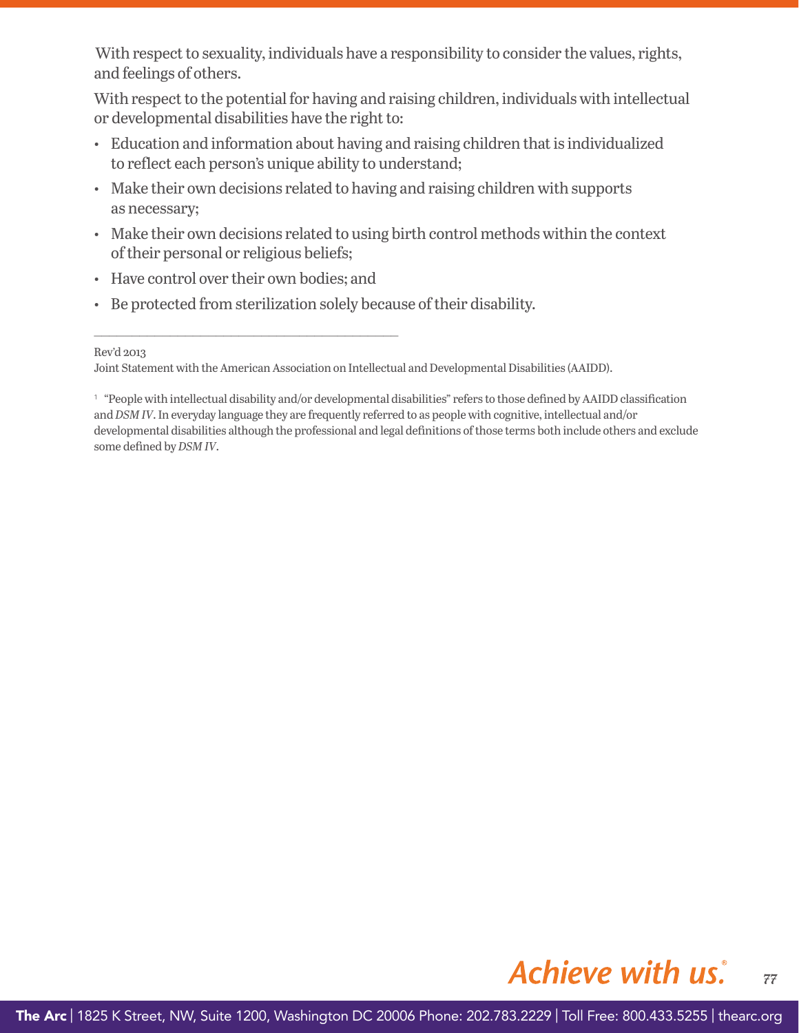With respect to sexuality, individuals have a responsibility to consider the values, rights, and feelings of others.

With respect to the potential for having and raising children, individuals with intellectual or developmental disabilities have the right to:

- Education and information about having and raising children that is individualized to reflect each person's unique ability to understand;
- Make their own decisions related to having and raising children with supports as necessary;
- Make their own decisions related to using birth control methods within the context of their personal or religious beliefs;
- Have control over their own bodies; and
- Be protected from sterilization solely because of their disability.

---

Rev'd 2013

Joint Statement with the American Association on Intellectual and Developmental Disabilities (AAIDD).

[1] "People with intellectual disability and/or developmental disabilities" refers to those defined by AAIDD classification and *DSM IV*. In everyday language they are frequently referred to as people with cognitive, intellectual and/or developmental disabilities although the professional and legal definitions of those terms both include others and exclude some defined by *DSM IV*.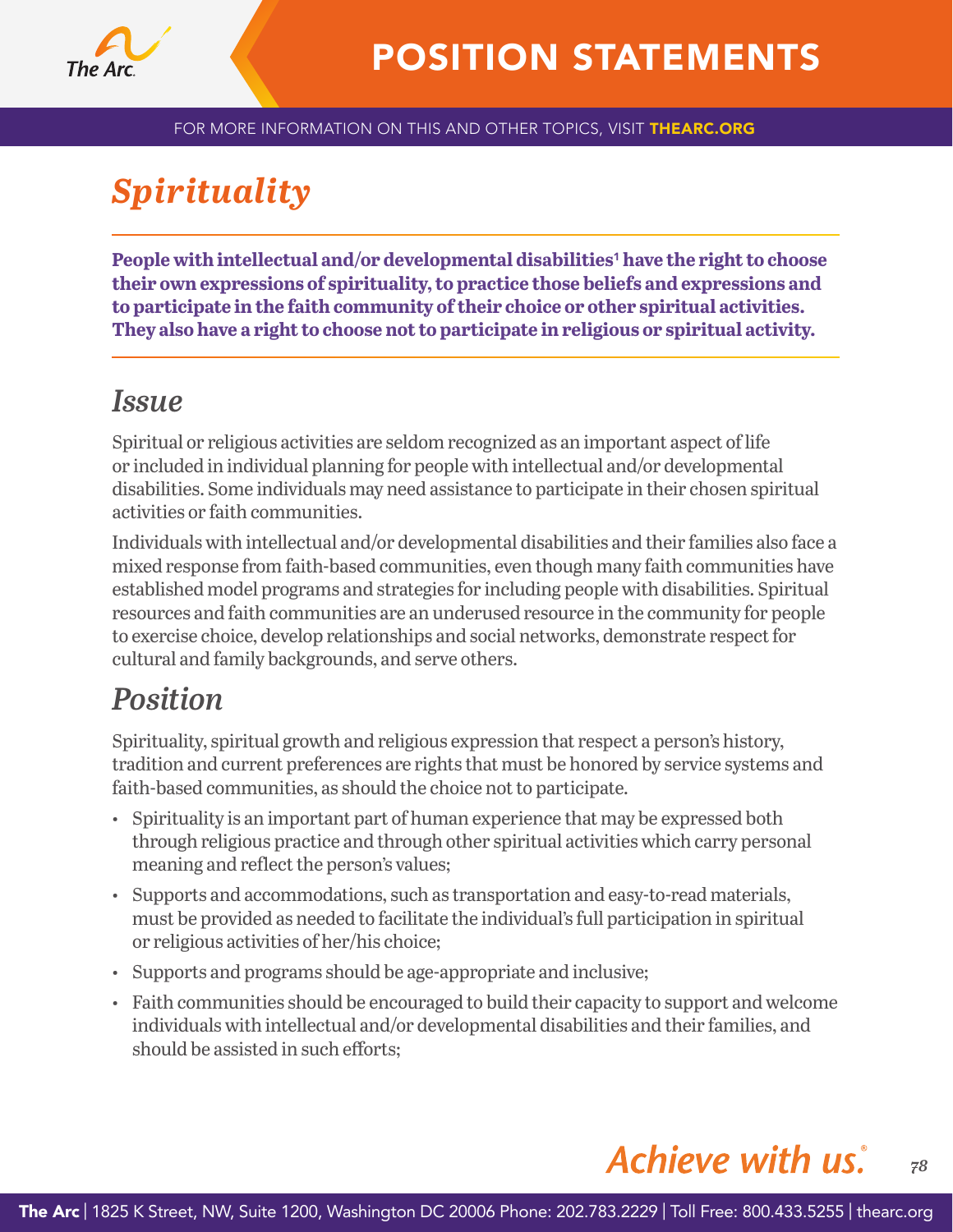# *Spirituality*

**People with intellectual and/or developmental disabilities[1] have the right to choose their own expressions of spirituality, to practice those beliefs and expressions and to participate in the faith community of their choice or other spiritual activities. They also have a right to choose not to participate in religious or spiritual activity.**

## *Issue*

Spiritual or religious activities are seldom recognized as an important aspect of life or included in individual planning for people with intellectual and/or developmental disabilities. Some individuals may need assistance to participate in their chosen spiritual activities or faith communities.

Individuals with intellectual and/or developmental disabilities and their families also face a mixed response from faith-based communities, even though many faith communities have established model programs and strategies for including people with disabilities. Spiritual resources and faith communities are an underused resource in the community for people to exercise choice, develop relationships and social networks, demonstrate respect for cultural and family backgrounds, and serve others.

## *Position*

Spirituality, spiritual growth and religious expression that respect a person's history, tradition and current preferences are rights that must be honored by service systems and faith-based communities, as should the choice not to participate.

- Spirituality is an important part of human experience that may be expressed both through religious practice and through other spiritual activities which carry personal meaning and reflect the person's values;
- Supports and accommodations, such as transportation and easy-to-read materials, must be provided as needed to facilitate the individual's full participation in spiritual or religious activities of her/his choice;
- Supports and programs should be age-appropriate and inclusive;
- Faith communities should be encouraged to build their capacity to support and welcome individuals with intellectual and/or developmental disabilities and their families, and should be assisted in such efforts;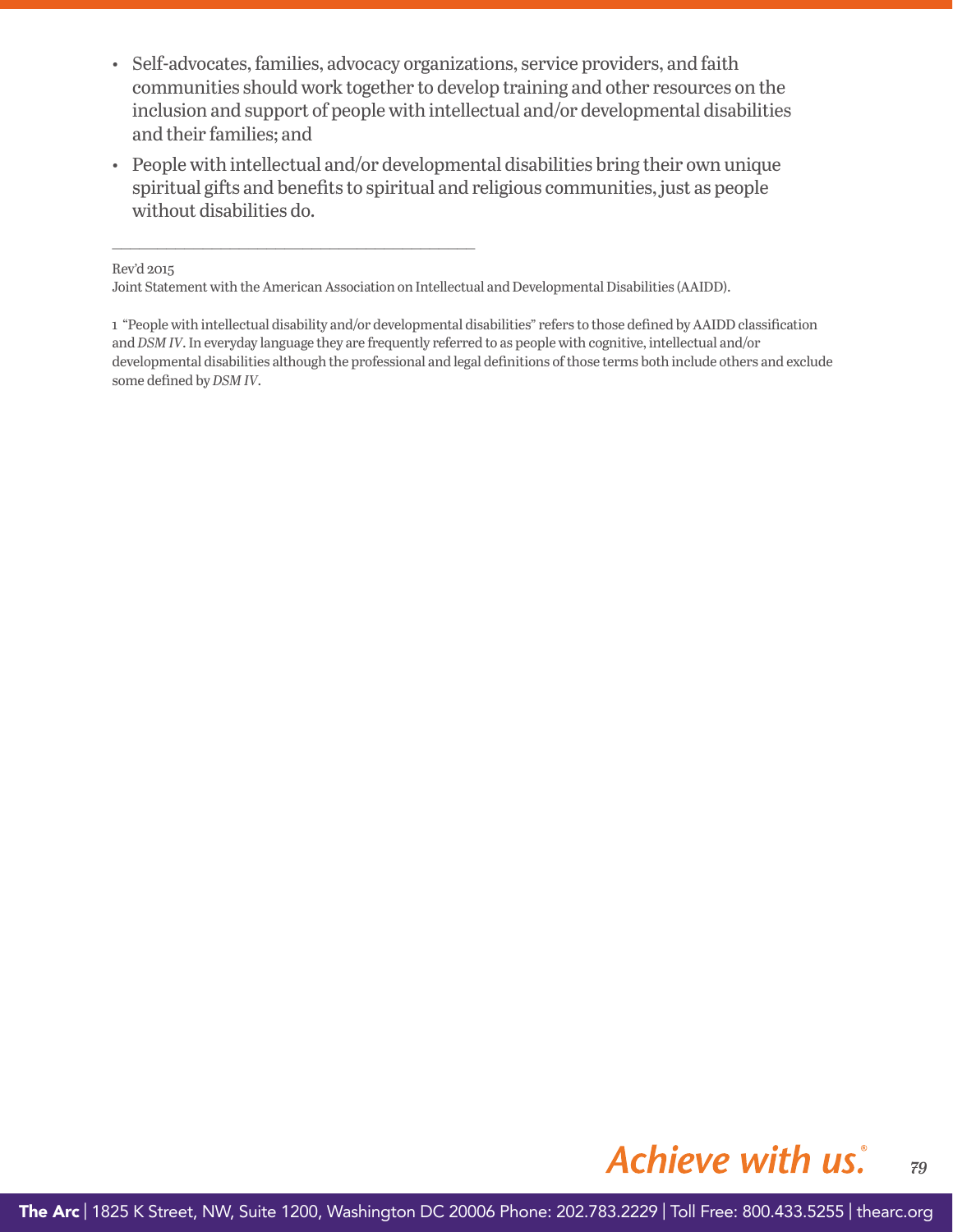- Self-advocates, families, advocacy organizations, service providers, and faith communities should work together to develop training and other resources on the inclusion and support of people with intellectual and/or developmental disabilities and their families; and
- People with intellectual and/or developmental disabilities bring their own unique spiritual gifts and benefits to spiritual and religious communities, just as people without disabilities do.

---

Rev'd 2015

Joint Statement with the American Association on Intellectual and Developmental Disabilities (AAIDD).

1 "People with intellectual disability and/or developmental disabilities" refers to those defined by AAIDD classification and *DSM IV*. In everyday language they are frequently referred to as people with cognitive, intellectual and/or developmental disabilities although the professional and legal definitions of those terms both include others and exclude some defined by *DSM IV*.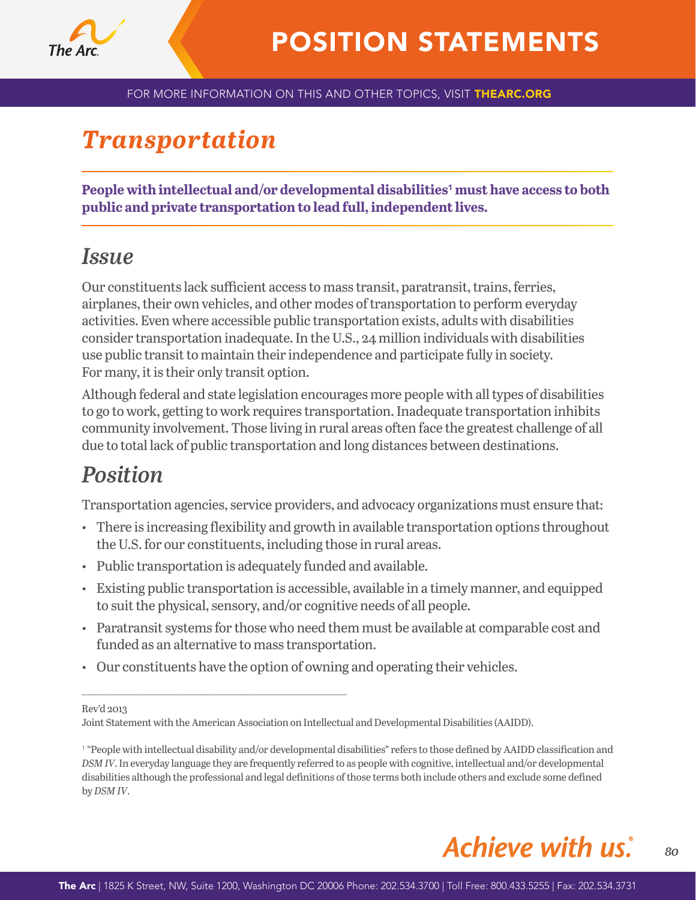# Transportation

**People with intellectual and/or developmental disabilities[1] must have access to both public and private transportation to lead full, independent lives.**

## Issue

Our constituents lack sufficient access to mass transit, paratransit, trains, ferries, airplanes, their own vehicles, and other modes of transportation to perform everyday activities. Even where accessible public transportation exists, adults with disabilities consider transportation inadequate. In the U.S., 24 million individuals with disabilities use public transit to maintain their independence and participate fully in society. For many, it is their only transit option.

Although federal and state legislation encourages more people with all types of disabilities to go to work, getting to work requires transportation. Inadequate transportation inhibits community involvement. Those living in rural areas often face the greatest challenge of all due to total lack of public transportation and long distances between destinations.

## Position

Transportation agencies, service providers, and advocacy organizations must ensure that:

- There is increasing flexibility and growth in available transportation options throughout the U.S. for our constituents, including those in rural areas.
- Public transportation is adequately funded and available.
- Existing public transportation is accessible, available in a timely manner, and equipped to suit the physical, sensory, and/or cognitive needs of all people.
- Paratransit systems for those who need them must be available at comparable cost and funded as an alternative to mass transportation.
- Our constituents have the option of owning and operating their vehicles.

---

Rev'd 2013

Joint Statement with the American Association on Intellectual and Developmental Disabilities (AAIDD).

[1] "People with intellectual disability and/or developmental disabilities" refers to those defined by AAIDD classification and *DSM IV*. In everyday language they are frequently referred to as people with cognitive, intellectual and/or developmental disabilities although the professional and legal definitions of those terms both include others and exclude some defined by *DSM IV*.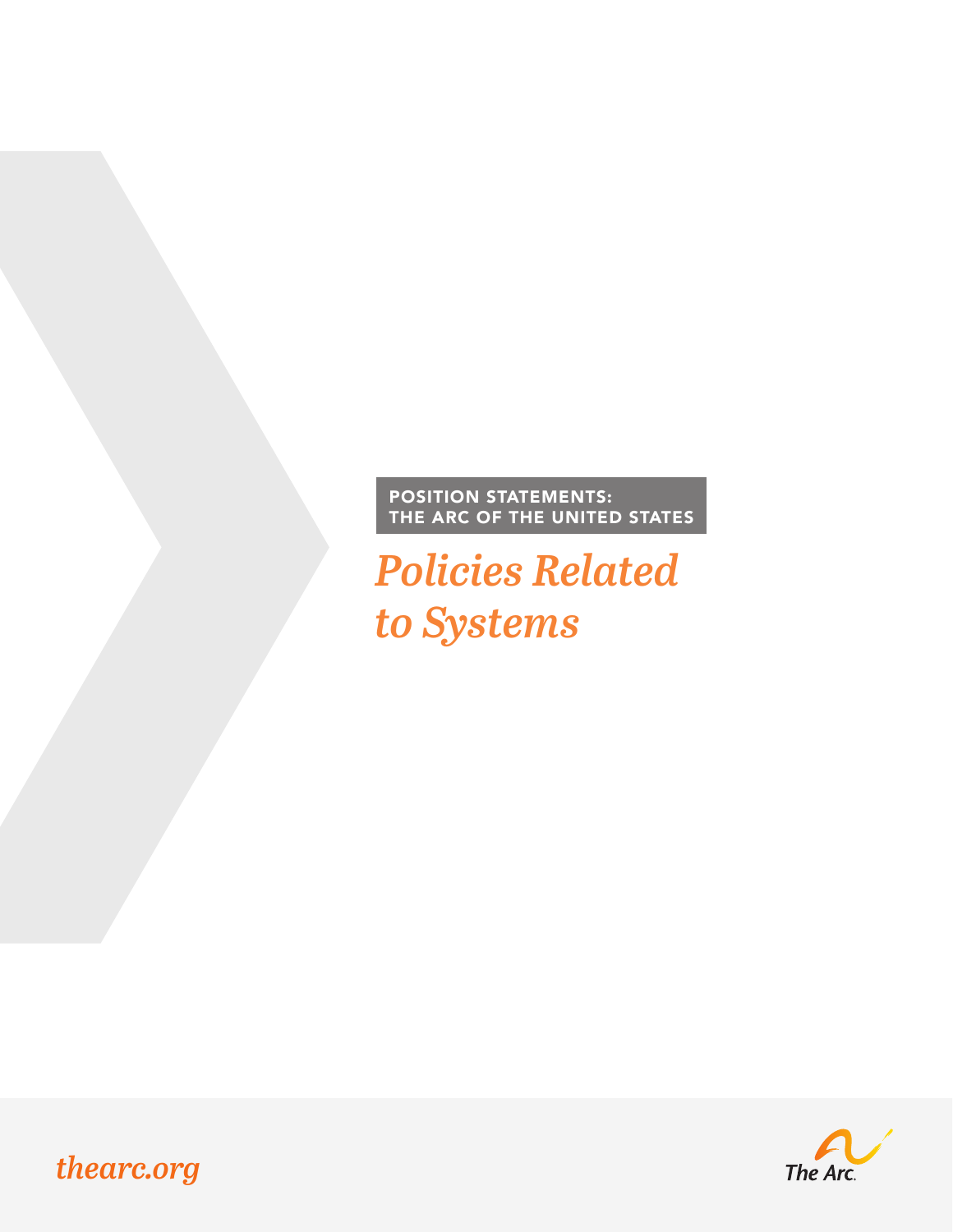POSITION STATEMENTS:
THE ARC OF THE UNITED STATES

# *Policies Related to Systems*

*thearc.org*

The Arc.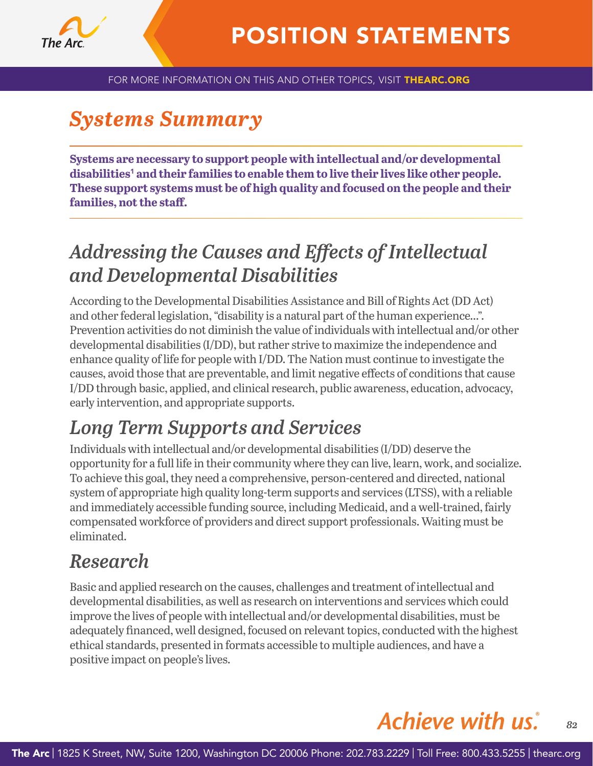# POSITION STATEMENTS

FOR MORE INFORMATION ON THIS AND OTHER TOPICS, VISIT THEARC.ORG

## *Systems Summary*

**Systems are necessary to support people with intellectual and/or developmental disabilities[1] and their families to enable them to live their lives like other people. These support systems must be of high quality and focused on the people and their families, not the staff.**

## *Addressing the Causes and Effects of Intellectual and Developmental Disabilities*

According to the Developmental Disabilities Assistance and Bill of Rights Act (DD Act) and other federal legislation, "disability is a natural part of the human experience…". Prevention activities do not diminish the value of individuals with intellectual and/or other developmental disabilities (I/DD), but rather strive to maximize the independence and enhance quality of life for people with I/DD. The Nation must continue to investigate the causes, avoid those that are preventable, and limit negative effects of conditions that cause I/DD through basic, applied, and clinical research, public awareness, education, advocacy, early intervention, and appropriate supports.

## *Long Term Supports and Services*

Individuals with intellectual and/or developmental disabilities (I/DD) deserve the opportunity for a full life in their community where they can live, learn, work, and socialize. To achieve this goal, they need a comprehensive, person-centered and directed, national system of appropriate high quality long-term supports and services (LTSS), with a reliable and immediately accessible funding source, including Medicaid, and a well-trained, fairly compensated workforce of providers and direct support professionals. Waiting must be eliminated.

## *Research*

Basic and applied research on the causes, challenges and treatment of intellectual and developmental disabilities, as well as research on interventions and services which could improve the lives of people with intellectual and/or developmental disabilities, must be adequately financed, well designed, focused on relevant topics, conducted with the highest ethical standards, presented in formats accessible to multiple audiences, and have a positive impact on people's lives.

*Achieve with us.*

**The Arc** | 1825 K Street, NW, Suite 1200, Washington DC 20006 Phone: 202.783.2229 | Toll Free: 800.433.5255 | thearc.org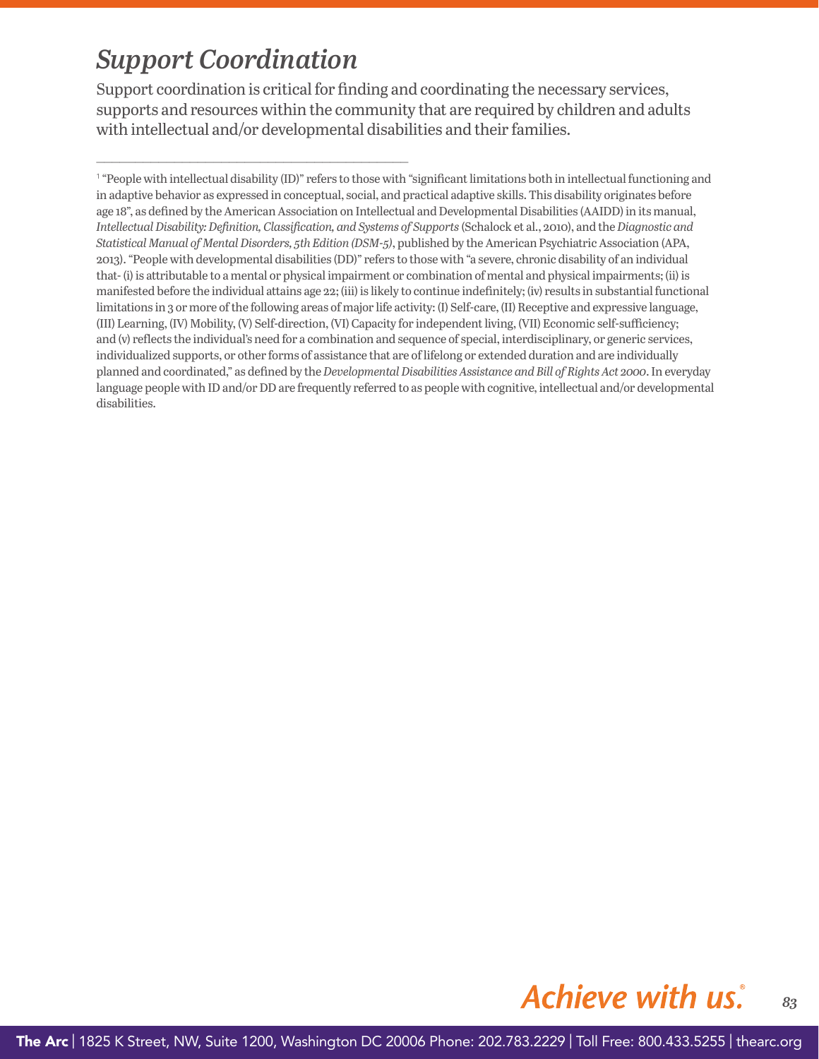## *Support Coordination*

Support coordination is critical for finding and coordinating the necessary services, supports and resources within the community that are required by children and adults with intellectual and/or developmental disabilities and their families.

---

[1] "People with intellectual disability (ID)" refers to those with "significant limitations both in intellectual functioning and in adaptive behavior as expressed in conceptual, social, and practical adaptive skills. This disability originates before age 18", as defined by the American Association on Intellectual and Developmental Disabilities (AAIDD) in its manual, *Intellectual Disability: Definition, Classification, and Systems of Supports* (Schalock et al., 2010), and the *Diagnostic and Statistical Manual of Mental Disorders, 5th Edition (DSM-5)*, published by the American Psychiatric Association (APA, 2013). "People with developmental disabilities (DD)" refers to those with "a severe, chronic disability of an individual that- (i) is attributable to a mental or physical impairment or combination of mental and physical impairments; (ii) is manifested before the individual attains age 22; (iii) is likely to continue indefinitely; (iv) results in substantial functional limitations in 3 or more of the following areas of major life activity: (I) Self-care, (II) Receptive and expressive language, (III) Learning, (IV) Mobility, (V) Self-direction, (VI) Capacity for independent living, (VII) Economic self-sufficiency; and (v) reflects the individual's need for a combination and sequence of special, interdisciplinary, or generic services, individualized supports, or other forms of assistance that are of lifelong or extended duration and are individually planned and coordinated," as defined by the *Developmental Disabilities Assistance and Bill of Rights Act 2000*. In everyday language people with ID and/or DD are frequently referred to as people with cognitive, intellectual and/or developmental disabilities.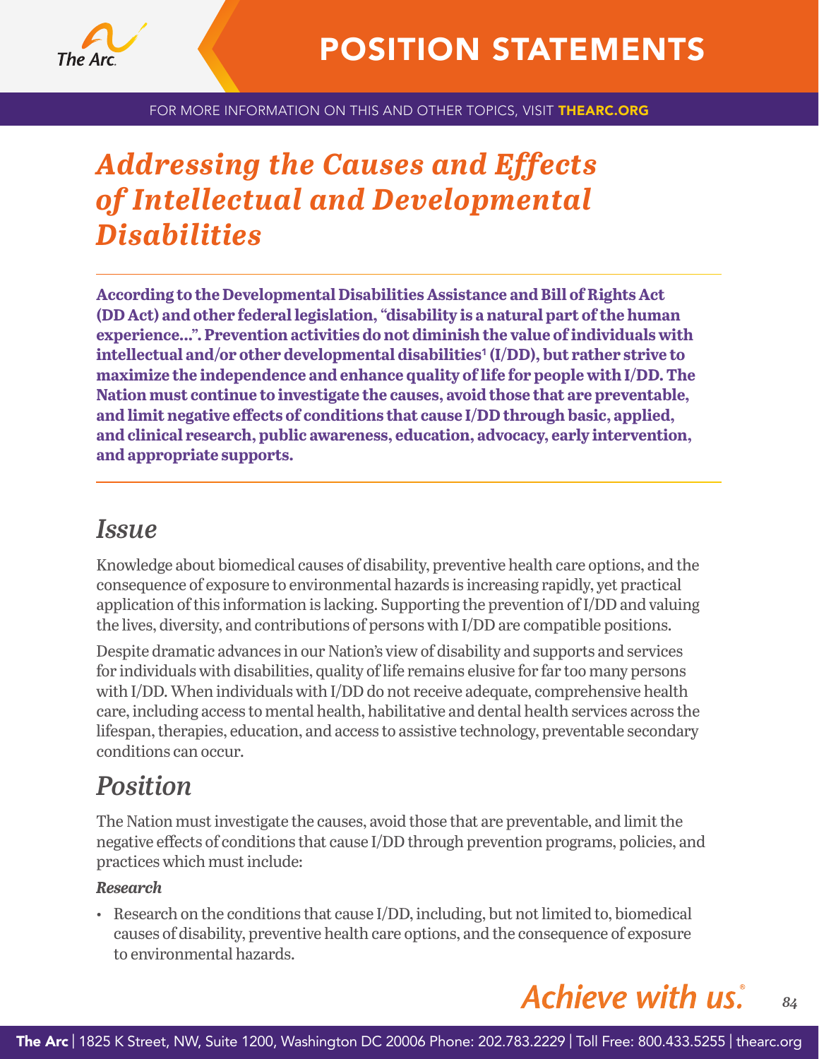# *Addressing the Causes and Effects of Intellectual and Developmental Disabilities*

**According to the Developmental Disabilities Assistance and Bill of Rights Act (DD Act) and other federal legislation, "disability is a natural part of the human experience…". Prevention activities do not diminish the value of individuals with intellectual and/or other developmental disabilities[1] (I/DD), but rather strive to maximize the independence and enhance quality of life for people with I/DD. The Nation must continue to investigate the causes, avoid those that are preventable, and limit negative effects of conditions that cause I/DD through basic, applied, and clinical research, public awareness, education, advocacy, early intervention, and appropriate supports.**

## *Issue*

Knowledge about biomedical causes of disability, preventive health care options, and the consequence of exposure to environmental hazards is increasing rapidly, yet practical application of this information is lacking. Supporting the prevention of I/DD and valuing the lives, diversity, and contributions of persons with I/DD are compatible positions.

Despite dramatic advances in our Nation's view of disability and supports and services for individuals with disabilities, quality of life remains elusive for far too many persons with I/DD. When individuals with I/DD do not receive adequate, comprehensive health care, including access to mental health, habilitative and dental health services across the lifespan, therapies, education, and access to assistive technology, preventable secondary conditions can occur.

## *Position*

The Nation must investigate the causes, avoid those that are preventable, and limit the negative effects of conditions that cause I/DD through prevention programs, policies, and practices which must include:

***Research***

- Research on the conditions that cause I/DD, including, but not limited to, biomedical causes of disability, preventive health care options, and the consequence of exposure to environmental hazards.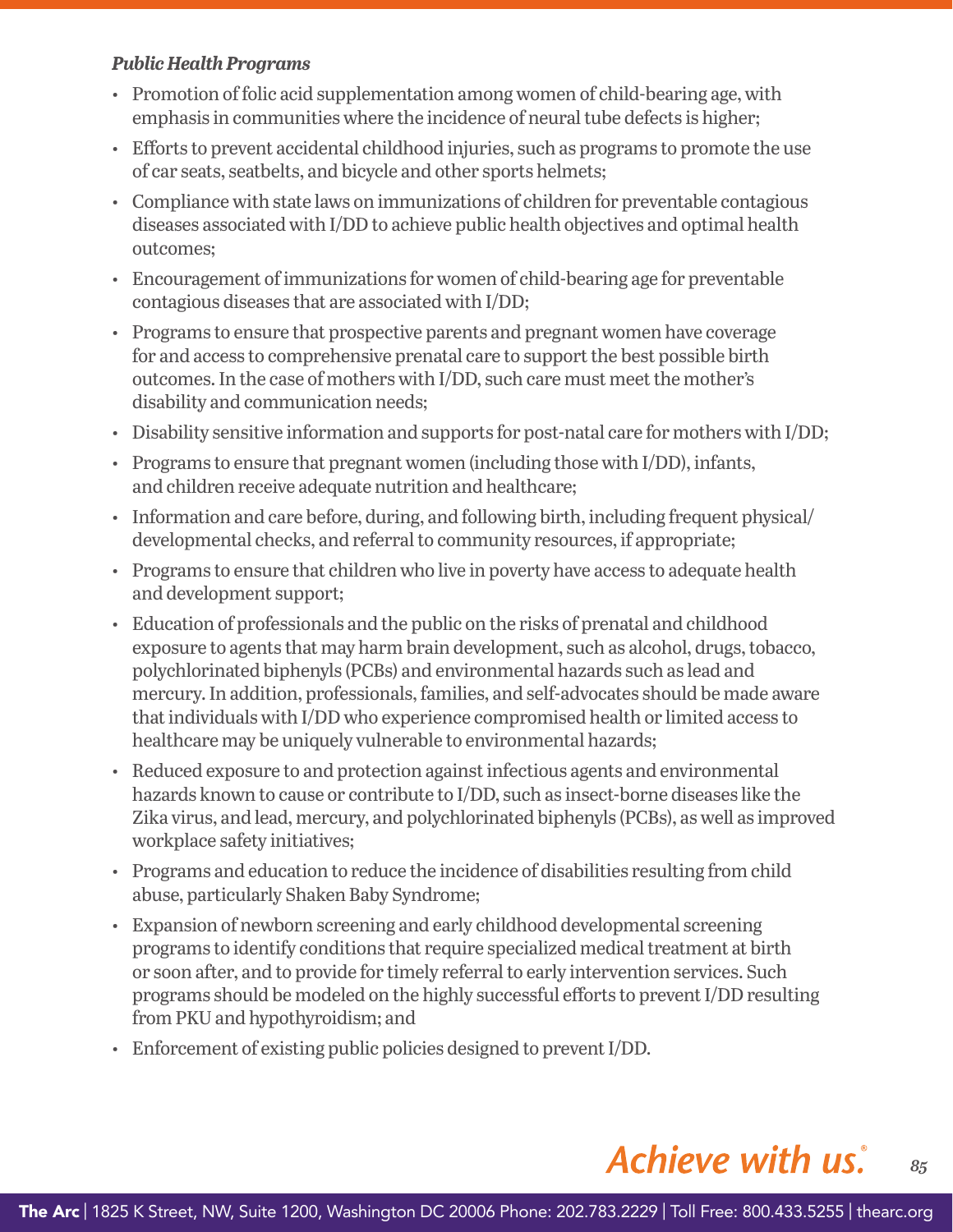***Public Health Programs***

- Promotion of folic acid supplementation among women of child-bearing age, with emphasis in communities where the incidence of neural tube defects is higher;
- Efforts to prevent accidental childhood injuries, such as programs to promote the use of car seats, seatbelts, and bicycle and other sports helmets;
- Compliance with state laws on immunizations of children for preventable contagious diseases associated with I/DD to achieve public health objectives and optimal health outcomes;
- Encouragement of immunizations for women of child-bearing age for preventable contagious diseases that are associated with I/DD;
- Programs to ensure that prospective parents and pregnant women have coverage for and access to comprehensive prenatal care to support the best possible birth outcomes. In the case of mothers with I/DD, such care must meet the mother's disability and communication needs;
- Disability sensitive information and supports for post-natal care for mothers with I/DD;
- Programs to ensure that pregnant women (including those with I/DD), infants, and children receive adequate nutrition and healthcare;
- Information and care before, during, and following birth, including frequent physical/developmental checks, and referral to community resources, if appropriate;
- Programs to ensure that children who live in poverty have access to adequate health and development support;
- Education of professionals and the public on the risks of prenatal and childhood exposure to agents that may harm brain development, such as alcohol, drugs, tobacco, polychlorinated biphenyls (PCBs) and environmental hazards such as lead and mercury. In addition, professionals, families, and self-advocates should be made aware that individuals with I/DD who experience compromised health or limited access to healthcare may be uniquely vulnerable to environmental hazards;
- Reduced exposure to and protection against infectious agents and environmental hazards known to cause or contribute to I/DD, such as insect-borne diseases like the Zika virus, and lead, mercury, and polychlorinated biphenyls (PCBs), as well as improved workplace safety initiatives;
- Programs and education to reduce the incidence of disabilities resulting from child abuse, particularly Shaken Baby Syndrome;
- Expansion of newborn screening and early childhood developmental screening programs to identify conditions that require specialized medical treatment at birth or soon after, and to provide for timely referral to early intervention services. Such programs should be modeled on the highly successful efforts to prevent I/DD resulting from PKU and hypothyroidism; and
- Enforcement of existing public policies designed to prevent I/DD.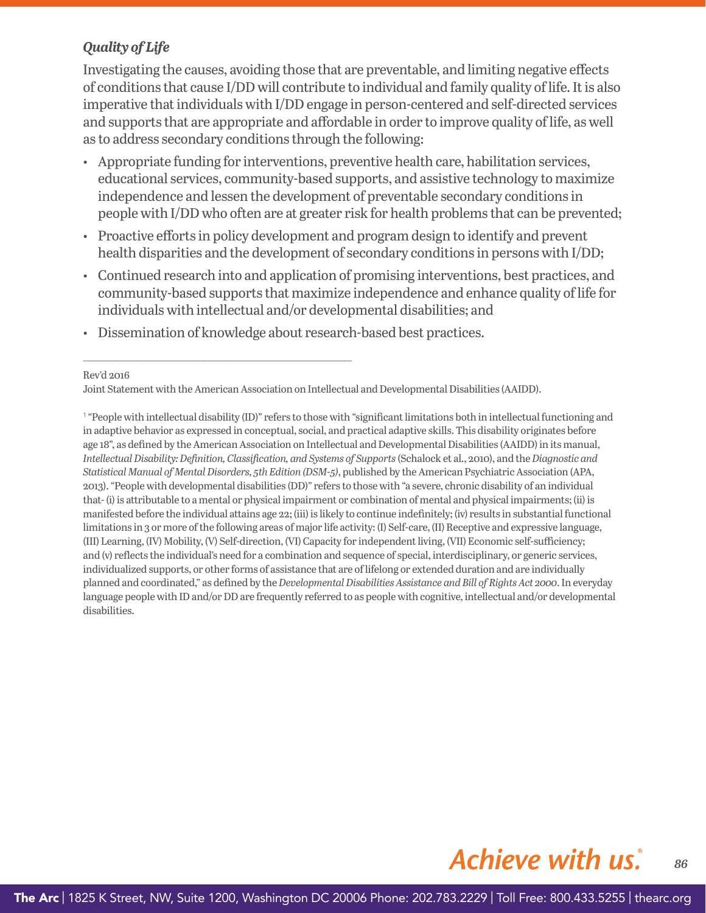*Quality of Life*

Investigating the causes, avoiding those that are preventable, and limiting negative effects of conditions that cause I/DD will contribute to individual and family quality of life. It is also imperative that individuals with I/DD engage in person-centered and self-directed services and supports that are appropriate and affordable in order to improve quality of life, as well as to address secondary conditions through the following:

- Appropriate funding for interventions, preventive health care, habilitation services, educational services, community-based supports, and assistive technology to maximize independence and lessen the development of preventable secondary conditions in people with I/DD who often are at greater risk for health problems that can be prevented;
- Proactive efforts in policy development and program design to identify and prevent health disparities and the development of secondary conditions in persons with I/DD;
- Continued research into and application of promising interventions, best practices, and community-based supports that maximize independence and enhance quality of life for individuals with intellectual and/or developmental disabilities; and
- Dissemination of knowledge about research-based best practices.

---

Rev'd 2016

Joint Statement with the American Association on Intellectual and Developmental Disabilities (AAIDD).

[1] "People with intellectual disability (ID)" refers to those with "significant limitations both in intellectual functioning and in adaptive behavior as expressed in conceptual, social, and practical adaptive skills. This disability originates before age 18", as defined by the American Association on Intellectual and Developmental Disabilities (AAIDD) in its manual, *Intellectual Disability: Definition, Classification, and Systems of Supports* (Schalock et al., 2010), and the *Diagnostic and Statistical Manual of Mental Disorders, 5th Edition (DSM-5)*, published by the American Psychiatric Association (APA, 2013). "People with developmental disabilities (DD)" refers to those with "a severe, chronic disability of an individual that- (i) is attributable to a mental or physical impairment or combination of mental and physical impairments; (ii) is manifested before the individual attains age 22; (iii) is likely to continue indefinitely; (iv) results in substantial functional limitations in 3 or more of the following areas of major life activity: (I) Self-care, (II) Receptive and expressive language, (III) Learning, (IV) Mobility, (V) Self-direction, (VI) Capacity for independent living, (VII) Economic self-sufficiency; and (v) reflects the individual's need for a combination and sequence of special, interdisciplinary, or generic services, individualized supports, or other forms of assistance that are of lifelong or extended duration and are individually planned and coordinated," as defined by the *Developmental Disabilities Assistance and Bill of Rights Act 2000*. In everyday language people with ID and/or DD are frequently referred to as people with cognitive, intellectual and/or developmental disabilities.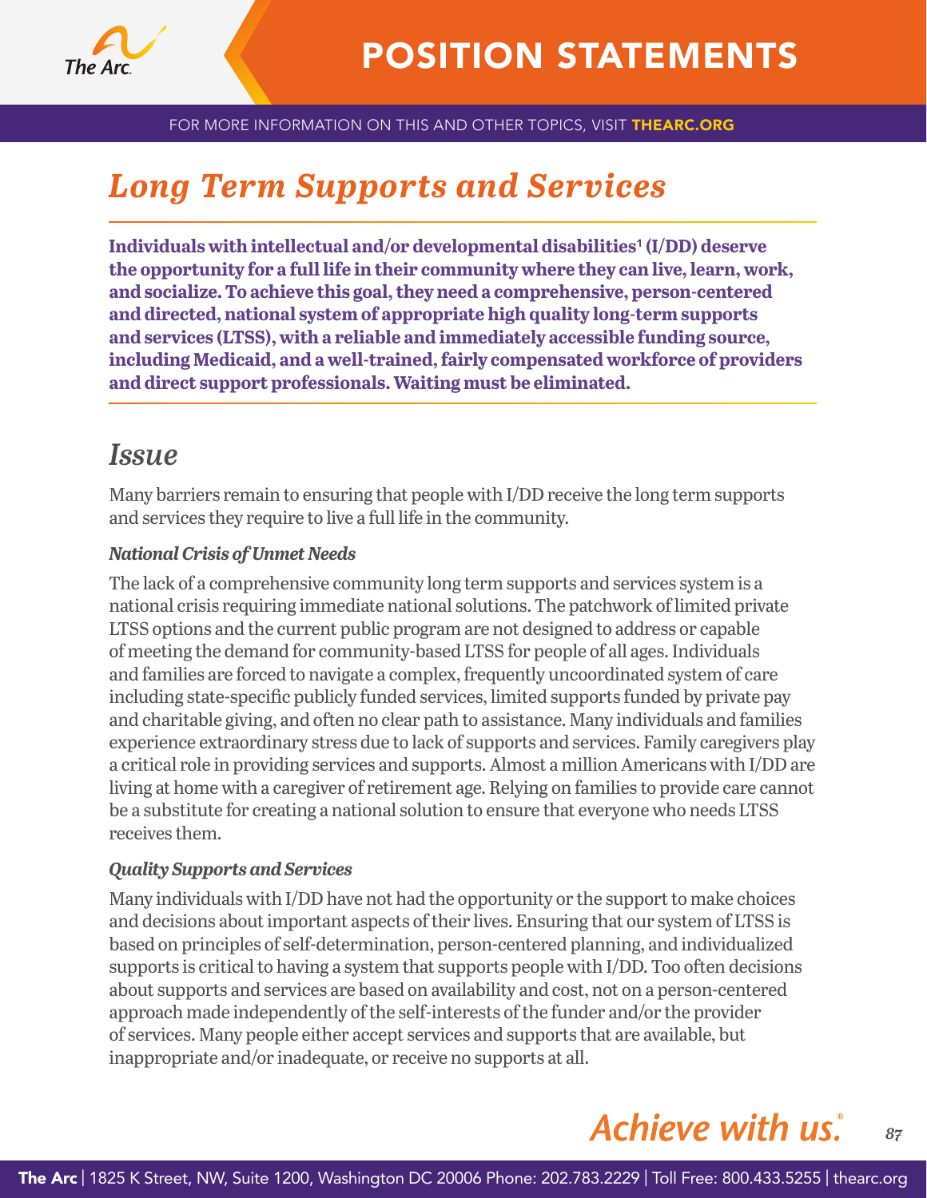# Long Term Supports and Services

**Individuals with intellectual and/or developmental disabilities[1] (I/DD) deserve the opportunity for a full life in their community where they can live, learn, work, and socialize. To achieve this goal, they need a comprehensive, person-centered and directed, national system of appropriate high quality long-term supports and services (LTSS), with a reliable and immediately accessible funding source, including Medicaid, and a well-trained, fairly compensated workforce of providers and direct support professionals. Waiting must be eliminated.**

## *Issue*

Many barriers remain to ensuring that people with I/DD receive the long term supports and services they require to live a full life in the community.

### *National Crisis of Unmet Needs*

The lack of a comprehensive community long term supports and services system is a national crisis requiring immediate national solutions. The patchwork of limited private LTSS options and the current public program are not designed to address or capable of meeting the demand for community-based LTSS for people of all ages. Individuals and families are forced to navigate a complex, frequently uncoordinated system of care including state-specific publicly funded services, limited supports funded by private pay and charitable giving, and often no clear path to assistance. Many individuals and families experience extraordinary stress due to lack of supports and services. Family caregivers play a critical role in providing services and supports. Almost a million Americans with I/DD are living at home with a caregiver of retirement age. Relying on families to provide care cannot be a substitute for creating a national solution to ensure that everyone who needs LTSS receives them.

### *Quality Supports and Services*

Many individuals with I/DD have not had the opportunity or the support to make choices and decisions about important aspects of their lives. Ensuring that our system of LTSS is based on principles of self-determination, person-centered planning, and individualized supports is critical to having a system that supports people with I/DD. Too often decisions about supports and services are based on availability and cost, not on a person-centered approach made independently of the self-interests of the funder and/or the provider of services. Many people either accept services and supports that are available, but inappropriate and/or inadequate, or receive no supports at all.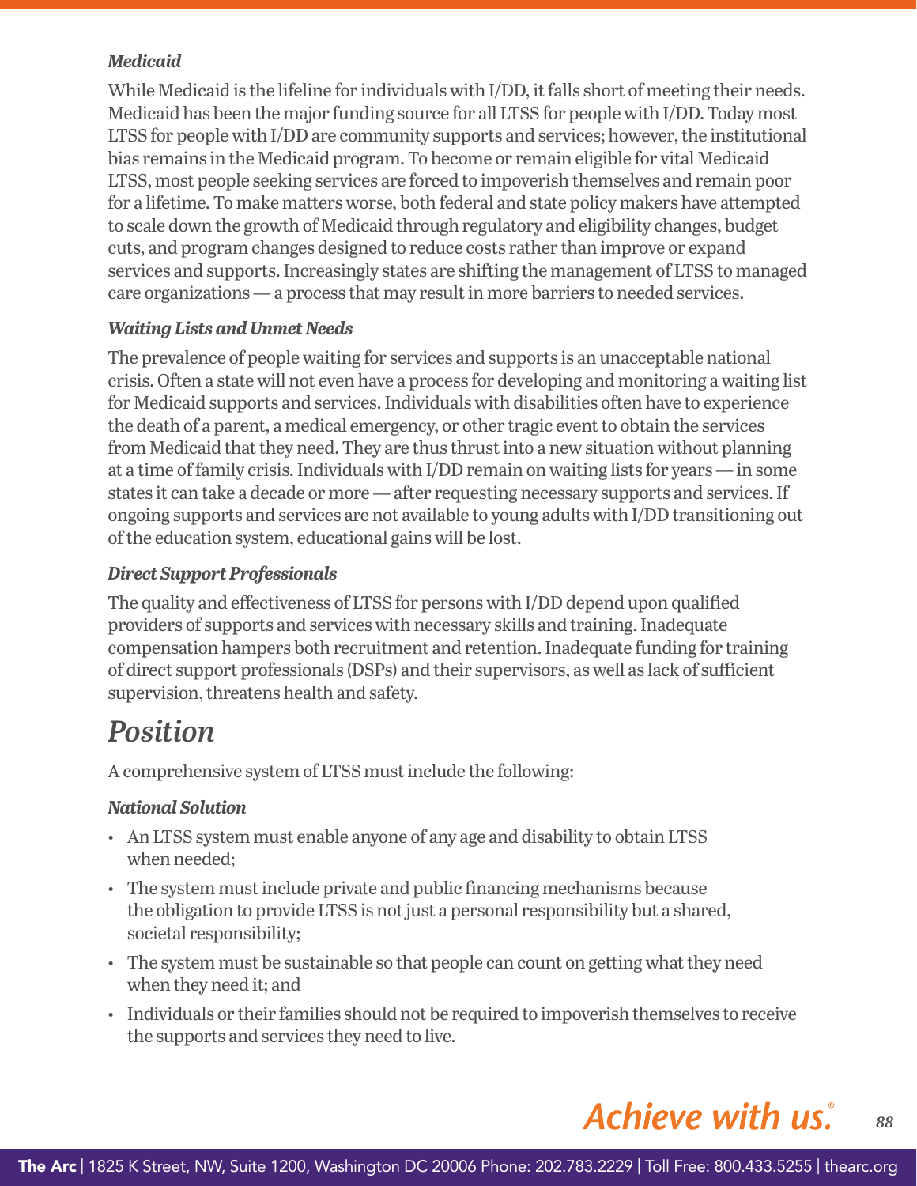### *Medicaid*

While Medicaid is the lifeline for individuals with I/DD, it falls short of meeting their needs. Medicaid has been the major funding source for all LTSS for people with I/DD. Today most LTSS for people with I/DD are community supports and services; however, the institutional bias remains in the Medicaid program. To become or remain eligible for vital Medicaid LTSS, most people seeking services are forced to impoverish themselves and remain poor for a lifetime. To make matters worse, both federal and state policy makers have attempted to scale down the growth of Medicaid through regulatory and eligibility changes, budget cuts, and program changes designed to reduce costs rather than improve or expand services and supports. Increasingly states are shifting the management of LTSS to managed care organizations — a process that may result in more barriers to needed services.

### *Waiting Lists and Unmet Needs*

The prevalence of people waiting for services and supports is an unacceptable national crisis. Often a state will not even have a process for developing and monitoring a waiting list for Medicaid supports and services. Individuals with disabilities often have to experience the death of a parent, a medical emergency, or other tragic event to obtain the services from Medicaid that they need. They are thus thrust into a new situation without planning at a time of family crisis. Individuals with I/DD remain on waiting lists for years — in some states it can take a decade or more — after requesting necessary supports and services. If ongoing supports and services are not available to young adults with I/DD transitioning out of the education system, educational gains will be lost.

### *Direct Support Professionals*

The quality and effectiveness of LTSS for persons with I/DD depend upon qualified providers of supports and services with necessary skills and training. Inadequate compensation hampers both recruitment and retention. Inadequate funding for training of direct support professionals (DSPs) and their supervisors, as well as lack of sufficient supervision, threatens health and safety.

## *Position*

A comprehensive system of LTSS must include the following:

### *National Solution*

- An LTSS system must enable anyone of any age and disability to obtain LTSS when needed;
- The system must include private and public financing mechanisms because the obligation to provide LTSS is not just a personal responsibility but a shared, societal responsibility;
- The system must be sustainable so that people can count on getting what they need when they need it; and
- Individuals or their families should not be required to impoverish themselves to receive the supports and services they need to live.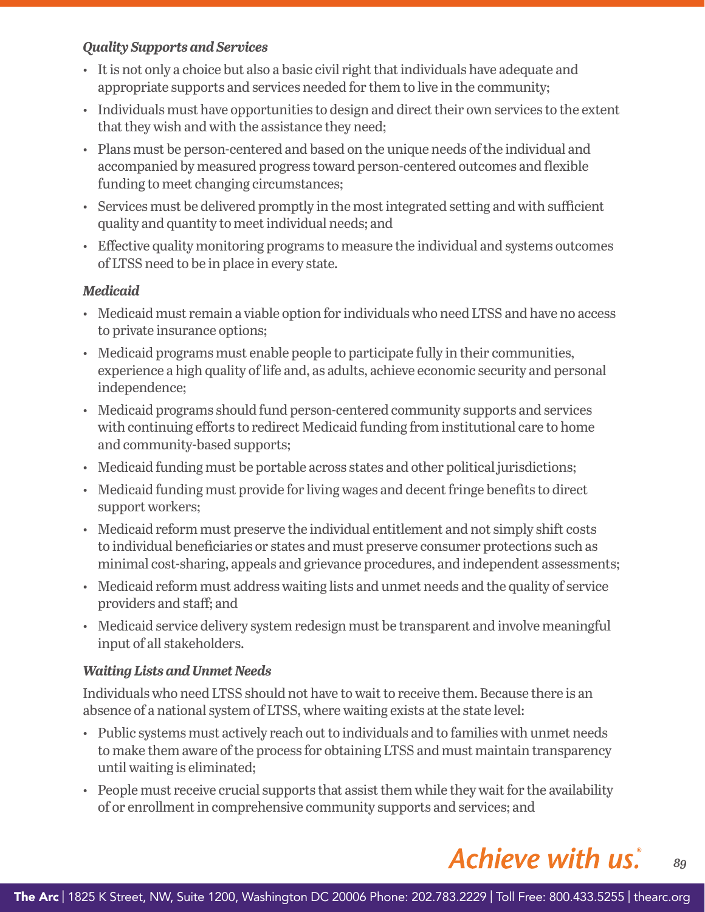*Quality Supports and Services*

- It is not only a choice but also a basic civil right that individuals have adequate and appropriate supports and services needed for them to live in the community;
- Individuals must have opportunities to design and direct their own services to the extent that they wish and with the assistance they need;
- Plans must be person-centered and based on the unique needs of the individual and accompanied by measured progress toward person-centered outcomes and flexible funding to meet changing circumstances;
- Services must be delivered promptly in the most integrated setting and with sufficient quality and quantity to meet individual needs; and
- Effective quality monitoring programs to measure the individual and systems outcomes of LTSS need to be in place in every state.

*Medicaid*

- Medicaid must remain a viable option for individuals who need LTSS and have no access to private insurance options;
- Medicaid programs must enable people to participate fully in their communities, experience a high quality of life and, as adults, achieve economic security and personal independence;
- Medicaid programs should fund person-centered community supports and services with continuing efforts to redirect Medicaid funding from institutional care to home and community-based supports;
- Medicaid funding must be portable across states and other political jurisdictions;
- Medicaid funding must provide for living wages and decent fringe benefits to direct support workers;
- Medicaid reform must preserve the individual entitlement and not simply shift costs to individual beneficiaries or states and must preserve consumer protections such as minimal cost-sharing, appeals and grievance procedures, and independent assessments;
- Medicaid reform must address waiting lists and unmet needs and the quality of service providers and staff; and
- Medicaid service delivery system redesign must be transparent and involve meaningful input of all stakeholders.

*Waiting Lists and Unmet Needs*

Individuals who need LTSS should not have to wait to receive them. Because there is an absence of a national system of LTSS, where waiting exists at the state level:

- Public systems must actively reach out to individuals and to families with unmet needs to make them aware of the process for obtaining LTSS and must maintain transparency until waiting is eliminated;
- People must receive crucial supports that assist them while they wait for the availability of or enrollment in comprehensive community supports and services; and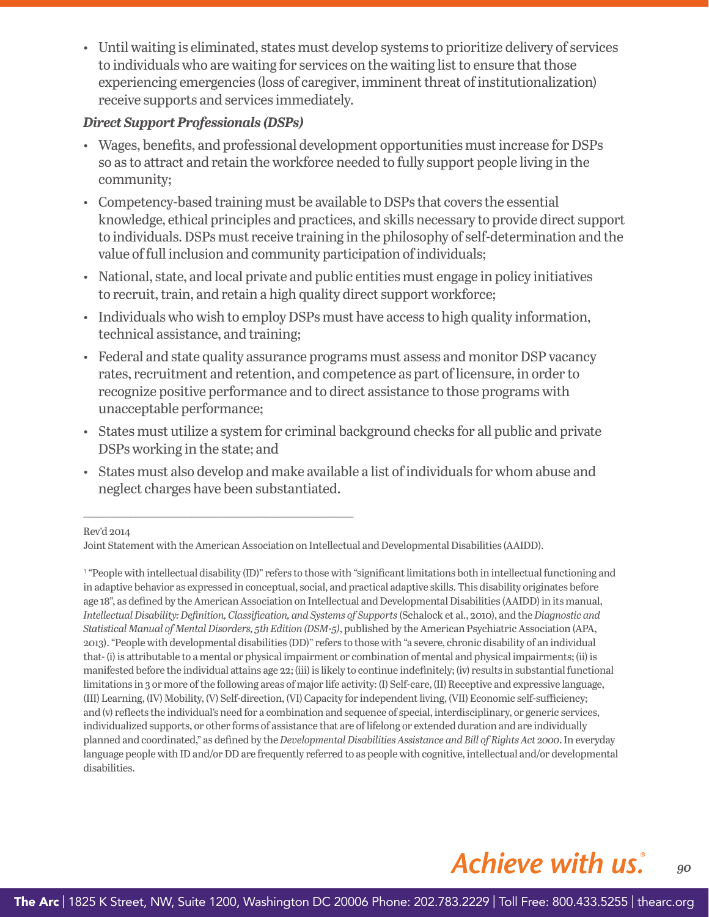- Until waiting is eliminated, states must develop systems to prioritize delivery of services to individuals who are waiting for services on the waiting list to ensure that those experiencing emergencies (loss of caregiver, imminent threat of institutionalization) receive supports and services immediately.

***Direct Support Professionals (DSPs)***

- Wages, benefits, and professional development opportunities must increase for DSPs so as to attract and retain the workforce needed to fully support people living in the community;
- Competency-based training must be available to DSPs that covers the essential knowledge, ethical principles and practices, and skills necessary to provide direct support to individuals. DSPs must receive training in the philosophy of self-determination and the value of full inclusion and community participation of individuals;
- National, state, and local private and public entities must engage in policy initiatives to recruit, train, and retain a high quality direct support workforce;
- Individuals who wish to employ DSPs must have access to high quality information, technical assistance, and training;
- Federal and state quality assurance programs must assess and monitor DSP vacancy rates, recruitment and retention, and competence as part of licensure, in order to recognize positive performance and to direct assistance to those programs with unacceptable performance;
- States must utilize a system for criminal background checks for all public and private DSPs working in the state; and
- States must also develop and make available a list of individuals for whom abuse and neglect charges have been substantiated.

---

Rev'd 2014

Joint Statement with the American Association on Intellectual and Developmental Disabilities (AAIDD).

[1] "People with intellectual disability (ID)" refers to those with "significant limitations both in intellectual functioning and in adaptive behavior as expressed in conceptual, social, and practical adaptive skills. This disability originates before age 18", as defined by the American Association on Intellectual and Developmental Disabilities (AAIDD) in its manual, *Intellectual Disability: Definition, Classification, and Systems of Supports* (Schalock et al., 2010), and the *Diagnostic and Statistical Manual of Mental Disorders, 5th Edition (DSM-5)*, published by the American Psychiatric Association (APA, 2013). "People with developmental disabilities (DD)" refers to those with "a severe, chronic disability of an individual that- (i) is attributable to a mental or physical impairment or combination of mental and physical impairments; (ii) is manifested before the individual attains age 22; (iii) is likely to continue indefinitely; (iv) results in substantial functional limitations in 3 or more of the following areas of major life activity: (I) Self-care, (II) Receptive and expressive language, (III) Learning, (IV) Mobility, (V) Self-direction, (VI) Capacity for independent living, (VII) Economic self-sufficiency; and (v) reflects the individual's need for a combination and sequence of special, interdisciplinary, or generic services, individualized supports, or other forms of assistance that are of lifelong or extended duration and are individually planned and coordinated," as defined by the *Developmental Disabilities Assistance and Bill of Rights Act 2000*. In everyday language people with ID and/or DD are frequently referred to as people with cognitive, intellectual and/or developmental disabilities.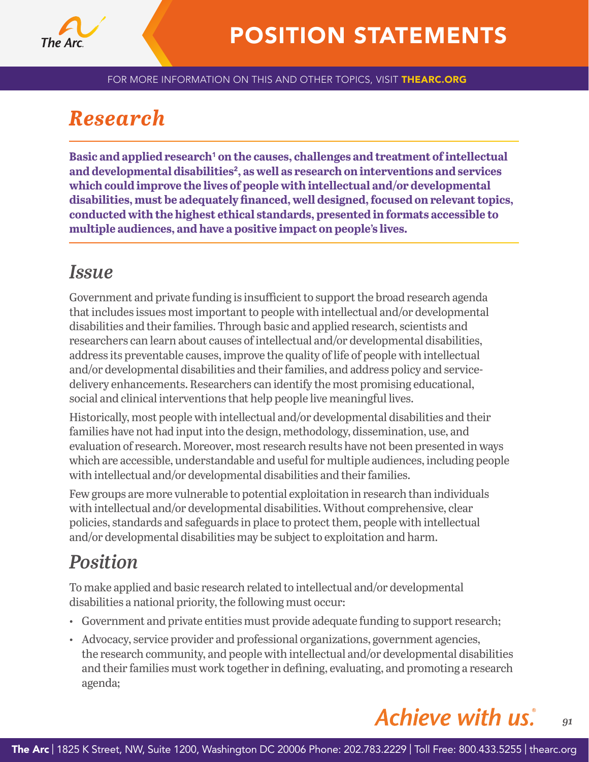# Research

**Basic and applied research[1] on the causes, challenges and treatment of intellectual and developmental disabilities[2], as well as research on interventions and services which could improve the lives of people with intellectual and/or developmental disabilities, must be adequately financed, well designed, focused on relevant topics, conducted with the highest ethical standards, presented in formats accessible to multiple audiences, and have a positive impact on people's lives.**

## Issue

Government and private funding is insufficient to support the broad research agenda that includes issues most important to people with intellectual and/or developmental disabilities and their families. Through basic and applied research, scientists and researchers can learn about causes of intellectual and/or developmental disabilities, address its preventable causes, improve the quality of life of people with intellectual and/or developmental disabilities and their families, and address policy and service-delivery enhancements. Researchers can identify the most promising educational, social and clinical interventions that help people live meaningful lives.

Historically, most people with intellectual and/or developmental disabilities and their families have not had input into the design, methodology, dissemination, use, and evaluation of research. Moreover, most research results have not been presented in ways which are accessible, understandable and useful for multiple audiences, including people with intellectual and/or developmental disabilities and their families.

Few groups are more vulnerable to potential exploitation in research than individuals with intellectual and/or developmental disabilities. Without comprehensive, clear policies, standards and safeguards in place to protect them, people with intellectual and/or developmental disabilities may be subject to exploitation and harm.

## Position

To make applied and basic research related to intellectual and/or developmental disabilities a national priority, the following must occur:

- Government and private entities must provide adequate funding to support research;
- Advocacy, service provider and professional organizations, government agencies, the research community, and people with intellectual and/or developmental disabilities and their families must work together in defining, evaluating, and promoting a research agenda;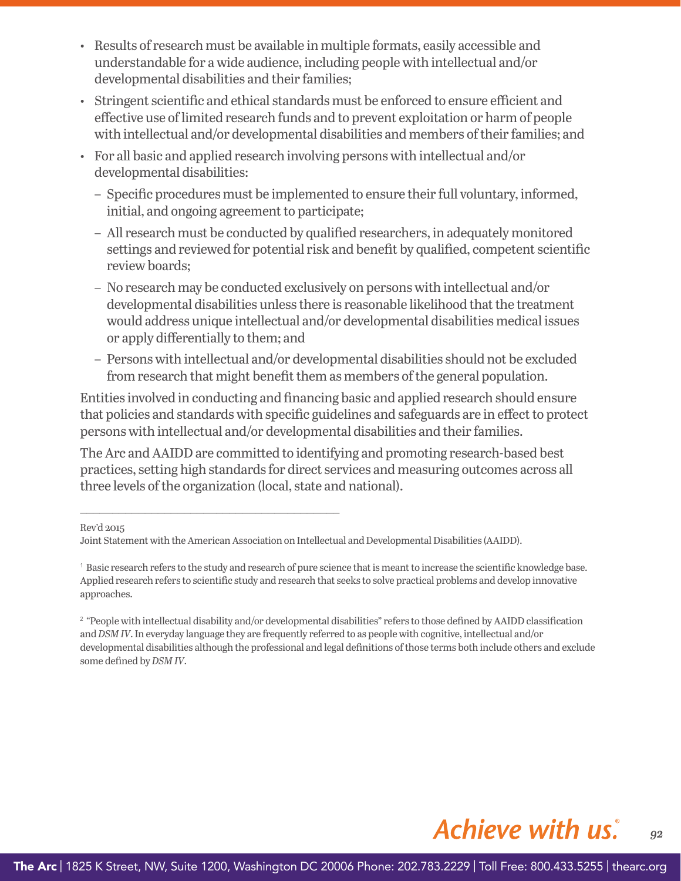- Results of research must be available in multiple formats, easily accessible and understandable for a wide audience, including people with intellectual and/or developmental disabilities and their families;
- Stringent scientific and ethical standards must be enforced to ensure efficient and effective use of limited research funds and to prevent exploitation or harm of people with intellectual and/or developmental disabilities and members of their families; and
- For all basic and applied research involving persons with intellectual and/or developmental disabilities:
  - Specific procedures must be implemented to ensure their full voluntary, informed, initial, and ongoing agreement to participate;
  - All research must be conducted by qualified researchers, in adequately monitored settings and reviewed for potential risk and benefit by qualified, competent scientific review boards;
  - No research may be conducted exclusively on persons with intellectual and/or developmental disabilities unless there is reasonable likelihood that the treatment would address unique intellectual and/or developmental disabilities medical issues or apply differentially to them; and
  - Persons with intellectual and/or developmental disabilities should not be excluded from research that might benefit them as members of the general population.

Entities involved in conducting and financing basic and applied research should ensure that policies and standards with specific guidelines and safeguards are in effect to protect persons with intellectual and/or developmental disabilities and their families.

The Arc and AAIDD are committed to identifying and promoting research-based best practices, setting high standards for direct services and measuring outcomes across all three levels of the organization (local, state and national).

---

Rev'd 2015

Joint Statement with the American Association on Intellectual and Developmental Disabilities (AAIDD).

[1] Basic research refers to the study and research of pure science that is meant to increase the scientific knowledge base. Applied research refers to scientific study and research that seeks to solve practical problems and develop innovative approaches.

[2] "People with intellectual disability and/or developmental disabilities" refers to those defined by AAIDD classification and *DSM IV*. In everyday language they are frequently referred to as people with cognitive, intellectual and/or developmental disabilities although the professional and legal definitions of those terms both include others and exclude some defined by *DSM IV*.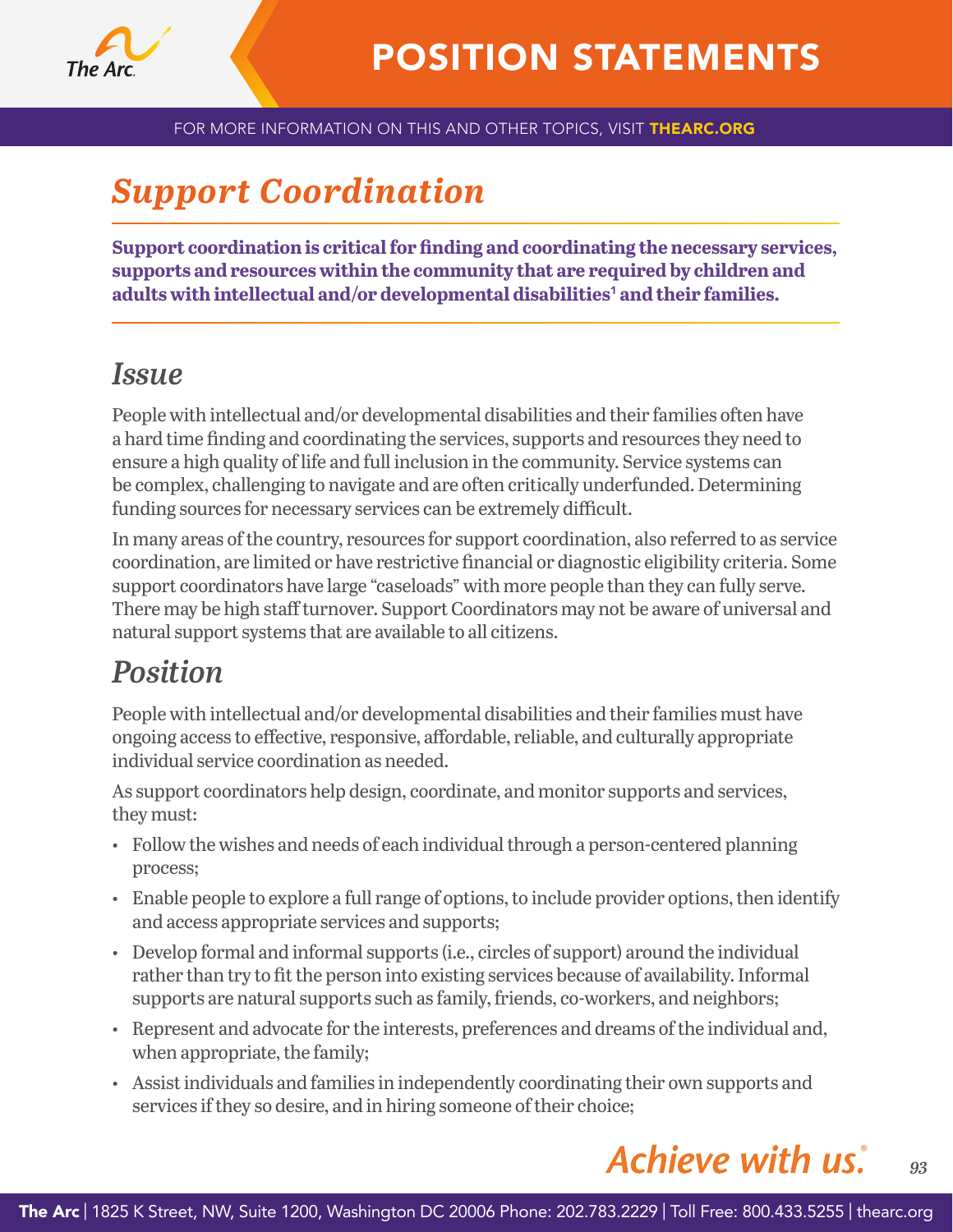# *Support Coordination*

**Support coordination is critical for finding and coordinating the necessary services, supports and resources within the community that are required by children and adults with intellectual and/or developmental disabilities[1] and their families.**

## *Issue*

People with intellectual and/or developmental disabilities and their families often have a hard time finding and coordinating the services, supports and resources they need to ensure a high quality of life and full inclusion in the community. Service systems can be complex, challenging to navigate and are often critically underfunded. Determining funding sources for necessary services can be extremely difficult.

In many areas of the country, resources for support coordination, also referred to as service coordination, are limited or have restrictive financial or diagnostic eligibility criteria. Some support coordinators have large "caseloads" with more people than they can fully serve. There may be high staff turnover. Support Coordinators may not be aware of universal and natural support systems that are available to all citizens.

## *Position*

People with intellectual and/or developmental disabilities and their families must have ongoing access to effective, responsive, affordable, reliable, and culturally appropriate individual service coordination as needed.

As support coordinators help design, coordinate, and monitor supports and services, they must:

- Follow the wishes and needs of each individual through a person-centered planning process;
- Enable people to explore a full range of options, to include provider options, then identify and access appropriate services and supports;
- Develop formal and informal supports (i.e., circles of support) around the individual rather than try to fit the person into existing services because of availability. Informal supports are natural supports such as family, friends, co-workers, and neighbors;
- Represent and advocate for the interests, preferences and dreams of the individual and, when appropriate, the family;
- Assist individuals and families in independently coordinating their own supports and services if they so desire, and in hiring someone of their choice;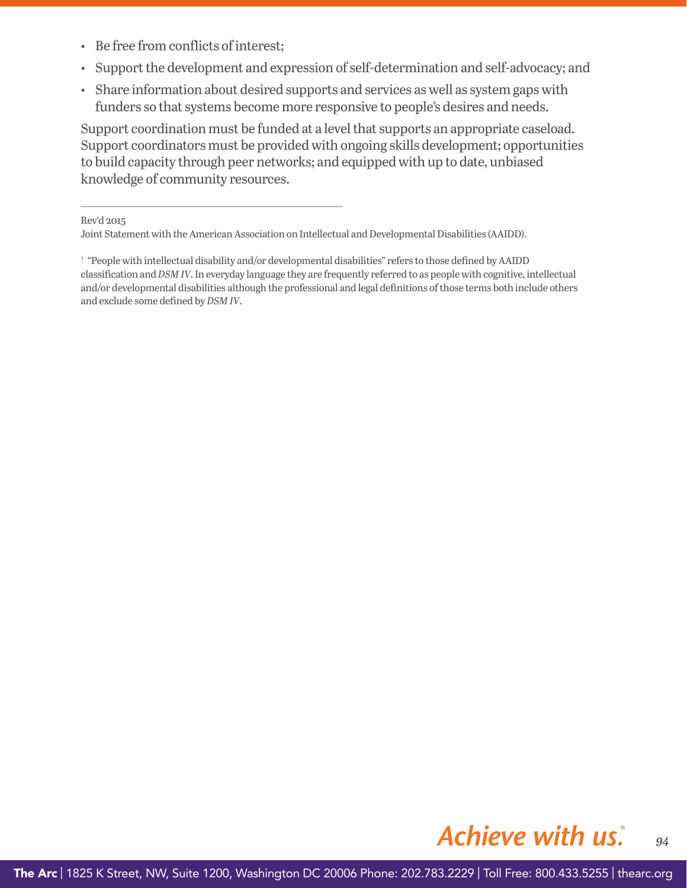- Be free from conflicts of interest;
- Support the development and expression of self-determination and self-advocacy; and
- Share information about desired supports and services as well as system gaps with funders so that systems become more responsive to people's desires and needs.

Support coordination must be funded at a level that supports an appropriate caseload. Support coordinators must be provided with ongoing skills development; opportunities to build capacity through peer networks; and equipped with up to date, unbiased knowledge of community resources.

---

Rev'd 2015

Joint Statement with the American Association on Intellectual and Developmental Disabilities (AAIDD).

[1] "People with intellectual disability and/or developmental disabilities" refers to those defined by AAIDD classification and *DSM IV*. In everyday language they are frequently referred to as people with cognitive, intellectual and/or developmental disabilities although the professional and legal definitions of those terms both include others and exclude some defined by *DSM IV*.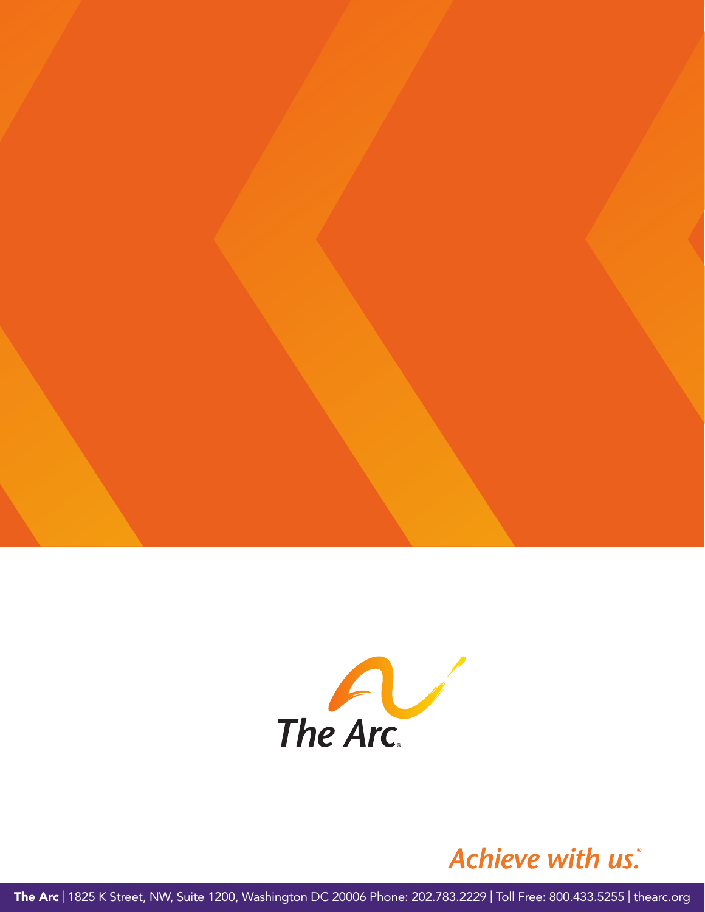The Arc

*Achieve with us.*

**The Arc** | 1825 K Street, NW, Suite 1200, Washington DC 20006 Phone: 202.783.2229 | Toll Free: 800.433.5255 | thearc.org